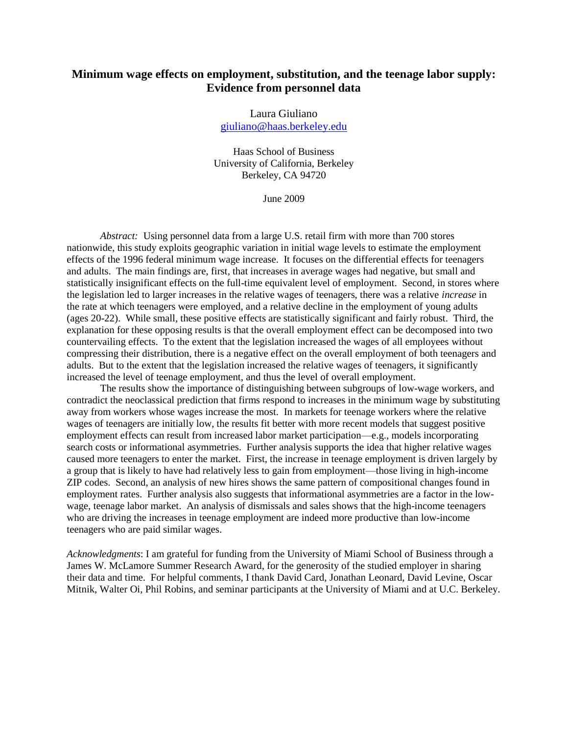# Minimum wage effects on employment, substitution, and the teenage labor supply: Evidence from personnel data

Laura Giuliano
giuliano@haas.berkeley.edu

Haas School of Business
University of California, Berkeley
Berkeley, CA 94720

June 2009

*Abstract:* Using personnel data from a large U.S. retail firm with more than 700 stores nationwide, this study exploits geographic variation in initial wage levels to estimate the employment effects of the 1996 federal minimum wage increase. It focuses on the differential effects for teenagers and adults. The main findings are, first, that increases in average wages had negative, but small and statistically insignificant effects on the full-time equivalent level of employment. Second, in stores where the legislation led to larger increases in the relative wages of teenagers, there was a relative *increase* in the rate at which teenagers were employed, and a relative decline in the employment of young adults (ages 20-22). While small, these positive effects are statistically significant and fairly robust. Third, the explanation for these opposing results is that the overall employment effect can be decomposed into two countervailing effects. To the extent that the legislation increased the wages of all employees without compressing their distribution, there is a negative effect on the overall employment of both teenagers and adults. But to the extent that the legislation increased the relative wages of teenagers, it significantly increased the level of teenage employment, and thus the level of overall employment.

The results show the importance of distinguishing between subgroups of low-wage workers, and contradict the neoclassical prediction that firms respond to increases in the minimum wage by substituting away from workers whose wages increase the most. In markets for teenage workers where the relative wages of teenagers are initially low, the results fit better with more recent models that suggest positive employment effects can result from increased labor market participation—e.g., models incorporating search costs or informational asymmetries. Further analysis supports the idea that higher relative wages caused more teenagers to enter the market. First, the increase in teenage employment is driven largely by a group that is likely to have had relatively less to gain from employment—those living in high-income ZIP codes. Second, an analysis of new hires shows the same pattern of compositional changes found in employment rates. Further analysis also suggests that informational asymmetries are a factor in the low-wage, teenage labor market. An analysis of dismissals and sales shows that the high-income teenagers who are driving the increases in teenage employment are indeed more productive than low-income teenagers who are paid similar wages.

*Acknowledgments*: I am grateful for funding from the University of Miami School of Business through a James W. McLamore Summer Research Award, for the generosity of the studied employer in sharing their data and time. For helpful comments, I thank David Card, Jonathan Leonard, David Levine, Oscar Mitnik, Walter Oi, Phil Robins, and seminar participants at the University of Miami and at U.C. Berkeley.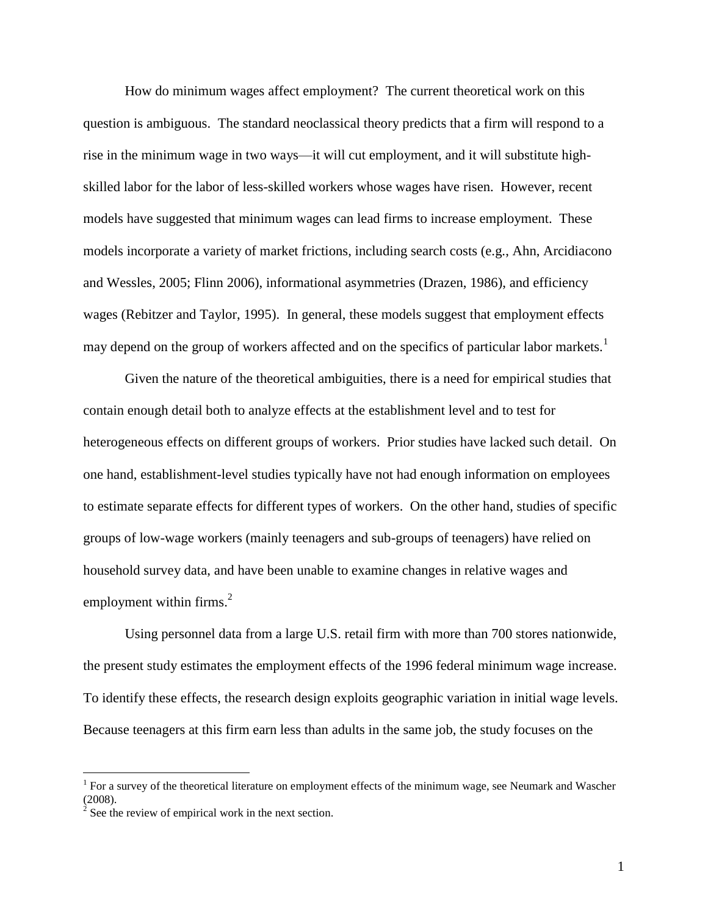How do minimum wages affect employment? The current theoretical work on this question is ambiguous. The standard neoclassical theory predicts that a firm will respond to a rise in the minimum wage in two ways—it will cut employment, and it will substitute high-skilled labor for the labor of less-skilled workers whose wages have risen. However, recent models have suggested that minimum wages can lead firms to increase employment. These models incorporate a variety of market frictions, including search costs (e.g., Ahn, Arcidiacono and Wessles, 2005; Flinn 2006), informational asymmetries (Drazen, 1986), and efficiency wages (Rebitzer and Taylor, 1995). In general, these models suggest that employment effects may depend on the group of workers affected and on the specifics of particular labor markets.[1]

Given the nature of the theoretical ambiguities, there is a need for empirical studies that contain enough detail both to analyze effects at the establishment level and to test for heterogeneous effects on different groups of workers. Prior studies have lacked such detail. On one hand, establishment-level studies typically have not had enough information on employees to estimate separate effects for different types of workers. On the other hand, studies of specific groups of low-wage workers (mainly teenagers and sub-groups of teenagers) have relied on household survey data, and have been unable to examine changes in relative wages and employment within firms.[2]

Using personnel data from a large U.S. retail firm with more than 700 stores nationwide, the present study estimates the employment effects of the 1996 federal minimum wage increase. To identify these effects, the research design exploits geographic variation in initial wage levels. Because teenagers at this firm earn less than adults in the same job, the study focuses on the

[1] For a survey of the theoretical literature on employment effects of the minimum wage, see Neumark and Wascher (2008).

[2] See the review of empirical work in the next section.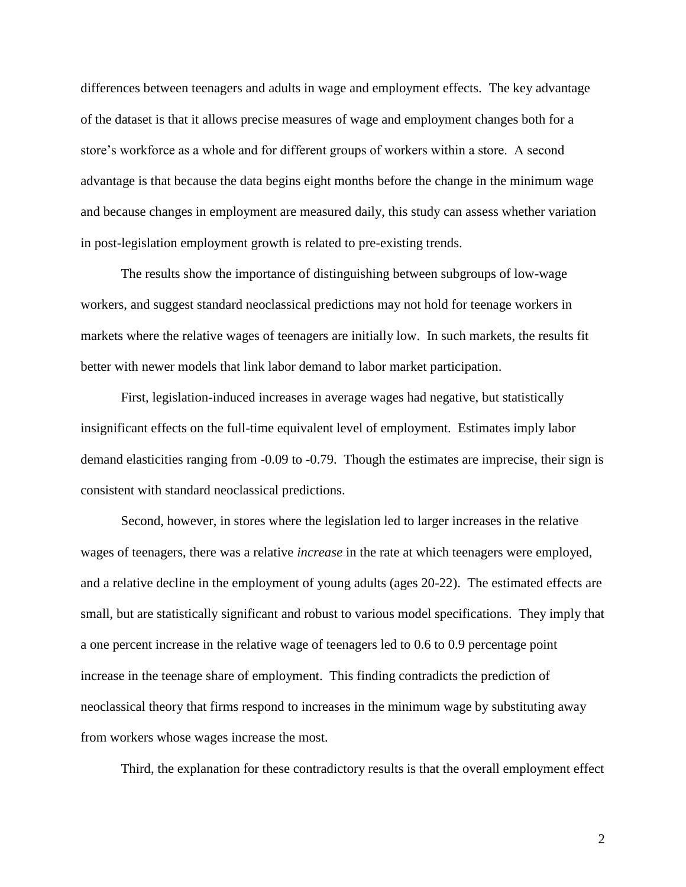differences between teenagers and adults in wage and employment effects. The key advantage of the dataset is that it allows precise measures of wage and employment changes both for a store's workforce as a whole and for different groups of workers within a store. A second advantage is that because the data begins eight months before the change in the minimum wage and because changes in employment are measured daily, this study can assess whether variation in post-legislation employment growth is related to pre-existing trends.

The results show the importance of distinguishing between subgroups of low-wage workers, and suggest standard neoclassical predictions may not hold for teenage workers in markets where the relative wages of teenagers are initially low. In such markets, the results fit better with newer models that link labor demand to labor market participation.

First, legislation-induced increases in average wages had negative, but statistically insignificant effects on the full-time equivalent level of employment. Estimates imply labor demand elasticities ranging from -0.09 to -0.79. Though the estimates are imprecise, their sign is consistent with standard neoclassical predictions.

Second, however, in stores where the legislation led to larger increases in the relative wages of teenagers, there was a relative *increase* in the rate at which teenagers were employed, and a relative decline in the employment of young adults (ages 20-22). The estimated effects are small, but are statistically significant and robust to various model specifications. They imply that a one percent increase in the relative wage of teenagers led to 0.6 to 0.9 percentage point increase in the teenage share of employment. This finding contradicts the prediction of neoclassical theory that firms respond to increases in the minimum wage by substituting away from workers whose wages increase the most.

Third, the explanation for these contradictory results is that the overall employment effect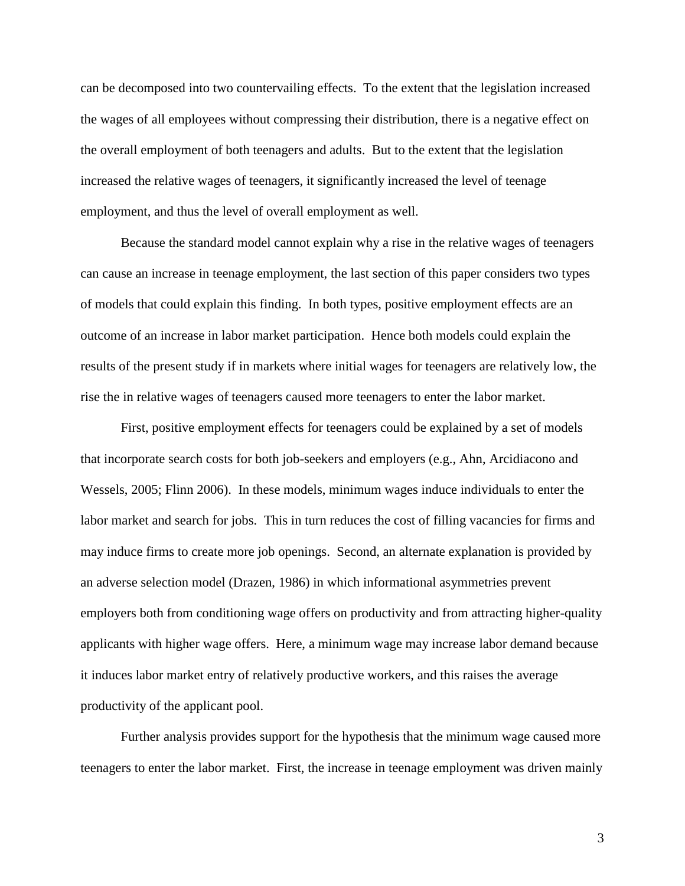can be decomposed into two countervailing effects. To the extent that the legislation increased the wages of all employees without compressing their distribution, there is a negative effect on the overall employment of both teenagers and adults. But to the extent that the legislation increased the relative wages of teenagers, it significantly increased the level of teenage employment, and thus the level of overall employment as well.

Because the standard model cannot explain why a rise in the relative wages of teenagers can cause an increase in teenage employment, the last section of this paper considers two types of models that could explain this finding. In both types, positive employment effects are an outcome of an increase in labor market participation. Hence both models could explain the results of the present study if in markets where initial wages for teenagers are relatively low, the rise the in relative wages of teenagers caused more teenagers to enter the labor market.

First, positive employment effects for teenagers could be explained by a set of models that incorporate search costs for both job-seekers and employers (e.g., Ahn, Arcidiacono and Wessels, 2005; Flinn 2006). In these models, minimum wages induce individuals to enter the labor market and search for jobs. This in turn reduces the cost of filling vacancies for firms and may induce firms to create more job openings. Second, an alternate explanation is provided by an adverse selection model (Drazen, 1986) in which informational asymmetries prevent employers both from conditioning wage offers on productivity and from attracting higher-quality applicants with higher wage offers. Here, a minimum wage may increase labor demand because it induces labor market entry of relatively productive workers, and this raises the average productivity of the applicant pool.

Further analysis provides support for the hypothesis that the minimum wage caused more teenagers to enter the labor market. First, the increase in teenage employment was driven mainly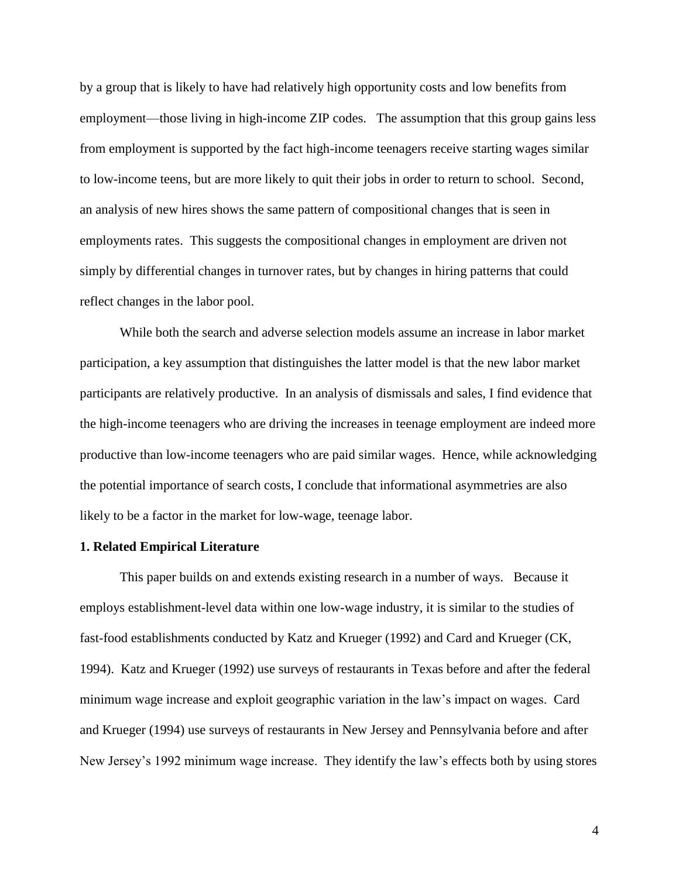by a group that is likely to have had relatively high opportunity costs and low benefits from employment—those living in high-income ZIP codes. The assumption that this group gains less from employment is supported by the fact high-income teenagers receive starting wages similar to low-income teens, but are more likely to quit their jobs in order to return to school. Second, an analysis of new hires shows the same pattern of compositional changes that is seen in employments rates. This suggests the compositional changes in employment are driven not simply by differential changes in turnover rates, but by changes in hiring patterns that could reflect changes in the labor pool.

While both the search and adverse selection models assume an increase in labor market participation, a key assumption that distinguishes the latter model is that the new labor market participants are relatively productive. In an analysis of dismissals and sales, I find evidence that the high-income teenagers who are driving the increases in teenage employment are indeed more productive than low-income teenagers who are paid similar wages. Hence, while acknowledging the potential importance of search costs, I conclude that informational asymmetries are also likely to be a factor in the market for low-wage, teenage labor.

## 1. Related Empirical Literature

This paper builds on and extends existing research in a number of ways. Because it employs establishment-level data within one low-wage industry, it is similar to the studies of fast-food establishments conducted by Katz and Krueger (1992) and Card and Krueger (CK, 1994). Katz and Krueger (1992) use surveys of restaurants in Texas before and after the federal minimum wage increase and exploit geographic variation in the law's impact on wages. Card and Krueger (1994) use surveys of restaurants in New Jersey and Pennsylvania before and after New Jersey's 1992 minimum wage increase. They identify the law's effects both by using stores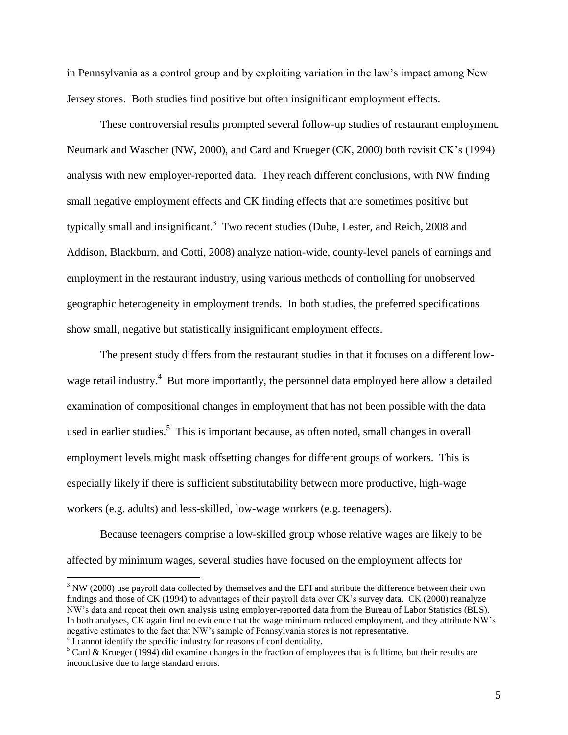in Pennsylvania as a control group and by exploiting variation in the law's impact among New Jersey stores. Both studies find positive but often insignificant employment effects.

These controversial results prompted several follow-up studies of restaurant employment. Neumark and Wascher (NW, 2000), and Card and Krueger (CK, 2000) both revisit CK's (1994) analysis with new employer-reported data. They reach different conclusions, with NW finding small negative employment effects and CK finding effects that are sometimes positive but typically small and insignificant.[3] Two recent studies (Dube, Lester, and Reich, 2008 and Addison, Blackburn, and Cotti, 2008) analyze nation-wide, county-level panels of earnings and employment in the restaurant industry, using various methods of controlling for unobserved geographic heterogeneity in employment trends. In both studies, the preferred specifications show small, negative but statistically insignificant employment effects.

The present study differs from the restaurant studies in that it focuses on a different low-wage retail industry.[4] But more importantly, the personnel data employed here allow a detailed examination of compositional changes in employment that has not been possible with the data used in earlier studies.[5] This is important because, as often noted, small changes in overall employment levels might mask offsetting changes for different groups of workers. This is especially likely if there is sufficient substitutability between more productive, high-wage workers (e.g. adults) and less-skilled, low-wage workers (e.g. teenagers).

Because teenagers comprise a low-skilled group whose relative wages are likely to be affected by minimum wages, several studies have focused on the employment affects for

[3] NW (2000) use payroll data collected by themselves and the EPI and attribute the difference between their own findings and those of CK (1994) to advantages of their payroll data over CK's survey data. CK (2000) reanalyze NW's data and repeat their own analysis using employer-reported data from the Bureau of Labor Statistics (BLS). In both analyses, CK again find no evidence that the wage minimum reduced employment, and they attribute NW's negative estimates to the fact that NW's sample of Pennsylvania stores is not representative.

[4] I cannot identify the specific industry for reasons of confidentiality.

[5] Card & Krueger (1994) did examine changes in the fraction of employees that is fulltime, but their results are inconclusive due to large standard errors.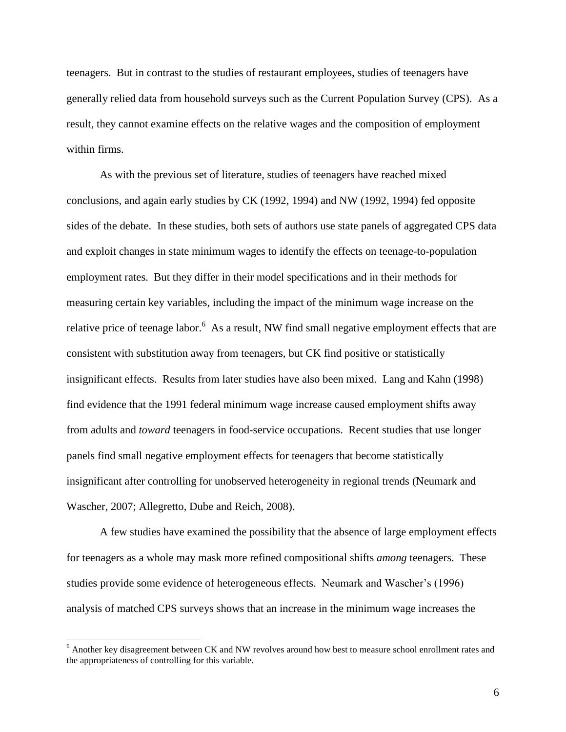teenagers. But in contrast to the studies of restaurant employees, studies of teenagers have generally relied data from household surveys such as the Current Population Survey (CPS). As a result, they cannot examine effects on the relative wages and the composition of employment within firms.

As with the previous set of literature, studies of teenagers have reached mixed conclusions, and again early studies by CK (1992, 1994) and NW (1992, 1994) fed opposite sides of the debate. In these studies, both sets of authors use state panels of aggregated CPS data and exploit changes in state minimum wages to identify the effects on teenage-to-population employment rates. But they differ in their model specifications and in their methods for measuring certain key variables, including the impact of the minimum wage increase on the relative price of teenage labor.[6] As a result, NW find small negative employment effects that are consistent with substitution away from teenagers, but CK find positive or statistically insignificant effects. Results from later studies have also been mixed. Lang and Kahn (1998) find evidence that the 1991 federal minimum wage increase caused employment shifts away from adults and *toward* teenagers in food-service occupations. Recent studies that use longer panels find small negative employment effects for teenagers that become statistically insignificant after controlling for unobserved heterogeneity in regional trends (Neumark and Wascher, 2007; Allegretto, Dube and Reich, 2008).

A few studies have examined the possibility that the absence of large employment effects for teenagers as a whole may mask more refined compositional shifts *among* teenagers. These studies provide some evidence of heterogeneous effects. Neumark and Wascher's (1996) analysis of matched CPS surveys shows that an increase in the minimum wage increases the

[6] Another key disagreement between CK and NW revolves around how best to measure school enrollment rates and the appropriateness of controlling for this variable.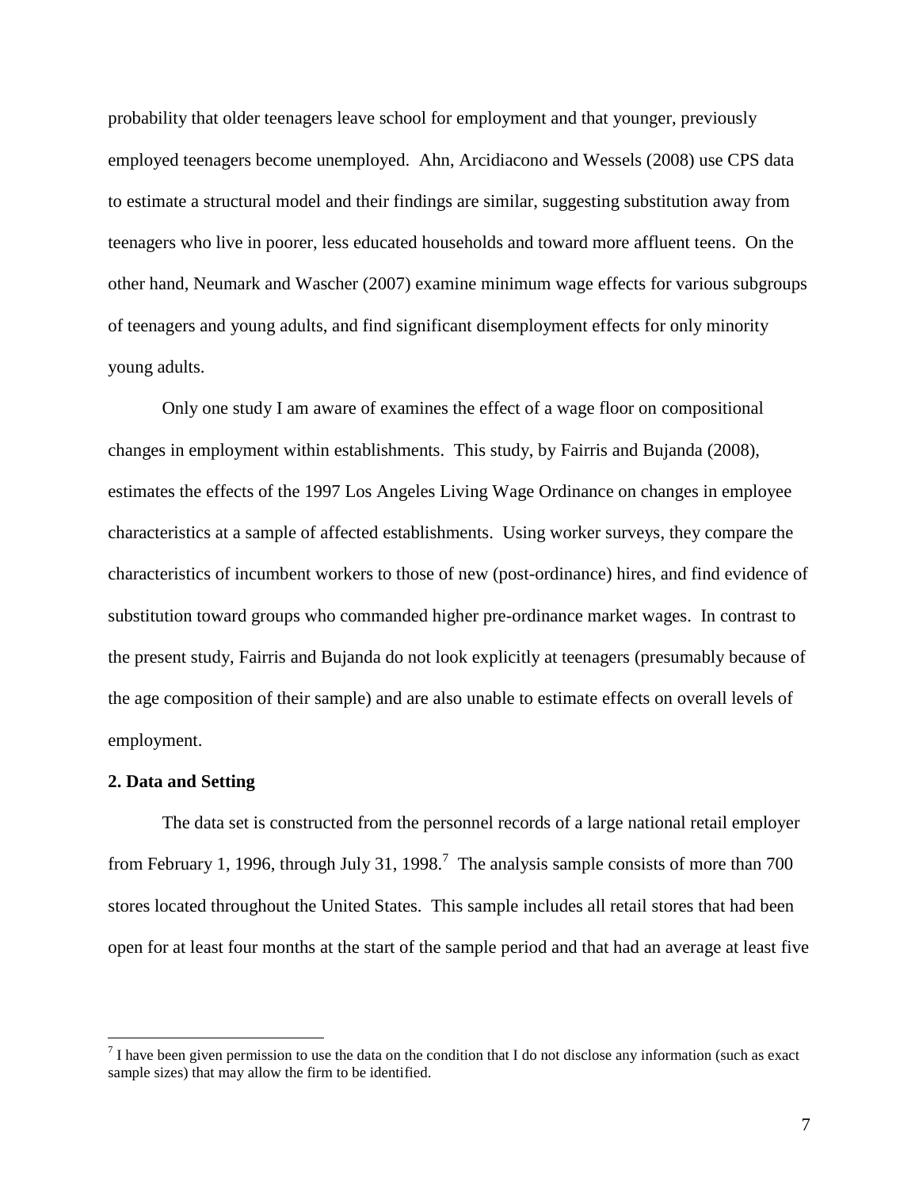probability that older teenagers leave school for employment and that younger, previously employed teenagers become unemployed. Ahn, Arcidiacono and Wessels (2008) use CPS data to estimate a structural model and their findings are similar, suggesting substitution away from teenagers who live in poorer, less educated households and toward more affluent teens. On the other hand, Neumark and Wascher (2007) examine minimum wage effects for various subgroups of teenagers and young adults, and find significant disemployment effects for only minority young adults.

Only one study I am aware of examines the effect of a wage floor on compositional changes in employment within establishments. This study, by Fairris and Bujanda (2008), estimates the effects of the 1997 Los Angeles Living Wage Ordinance on changes in employee characteristics at a sample of affected establishments. Using worker surveys, they compare the characteristics of incumbent workers to those of new (post-ordinance) hires, and find evidence of substitution toward groups who commanded higher pre-ordinance market wages. In contrast to the present study, Fairris and Bujanda do not look explicitly at teenagers (presumably because of the age composition of their sample) and are also unable to estimate effects on overall levels of employment.

## 2. Data and Setting

The data set is constructed from the personnel records of a large national retail employer from February 1, 1996, through July 31, 1998.[7] The analysis sample consists of more than 700 stores located throughout the United States. This sample includes all retail stores that had been open for at least four months at the start of the sample period and that had an average at least five

[7] I have been given permission to use the data on the condition that I do not disclose any information (such as exact sample sizes) that may allow the firm to be identified.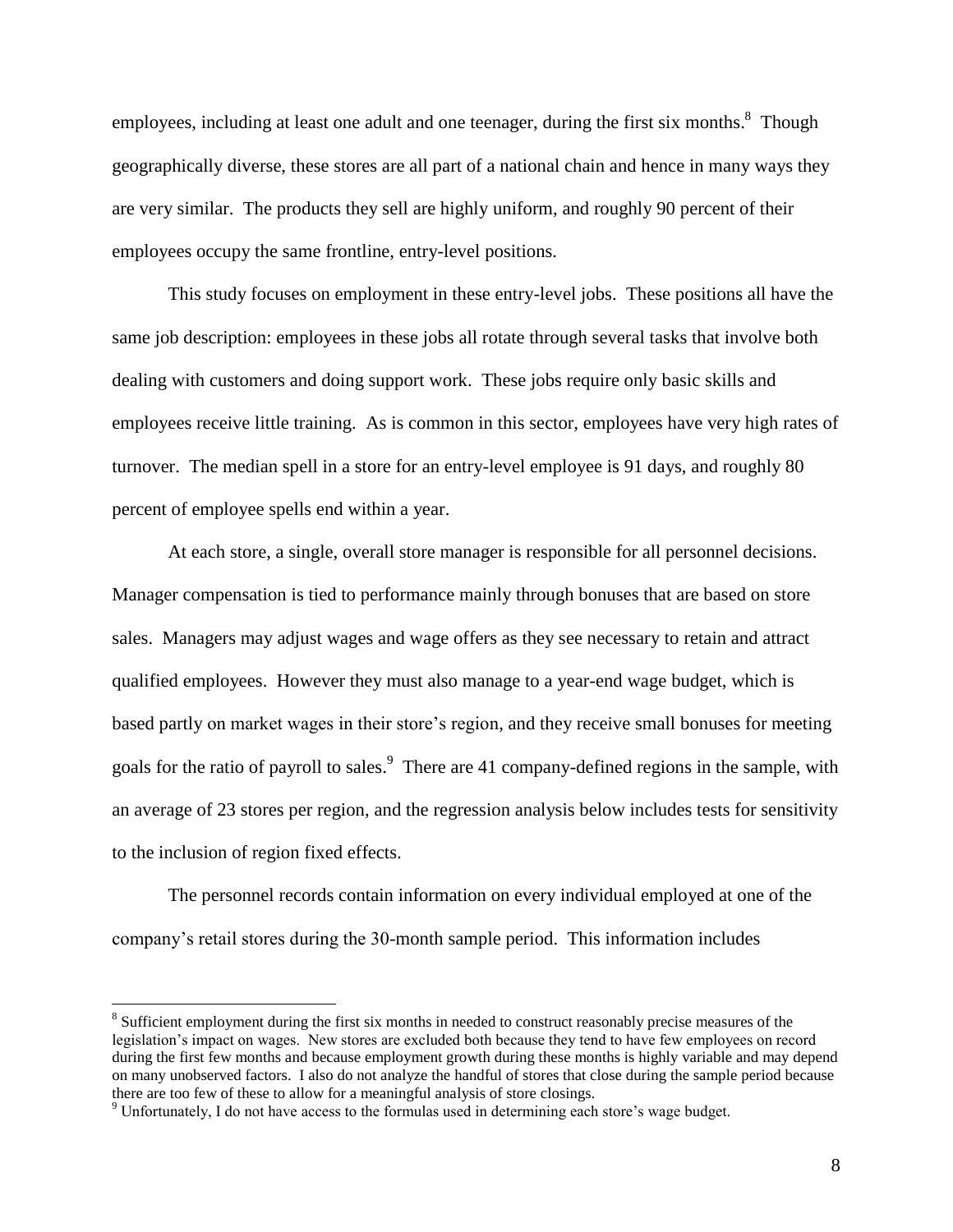employees, including at least one adult and one teenager, during the first six months.[8] Though geographically diverse, these stores are all part of a national chain and hence in many ways they are very similar. The products they sell are highly uniform, and roughly 90 percent of their employees occupy the same frontline, entry-level positions.

This study focuses on employment in these entry-level jobs. These positions all have the same job description: employees in these jobs all rotate through several tasks that involve both dealing with customers and doing support work. These jobs require only basic skills and employees receive little training. As is common in this sector, employees have very high rates of turnover. The median spell in a store for an entry-level employee is 91 days, and roughly 80 percent of employee spells end within a year.

At each store, a single, overall store manager is responsible for all personnel decisions. Manager compensation is tied to performance mainly through bonuses that are based on store sales. Managers may adjust wages and wage offers as they see necessary to retain and attract qualified employees. However they must also manage to a year-end wage budget, which is based partly on market wages in their store's region, and they receive small bonuses for meeting goals for the ratio of payroll to sales.[9] There are 41 company-defined regions in the sample, with an average of 23 stores per region, and the regression analysis below includes tests for sensitivity to the inclusion of region fixed effects.

The personnel records contain information on every individual employed at one of the company's retail stores during the 30-month sample period. This information includes

---

[8] Sufficient employment during the first six months in needed to construct reasonably precise measures of the legislation's impact on wages. New stores are excluded both because they tend to have few employees on record during the first few months and because employment growth during these months is highly variable and may depend on many unobserved factors. I also do not analyze the handful of stores that close during the sample period because there are too few of these to allow for a meaningful analysis of store closings.

[9] Unfortunately, I do not have access to the formulas used in determining each store's wage budget.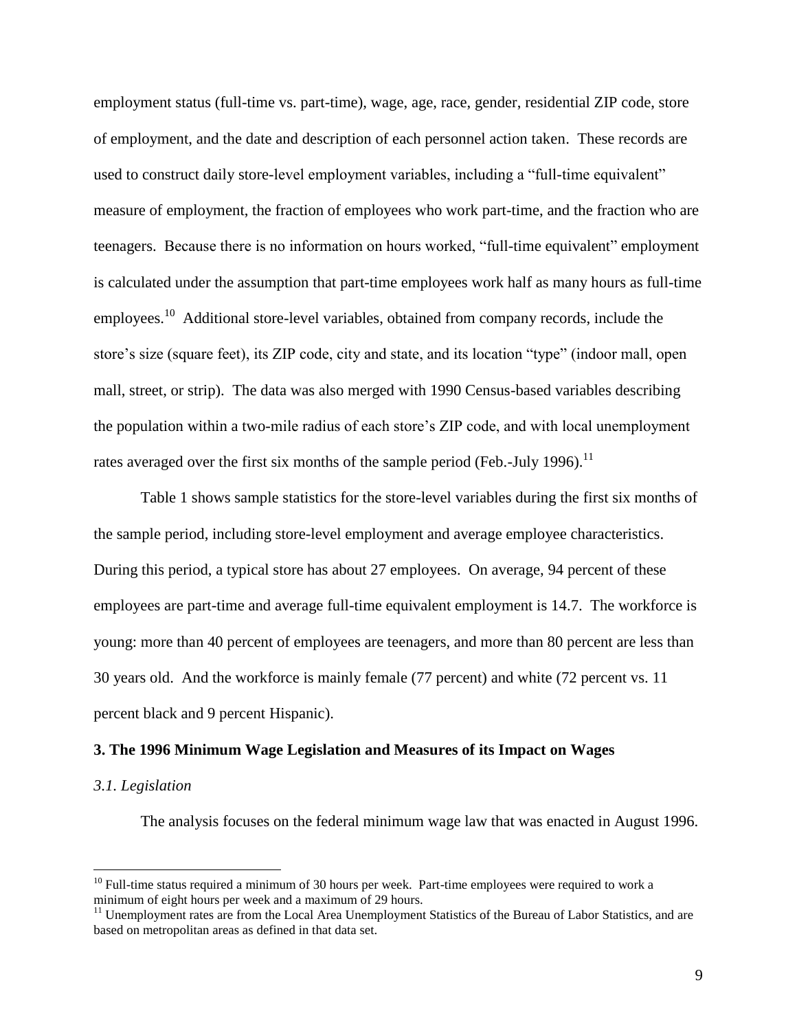employment status (full-time vs. part-time), wage, age, race, gender, residential ZIP code, store of employment, and the date and description of each personnel action taken. These records are used to construct daily store-level employment variables, including a "full-time equivalent" measure of employment, the fraction of employees who work part-time, and the fraction who are teenagers. Because there is no information on hours worked, "full-time equivalent" employment is calculated under the assumption that part-time employees work half as many hours as full-time employees.[10] Additional store-level variables, obtained from company records, include the store's size (square feet), its ZIP code, city and state, and its location "type" (indoor mall, open mall, street, or strip). The data was also merged with 1990 Census-based variables describing the population within a two-mile radius of each store's ZIP code, and with local unemployment rates averaged over the first six months of the sample period (Feb.-July 1996).[11]

Table 1 shows sample statistics for the store-level variables during the first six months of the sample period, including store-level employment and average employee characteristics. During this period, a typical store has about 27 employees. On average, 94 percent of these employees are part-time and average full-time equivalent employment is 14.7. The workforce is young: more than 40 percent of employees are teenagers, and more than 80 percent are less than 30 years old. And the workforce is mainly female (77 percent) and white (72 percent vs. 11 percent black and 9 percent Hispanic).

## 3. The 1996 Minimum Wage Legislation and Measures of its Impact on Wages

### *3.1. Legislation*

The analysis focuses on the federal minimum wage law that was enacted in August 1996.

---

[10] Full-time status required a minimum of 30 hours per week. Part-time employees were required to work a minimum of eight hours per week and a maximum of 29 hours.

[11] Unemployment rates are from the Local Area Unemployment Statistics of the Bureau of Labor Statistics, and are based on metropolitan areas as defined in that data set.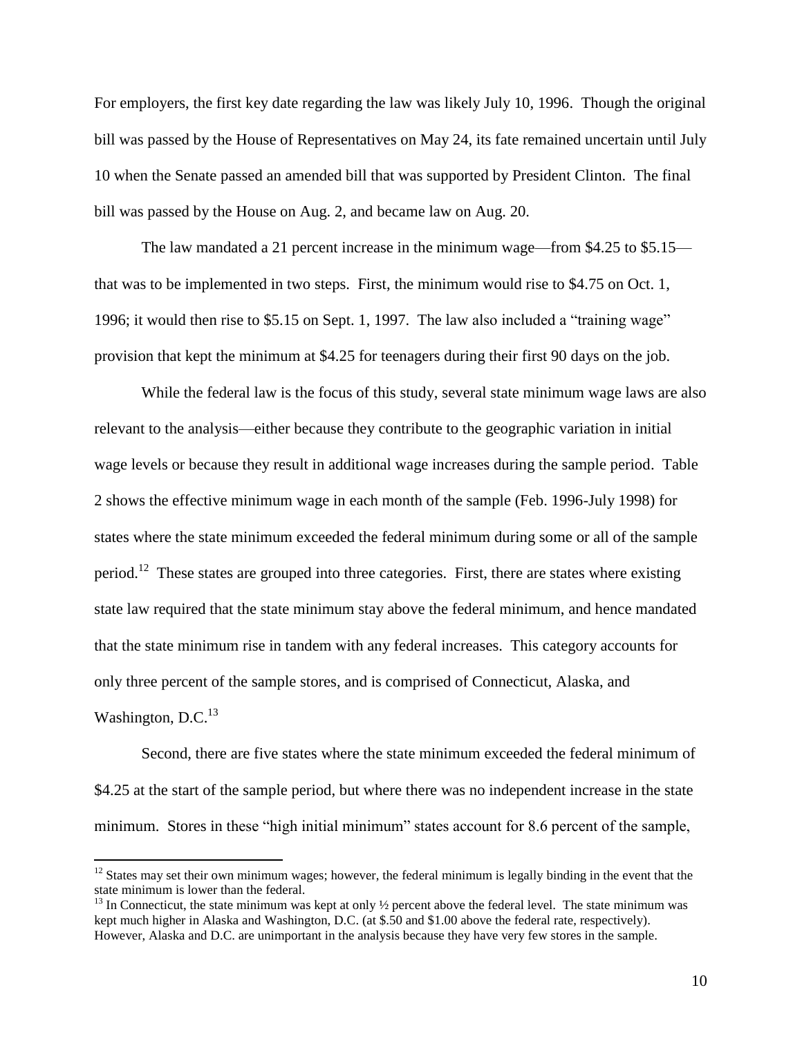For employers, the first key date regarding the law was likely July 10, 1996. Though the original bill was passed by the House of Representatives on May 24, its fate remained uncertain until July 10 when the Senate passed an amended bill that was supported by President Clinton. The final bill was passed by the House on Aug. 2, and became law on Aug. 20.

The law mandated a 21 percent increase in the minimum wage—from $4.25 to $5.15—that was to be implemented in two steps. First, the minimum would rise to $4.75 on Oct. 1, 1996; it would then rise to $5.15 on Sept. 1, 1997. The law also included a "training wage" provision that kept the minimum at $4.25 for teenagers during their first 90 days on the job.

While the federal law is the focus of this study, several state minimum wage laws are also relevant to the analysis—either because they contribute to the geographic variation in initial wage levels or because they result in additional wage increases during the sample period. Table 2 shows the effective minimum wage in each month of the sample (Feb. 1996-July 1998) for states where the state minimum exceeded the federal minimum during some or all of the sample period.[12] These states are grouped into three categories. First, there are states where existing state law required that the state minimum stay above the federal minimum, and hence mandated that the state minimum rise in tandem with any federal increases. This category accounts for only three percent of the sample stores, and is comprised of Connecticut, Alaska, and Washington, D.C.[13]

Second, there are five states where the state minimum exceeded the federal minimum of $4.25 at the start of the sample period, but where there was no independent increase in the state minimum. Stores in these "high initial minimum" states account for 8.6 percent of the sample,

---

[12] States may set their own minimum wages; however, the federal minimum is legally binding in the event that the state minimum is lower than the federal.

[13] In Connecticut, the state minimum was kept at only ½ percent above the federal level. The state minimum was kept much higher in Alaska and Washington, D.C. (at $.50 and $1.00 above the federal rate, respectively). However, Alaska and D.C. are unimportant in the analysis because they have very few stores in the sample.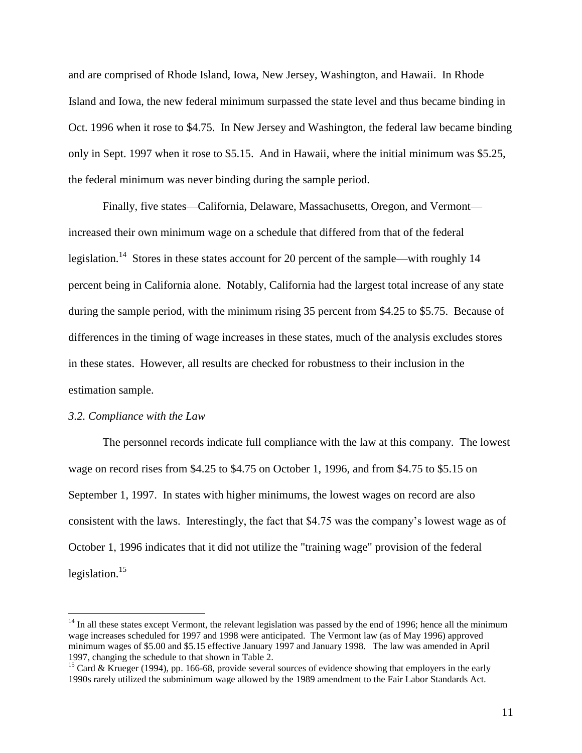and are comprised of Rhode Island, Iowa, New Jersey, Washington, and Hawaii. In Rhode Island and Iowa, the new federal minimum surpassed the state level and thus became binding in Oct. 1996 when it rose to $4.75. In New Jersey and Washington, the federal law became binding only in Sept. 1997 when it rose to $5.15. And in Hawaii, where the initial minimum was $5.25, the federal minimum was never binding during the sample period.

Finally, five states—California, Delaware, Massachusetts, Oregon, and Vermont—increased their own minimum wage on a schedule that differed from that of the federal legislation.[14] Stores in these states account for 20 percent of the sample—with roughly 14 percent being in California alone. Notably, California had the largest total increase of any state during the sample period, with the minimum rising 35 percent from $4.25 to $5.75. Because of differences in the timing of wage increases in these states, much of the analysis excludes stores in these states. However, all results are checked for robustness to their inclusion in the estimation sample.

### *3.2. Compliance with the Law*

The personnel records indicate full compliance with the law at this company. The lowest wage on record rises from $4.25 to $4.75 on October 1, 1996, and from $4.75 to $5.15 on September 1, 1997. In states with higher minimums, the lowest wages on record are also consistent with the laws. Interestingly, the fact that $4.75 was the company's lowest wage as of October 1, 1996 indicates that it did not utilize the "training wage" provision of the federal legislation.[15]

---

[14] In all these states except Vermont, the relevant legislation was passed by the end of 1996; hence all the minimum wage increases scheduled for 1997 and 1998 were anticipated. The Vermont law (as of May 1996) approved minimum wages of $5.00 and $5.15 effective January 1997 and January 1998. The law was amended in April 1997, changing the schedule to that shown in Table 2.

[15] Card & Krueger (1994), pp. 166-68, provide several sources of evidence showing that employers in the early 1990s rarely utilized the subminimum wage allowed by the 1989 amendment to the Fair Labor Standards Act.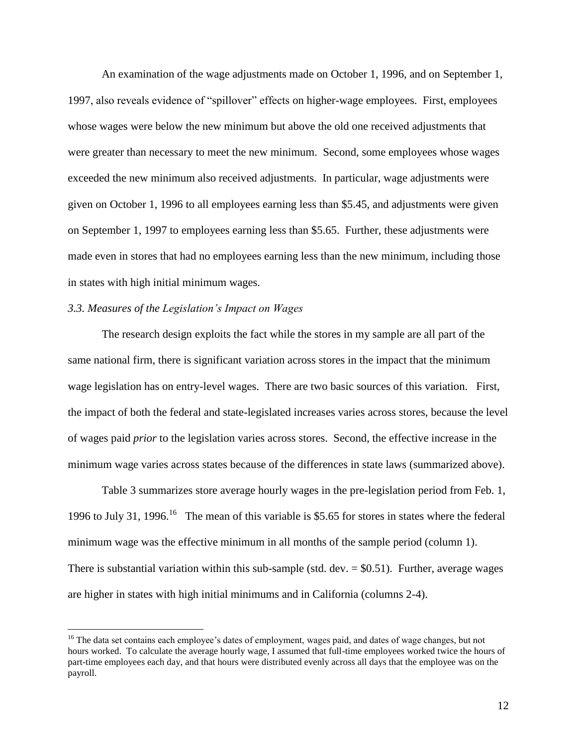An examination of the wage adjustments made on October 1, 1996, and on September 1, 1997, also reveals evidence of "spillover" effects on higher-wage employees. First, employees whose wages were below the new minimum but above the old one received adjustments that were greater than necessary to meet the new minimum. Second, some employees whose wages exceeded the new minimum also received adjustments. In particular, wage adjustments were given on October 1, 1996 to all employees earning less than \$5.45, and adjustments were given on September 1, 1997 to employees earning less than \$5.65. Further, these adjustments were made even in stores that had no employees earning less than the new minimum, including those in states with high initial minimum wages.

### *3.3. Measures of the Legislation's Impact on Wages*

The research design exploits the fact while the stores in my sample are all part of the same national firm, there is significant variation across stores in the impact that the minimum wage legislation has on entry-level wages. There are two basic sources of this variation. First, the impact of both the federal and state-legislated increases varies across stores, because the level of wages paid *prior* to the legislation varies across stores. Second, the effective increase in the minimum wage varies across states because of the differences in state laws (summarized above).

Table 3 summarizes store average hourly wages in the pre-legislation period from Feb. 1, 1996 to July 31, 1996.[16] The mean of this variable is \$5.65 for stores in states where the federal minimum wage was the effective minimum in all months of the sample period (column 1). There is substantial variation within this sub-sample (std. dev. = \$0.51). Further, average wages are higher in states with high initial minimums and in California (columns 2-4).

[16] The data set contains each employee's dates of employment, wages paid, and dates of wage changes, but not hours worked. To calculate the average hourly wage, I assumed that full-time employees worked twice the hours of part-time employees each day, and that hours were distributed evenly across all days that the employee was on the payroll.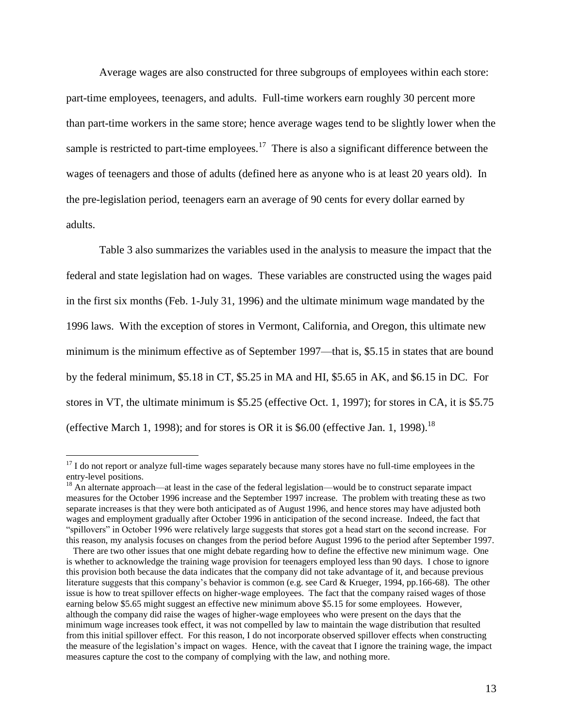Average wages are also constructed for three subgroups of employees within each store: part-time employees, teenagers, and adults. Full-time workers earn roughly 30 percent more than part-time workers in the same store; hence average wages tend to be slightly lower when the sample is restricted to part-time employees.[17] There is also a significant difference between the wages of teenagers and those of adults (defined here as anyone who is at least 20 years old). In the pre-legislation period, teenagers earn an average of 90 cents for every dollar earned by adults.

Table 3 also summarizes the variables used in the analysis to measure the impact that the federal and state legislation had on wages. These variables are constructed using the wages paid in the first six months (Feb. 1-July 31, 1996) and the ultimate minimum wage mandated by the 1996 laws. With the exception of stores in Vermont, California, and Oregon, this ultimate new minimum is the minimum effective as of September 1997—that is, \$5.15 in states that are bound by the federal minimum, \$5.18 in CT, \$5.25 in MA and HI, \$5.65 in AK, and \$6.15 in DC. For stores in VT, the ultimate minimum is \$5.25 (effective Oct. 1, 1997); for stores in CA, it is \$5.75 (effective March 1, 1998); and for stores is OR it is \$6.00 (effective Jan. 1, 1998).[18]

---

[17] I do not report or analyze full-time wages separately because many stores have no full-time employees in the entry-level positions.

[18] An alternate approach—at least in the case of the federal legislation—would be to construct separate impact measures for the October 1996 increase and the September 1997 increase. The problem with treating these as two separate increases is that they were both anticipated as of August 1996, and hence stores may have adjusted both wages and employment gradually after October 1996 in anticipation of the second increase. Indeed, the fact that "spillovers" in October 1996 were relatively large suggests that stores got a head start on the second increase. For this reason, my analysis focuses on changes from the period before August 1996 to the period after September 1997.

There are two other issues that one might debate regarding how to define the effective new minimum wage. One is whether to acknowledge the training wage provision for teenagers employed less than 90 days. I chose to ignore this provision both because the data indicates that the company did not take advantage of it, and because previous literature suggests that this company's behavior is common (e.g. see Card & Krueger, 1994, pp.166-68). The other issue is how to treat spillover effects on higher-wage employees. The fact that the company raised wages of those earning below \$5.65 might suggest an effective new minimum above \$5.15 for some employees. However, although the company did raise the wages of higher-wage employees who were present on the days that the minimum wage increases took effect, it was not compelled by law to maintain the wage distribution that resulted from this initial spillover effect. For this reason, I do not incorporate observed spillover effects when constructing the measure of the legislation's impact on wages. Hence, with the caveat that I ignore the training wage, the impact measures capture the cost to the company of complying with the law, and nothing more.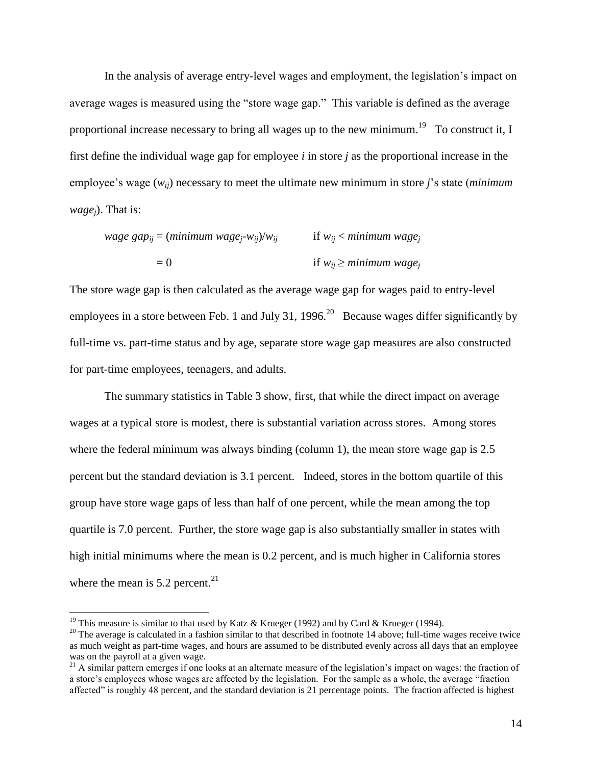In the analysis of average entry-level wages and employment, the legislation's impact on average wages is measured using the "store wage gap." This variable is defined as the average proportional increase necessary to bring all wages up to the new minimum.[19] To construct it, I first define the individual wage gap for employee *i* in store *j* as the proportional increase in the employee's wage ($w_{ij}$) necessary to meet the ultimate new minimum in store *j*'s state (*minimum wage*$_j$). That is:

$$
\begin{aligned}
wage\ gap_{ij} &= (minimum\ wage_j - w_{ij})/w_{ij} && \text{if } w_{ij} < minimum\ wage_j \\
&= 0 && \text{if } w_{ij} \geq minimum\ wage_j
\end{aligned}
$$

The store wage gap is then calculated as the average wage gap for wages paid to entry-level employees in a store between Feb. 1 and July 31, 1996.[20] Because wages differ significantly by full-time vs. part-time status and by age, separate store wage gap measures are also constructed for part-time employees, teenagers, and adults.

The summary statistics in Table 3 show, first, that while the direct impact on average wages at a typical store is modest, there is substantial variation across stores. Among stores where the federal minimum was always binding (column 1), the mean store wage gap is 2.5 percent but the standard deviation is 3.1 percent. Indeed, stores in the bottom quartile of this group have store wage gaps of less than half of one percent, while the mean among the top quartile is 7.0 percent. Further, the store wage gap is also substantially smaller in states with high initial minimums where the mean is 0.2 percent, and is much higher in California stores where the mean is 5.2 percent.[21]

---

[19] This measure is similar to that used by Katz & Krueger (1992) and by Card & Krueger (1994).

[20] The average is calculated in a fashion similar to that described in footnote 14 above; full-time wages receive twice as much weight as part-time wages, and hours are assumed to be distributed evenly across all days that an employee was on the payroll at a given wage.

[21] A similar pattern emerges if one looks at an alternate measure of the legislation's impact on wages: the fraction of a store's employees whose wages are affected by the legislation. For the sample as a whole, the average "fraction affected" is roughly 48 percent, and the standard deviation is 21 percentage points. The fraction affected is highest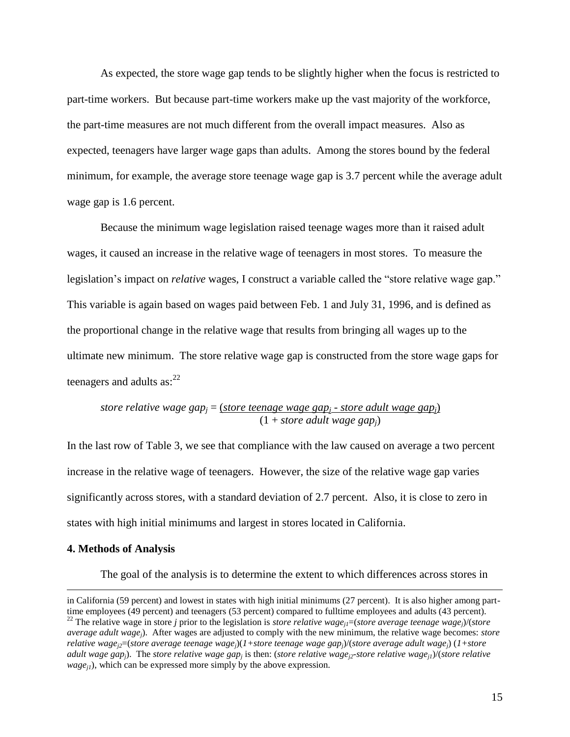As expected, the store wage gap tends to be slightly higher when the focus is restricted to part-time workers. But because part-time workers make up the vast majority of the workforce, the part-time measures are not much different from the overall impact measures. Also as expected, teenagers have larger wage gaps than adults. Among the stores bound by the federal minimum, for example, the average store teenage wage gap is 3.7 percent while the average adult wage gap is 1.6 percent.

Because the minimum wage legislation raised teenage wages more than it raised adult wages, it caused an increase in the relative wage of teenagers in most stores. To measure the legislation's impact on *relative* wages, I construct a variable called the "store relative wage gap." This variable is again based on wages paid between Feb. 1 and July 31, 1996, and is defined as the proportional change in the relative wage that results from bringing all wages up to the ultimate new minimum. The store relative wage gap is constructed from the store wage gaps for teenagers and adults as:[22]

$$store\ relative\ wage\ gap_j = \frac{(store\ teenage\ wage\ gap_j - store\ adult\ wage\ gap_j)}{(1 + store\ adult\ wage\ gap_j)}$$

In the last row of Table 3, we see that compliance with the law caused on average a two percent increase in the relative wage of teenagers. However, the size of the relative wage gap varies significantly across stores, with a standard deviation of 2.7 percent. Also, it is close to zero in states with high initial minimums and largest in stores located in California.

**4. Methods of Analysis**

The goal of the analysis is to determine the extent to which differences across stores in

---

in California (59 percent) and lowest in states with high initial minimums (27 percent). It is also higher among part-time employees (49 percent) and teenagers (53 percent) compared to fulltime employees and adults (43 percent).

[22] The relative wage in store *j* prior to the legislation is $store\ relative\ wage_{j1}$=($store\ average\ teenage\ wage_j$)/($store\ average\ adult\ wage_j$). After wages are adjusted to comply with the new minimum, the relative wage becomes: $store\ relative\ wage_{j2}$=($store\ average\ teenage\ wage_j$)($1+store\ teenage\ wage\ gap_j$)/($store\ average\ adult\ wage_j$) ($1+store\ adult\ wage\ gap_j$). The $store\ relative\ wage\ gap_j$ is then: ($store\ relative\ wage_{j2}$-$store\ relative\ wage_{j1}$)/($store\ relative\ wage_{j1}$), which can be expressed more simply by the above expression.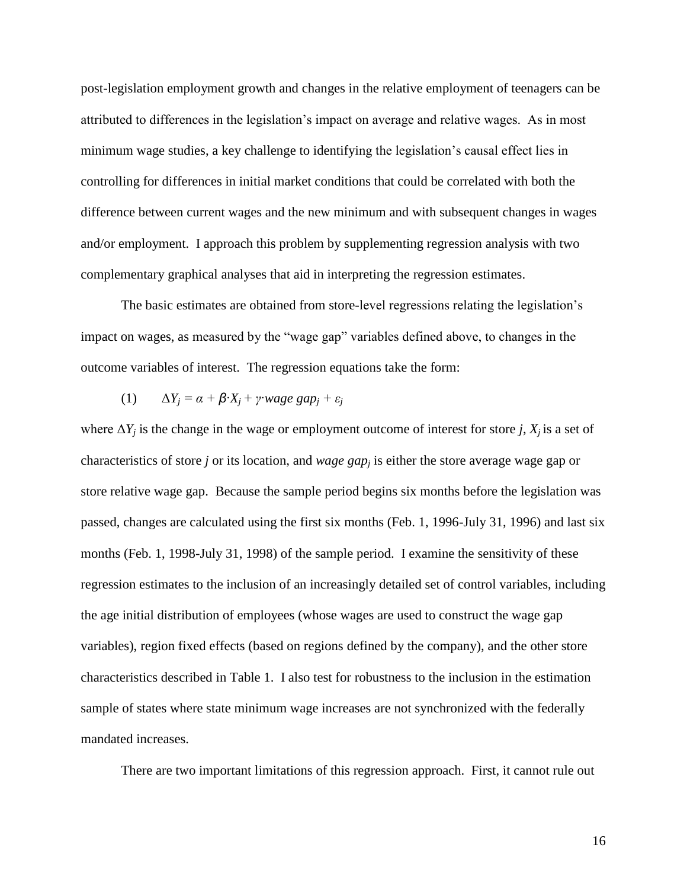post-legislation employment growth and changes in the relative employment of teenagers can be attributed to differences in the legislation's impact on average and relative wages. As in most minimum wage studies, a key challenge to identifying the legislation's causal effect lies in controlling for differences in initial market conditions that could be correlated with both the difference between current wages and the new minimum and with subsequent changes in wages and/or employment. I approach this problem by supplementing regression analysis with two complementary graphical analyses that aid in interpreting the regression estimates.

The basic estimates are obtained from store-level regressions relating the legislation's impact on wages, as measured by the "wage gap" variables defined above, to changes in the outcome variables of interest. The regression equations take the form:

$$(1) \qquad \Delta Y_j = \alpha + \beta \cdot X_j + \gamma \cdot wage\ gap_j + \varepsilon_j$$

where $\Delta Y_j$ is the change in the wage or employment outcome of interest for store $j$, $X_j$ is a set of characteristics of store $j$ or its location, and $wage\ gap_j$ is either the store average wage gap or store relative wage gap. Because the sample period begins six months before the legislation was passed, changes are calculated using the first six months (Feb. 1, 1996-July 31, 1996) and last six months (Feb. 1, 1998-July 31, 1998) of the sample period. I examine the sensitivity of these regression estimates to the inclusion of an increasingly detailed set of control variables, including the age initial distribution of employees (whose wages are used to construct the wage gap variables), region fixed effects (based on regions defined by the company), and the other store characteristics described in Table 1. I also test for robustness to the inclusion in the estimation sample of states where state minimum wage increases are not synchronized with the federally mandated increases.

There are two important limitations of this regression approach. First, it cannot rule out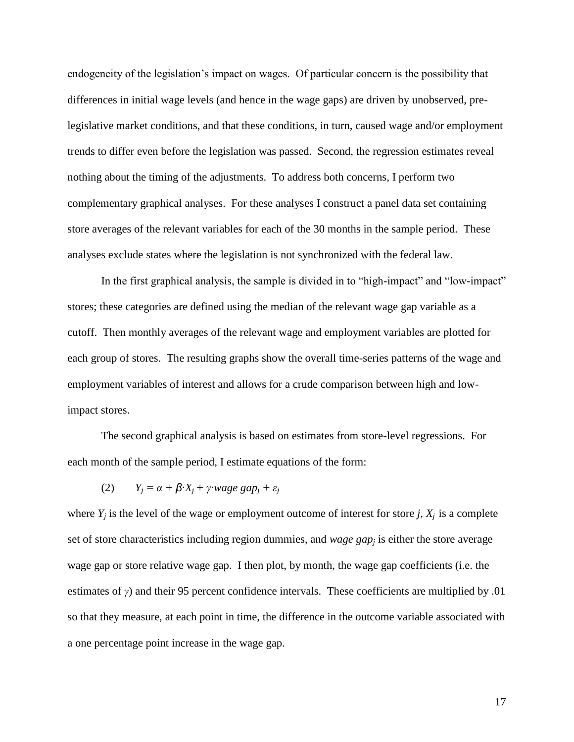endogeneity of the legislation's impact on wages. Of particular concern is the possibility that differences in initial wage levels (and hence in the wage gaps) are driven by unobserved, pre-legislative market conditions, and that these conditions, in turn, caused wage and/or employment trends to differ even before the legislation was passed. Second, the regression estimates reveal nothing about the timing of the adjustments. To address both concerns, I perform two complementary graphical analyses. For these analyses I construct a panel data set containing store averages of the relevant variables for each of the 30 months in the sample period. These analyses exclude states where the legislation is not synchronized with the federal law.

In the first graphical analysis, the sample is divided in to "high-impact" and "low-impact" stores; these categories are defined using the median of the relevant wage gap variable as a cutoff. Then monthly averages of the relevant wage and employment variables are plotted for each group of stores. The resulting graphs show the overall time-series patterns of the wage and employment variables of interest and allows for a crude comparison between high and low-impact stores.

The second graphical analysis is based on estimates from store-level regressions. For each month of the sample period, I estimate equations of the form:

$$(2) \qquad Y_j = \alpha + \beta \cdot X_j + \gamma \cdot wage\ gap_j + \varepsilon_j$$

where $Y_j$ is the level of the wage or employment outcome of interest for store $j$, $X_j$ is a complete set of store characteristics including region dummies, and $wage\ gap_j$ is either the store average wage gap or store relative wage gap. I then plot, by month, the wage gap coefficients (i.e. the estimates of $\gamma$) and their 95 percent confidence intervals. These coefficients are multiplied by .01 so that they measure, at each point in time, the difference in the outcome variable associated with a one percentage point increase in the wage gap.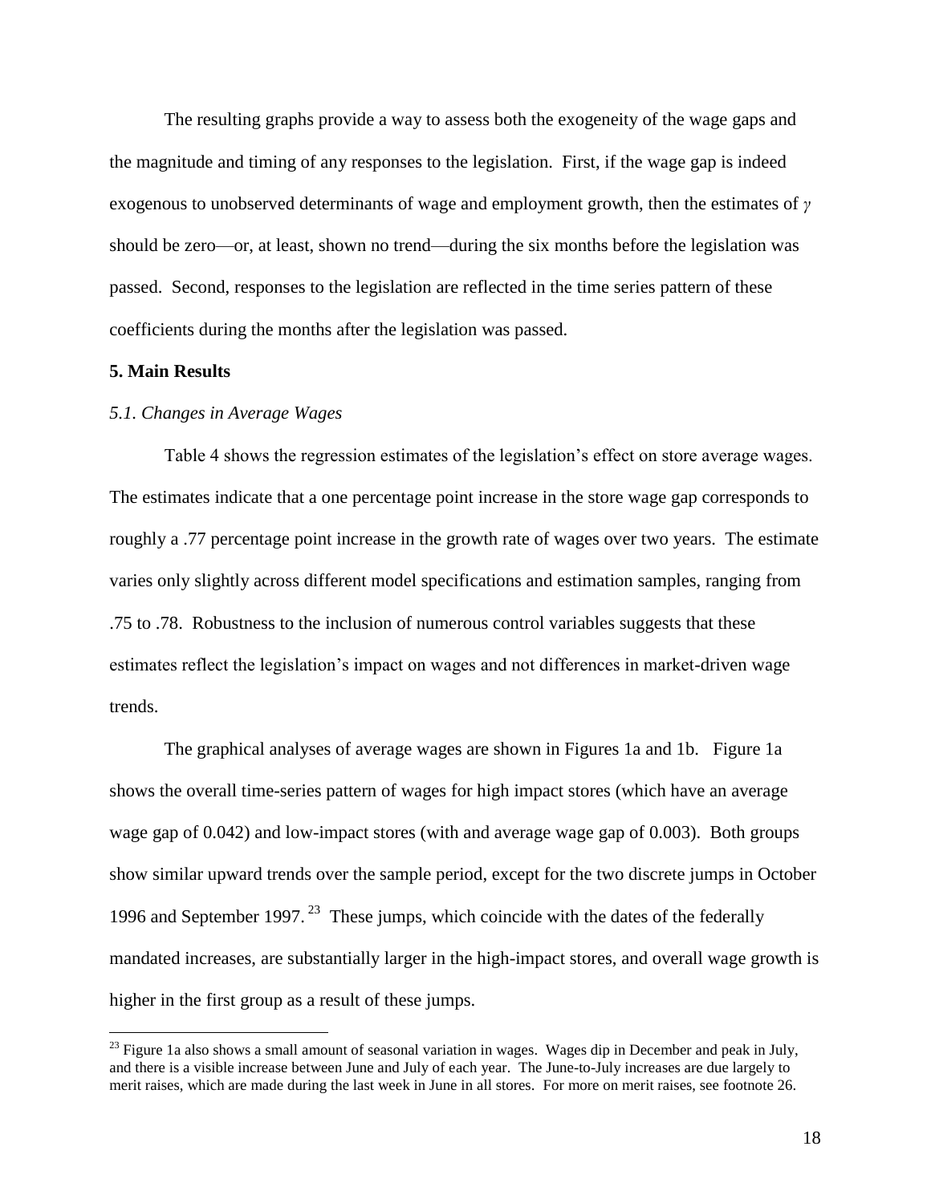The resulting graphs provide a way to assess both the exogeneity of the wage gaps and the magnitude and timing of any responses to the legislation. First, if the wage gap is indeed exogenous to unobserved determinants of wage and employment growth, then the estimates of $\gamma$ should be zero—or, at least, shown no trend—during the six months before the legislation was passed. Second, responses to the legislation are reflected in the time series pattern of these coefficients during the months after the legislation was passed.

## 5. Main Results

### *5.1. Changes in Average Wages*

Table 4 shows the regression estimates of the legislation's effect on store average wages. The estimates indicate that a one percentage point increase in the store wage gap corresponds to roughly a .77 percentage point increase in the growth rate of wages over two years. The estimate varies only slightly across different model specifications and estimation samples, ranging from .75 to .78. Robustness to the inclusion of numerous control variables suggests that these estimates reflect the legislation's impact on wages and not differences in market-driven wage trends.

The graphical analyses of average wages are shown in Figures 1a and 1b. Figure 1a shows the overall time-series pattern of wages for high impact stores (which have an average wage gap of 0.042) and low-impact stores (with and average wage gap of 0.003). Both groups show similar upward trends over the sample period, except for the two discrete jumps in October 1996 and September 1997.[23] These jumps, which coincide with the dates of the federally mandated increases, are substantially larger in the high-impact stores, and overall wage growth is higher in the first group as a result of these jumps.

[23] Figure 1a also shows a small amount of seasonal variation in wages. Wages dip in December and peak in July, and there is a visible increase between June and July of each year. The June-to-July increases are due largely to merit raises, which are made during the last week in June in all stores. For more on merit raises, see footnote 26.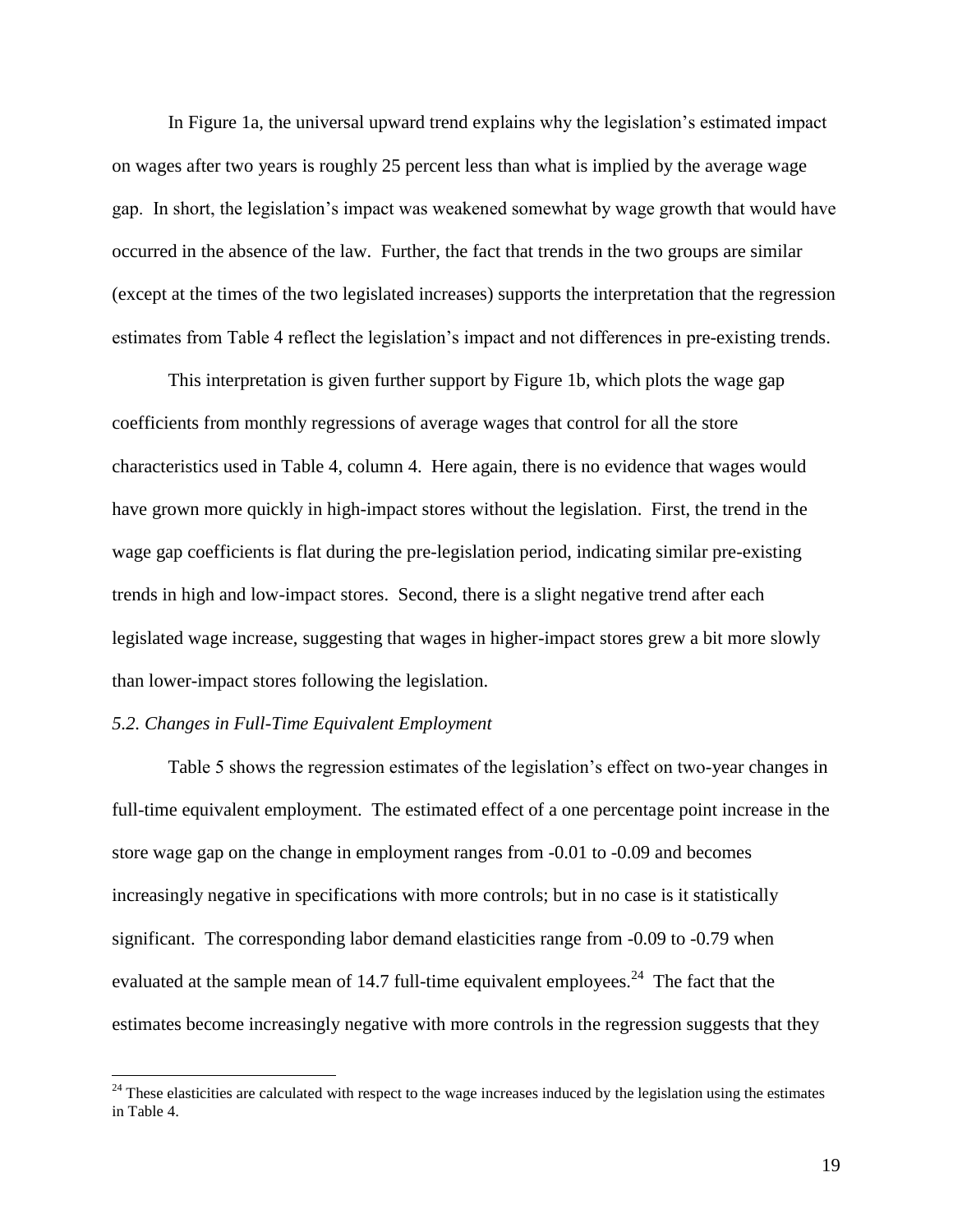In Figure 1a, the universal upward trend explains why the legislation's estimated impact on wages after two years is roughly 25 percent less than what is implied by the average wage gap. In short, the legislation's impact was weakened somewhat by wage growth that would have occurred in the absence of the law. Further, the fact that trends in the two groups are similar (except at the times of the two legislated increases) supports the interpretation that the regression estimates from Table 4 reflect the legislation's impact and not differences in pre-existing trends.

This interpretation is given further support by Figure 1b, which plots the wage gap coefficients from monthly regressions of average wages that control for all the store characteristics used in Table 4, column 4. Here again, there is no evidence that wages would have grown more quickly in high-impact stores without the legislation. First, the trend in the wage gap coefficients is flat during the pre-legislation period, indicating similar pre-existing trends in high and low-impact stores. Second, there is a slight negative trend after each legislated wage increase, suggesting that wages in higher-impact stores grew a bit more slowly than lower-impact stores following the legislation.

*5.2. Changes in Full-Time Equivalent Employment*

Table 5 shows the regression estimates of the legislation's effect on two-year changes in full-time equivalent employment. The estimated effect of a one percentage point increase in the store wage gap on the change in employment ranges from -0.01 to -0.09 and becomes increasingly negative in specifications with more controls; but in no case is it statistically significant. The corresponding labor demand elasticities range from -0.09 to -0.79 when evaluated at the sample mean of 14.7 full-time equivalent employees.[24] The fact that the estimates become increasingly negative with more controls in the regression suggests that they

[24] These elasticities are calculated with respect to the wage increases induced by the legislation using the estimates in Table 4.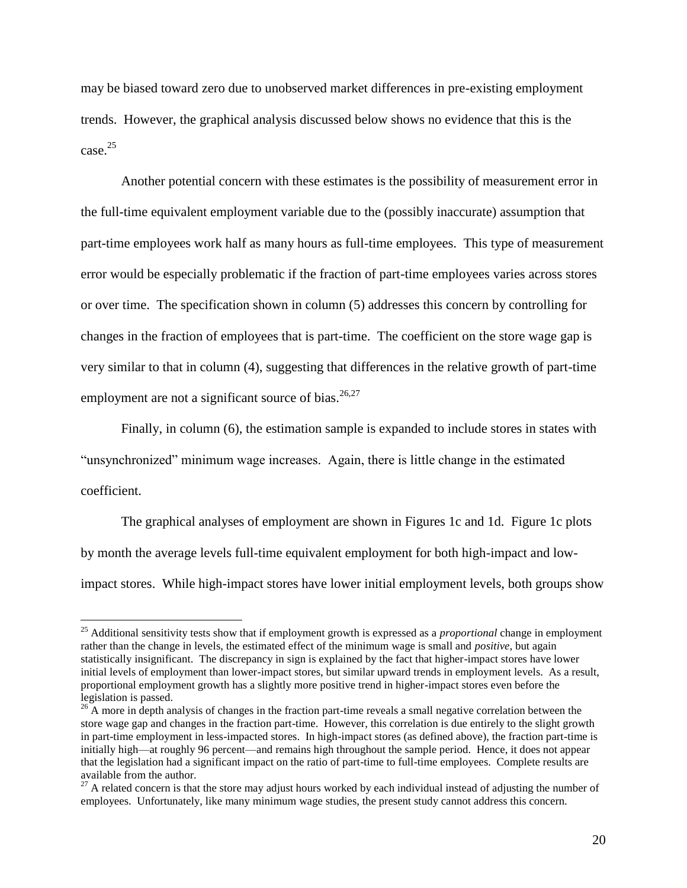may be biased toward zero due to unobserved market differences in pre-existing employment trends. However, the graphical analysis discussed below shows no evidence that this is the case.[25]

Another potential concern with these estimates is the possibility of measurement error in the full-time equivalent employment variable due to the (possibly inaccurate) assumption that part-time employees work half as many hours as full-time employees. This type of measurement error would be especially problematic if the fraction of part-time employees varies across stores or over time. The specification shown in column (5) addresses this concern by controlling for changes in the fraction of employees that is part-time. The coefficient on the store wage gap is very similar to that in column (4), suggesting that differences in the relative growth of part-time employment are not a significant source of bias.[26,27]

Finally, in column (6), the estimation sample is expanded to include stores in states with "unsynchronized" minimum wage increases. Again, there is little change in the estimated coefficient.

The graphical analyses of employment are shown in Figures 1c and 1d. Figure 1c plots by month the average levels full-time equivalent employment for both high-impact and low-impact stores. While high-impact stores have lower initial employment levels, both groups show

---

[25] Additional sensitivity tests show that if employment growth is expressed as a *proportional* change in employment rather than the change in levels, the estimated effect of the minimum wage is small and *positive*, but again statistically insignificant. The discrepancy in sign is explained by the fact that higher-impact stores have lower initial levels of employment than lower-impact stores, but similar upward trends in employment levels. As a result, proportional employment growth has a slightly more positive trend in higher-impact stores even before the legislation is passed.

[26] A more in depth analysis of changes in the fraction part-time reveals a small negative correlation between the store wage gap and changes in the fraction part-time. However, this correlation is due entirely to the slight growth in part-time employment in less-impacted stores. In high-impact stores (as defined above), the fraction part-time is initially high—at roughly 96 percent—and remains high throughout the sample period. Hence, it does not appear that the legislation had a significant impact on the ratio of part-time to full-time employees. Complete results are available from the author.

[27] A related concern is that the store may adjust hours worked by each individual instead of adjusting the number of employees. Unfortunately, like many minimum wage studies, the present study cannot address this concern.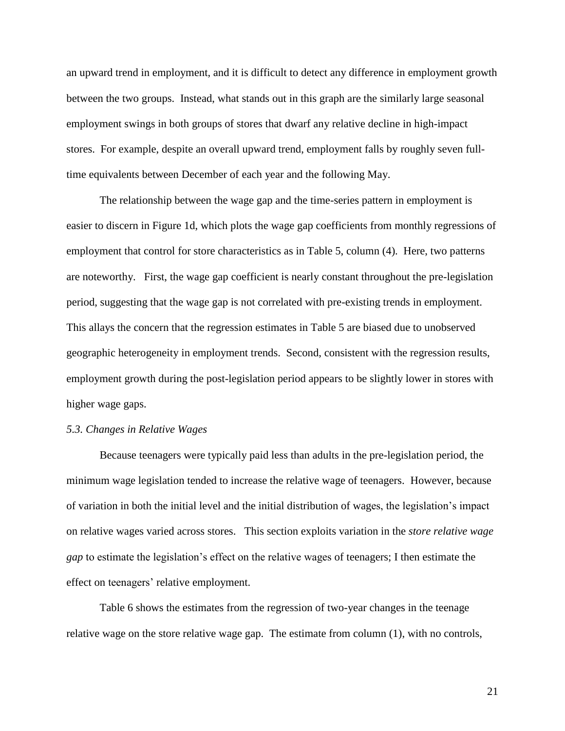an upward trend in employment, and it is difficult to detect any difference in employment growth between the two groups. Instead, what stands out in this graph are the similarly large seasonal employment swings in both groups of stores that dwarf any relative decline in high-impact stores. For example, despite an overall upward trend, employment falls by roughly seven full-time equivalents between December of each year and the following May.

The relationship between the wage gap and the time-series pattern in employment is easier to discern in Figure 1d, which plots the wage gap coefficients from monthly regressions of employment that control for store characteristics as in Table 5, column (4). Here, two patterns are noteworthy. First, the wage gap coefficient is nearly constant throughout the pre-legislation period, suggesting that the wage gap is not correlated with pre-existing trends in employment. This allays the concern that the regression estimates in Table 5 are biased due to unobserved geographic heterogeneity in employment trends. Second, consistent with the regression results, employment growth during the post-legislation period appears to be slightly lower in stores with higher wage gaps.

*5.3. Changes in Relative Wages*

Because teenagers were typically paid less than adults in the pre-legislation period, the minimum wage legislation tended to increase the relative wage of teenagers. However, because of variation in both the initial level and the initial distribution of wages, the legislation's impact on relative wages varied across stores. This section exploits variation in the *store relative wage gap* to estimate the legislation's effect on the relative wages of teenagers; I then estimate the effect on teenagers' relative employment.

Table 6 shows the estimates from the regression of two-year changes in the teenage relative wage on the store relative wage gap. The estimate from column (1), with no controls,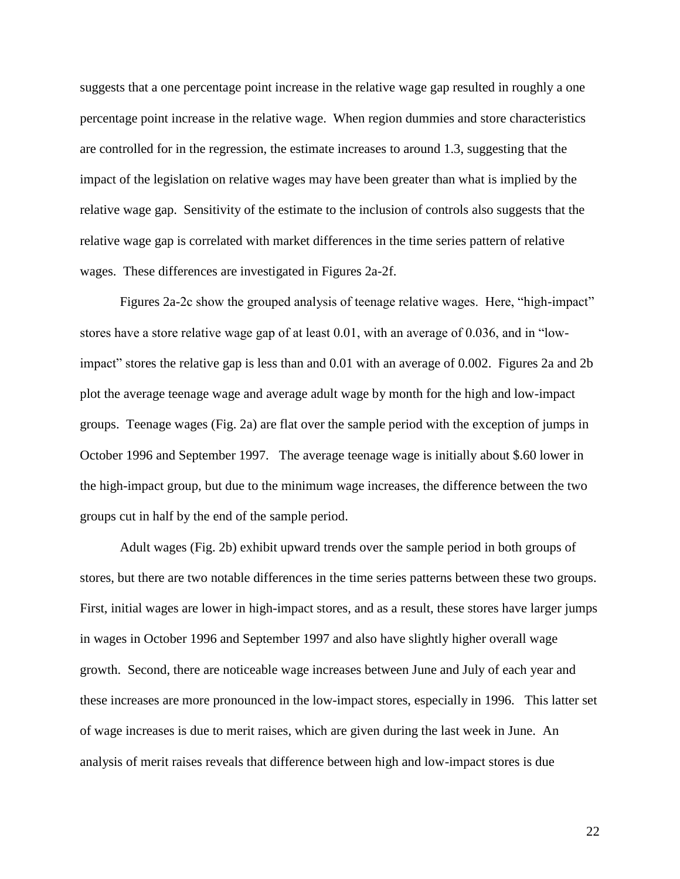suggests that a one percentage point increase in the relative wage gap resulted in roughly a one percentage point increase in the relative wage. When region dummies and store characteristics are controlled for in the regression, the estimate increases to around 1.3, suggesting that the impact of the legislation on relative wages may have been greater than what is implied by the relative wage gap. Sensitivity of the estimate to the inclusion of controls also suggests that the relative wage gap is correlated with market differences in the time series pattern of relative wages. These differences are investigated in Figures 2a-2f.

Figures 2a-2c show the grouped analysis of teenage relative wages. Here, "high-impact" stores have a store relative wage gap of at least 0.01, with an average of 0.036, and in "low-impact" stores the relative gap is less than and 0.01 with an average of 0.002. Figures 2a and 2b plot the average teenage wage and average adult wage by month for the high and low-impact groups. Teenage wages (Fig. 2a) are flat over the sample period with the exception of jumps in October 1996 and September 1997. The average teenage wage is initially about $.60 lower in the high-impact group, but due to the minimum wage increases, the difference between the two groups cut in half by the end of the sample period.

Adult wages (Fig. 2b) exhibit upward trends over the sample period in both groups of stores, but there are two notable differences in the time series patterns between these two groups. First, initial wages are lower in high-impact stores, and as a result, these stores have larger jumps in wages in October 1996 and September 1997 and also have slightly higher overall wage growth. Second, there are noticeable wage increases between June and July of each year and these increases are more pronounced in the low-impact stores, especially in 1996. This latter set of wage increases is due to merit raises, which are given during the last week in June. An analysis of merit raises reveals that difference between high and low-impact stores is due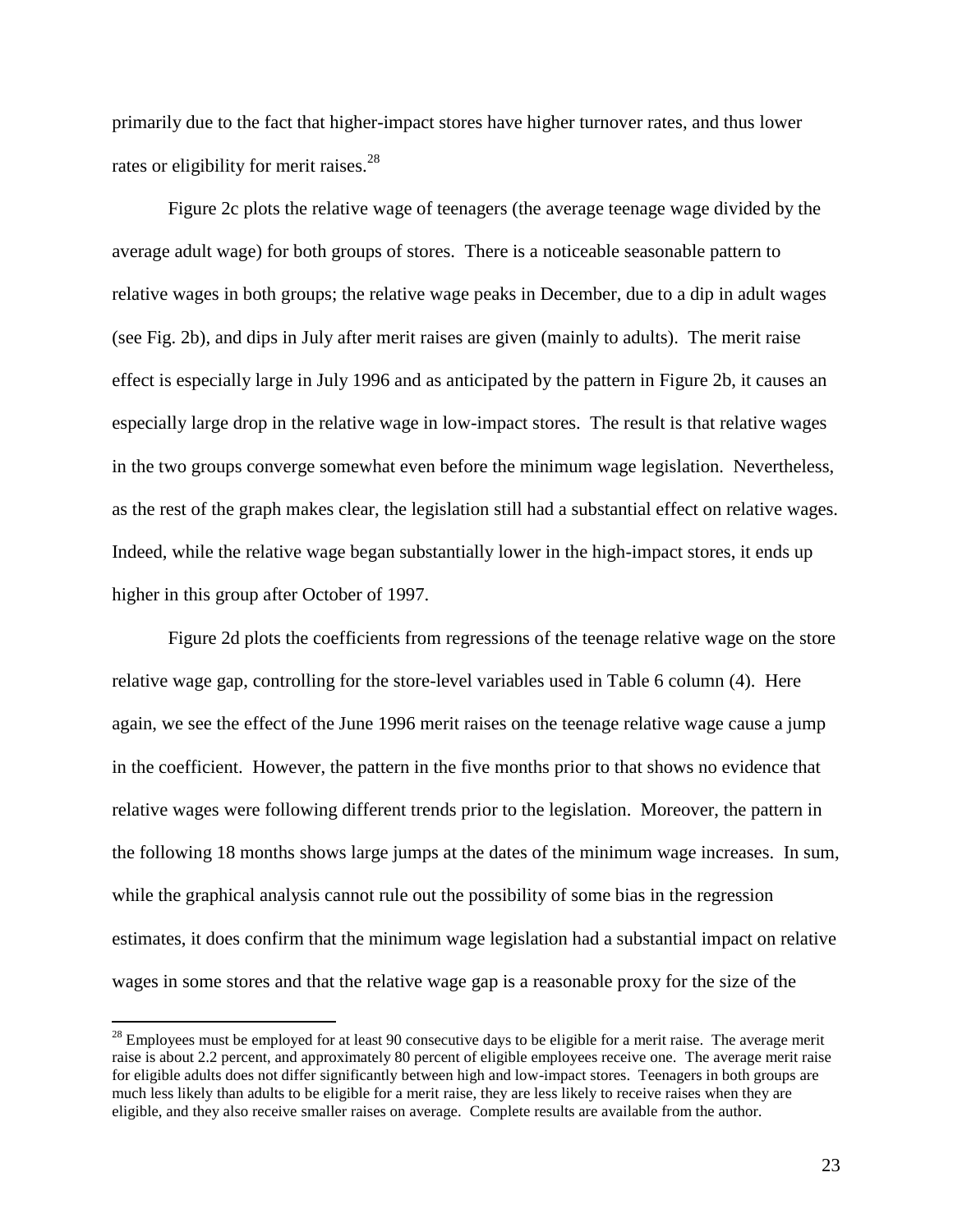primarily due to the fact that higher-impact stores have higher turnover rates, and thus lower rates or eligibility for merit raises.[28]

Figure 2c plots the relative wage of teenagers (the average teenage wage divided by the average adult wage) for both groups of stores. There is a noticeable seasonable pattern to relative wages in both groups; the relative wage peaks in December, due to a dip in adult wages (see Fig. 2b), and dips in July after merit raises are given (mainly to adults). The merit raise effect is especially large in July 1996 and as anticipated by the pattern in Figure 2b, it causes an especially large drop in the relative wage in low-impact stores. The result is that relative wages in the two groups converge somewhat even before the minimum wage legislation. Nevertheless, as the rest of the graph makes clear, the legislation still had a substantial effect on relative wages. Indeed, while the relative wage began substantially lower in the high-impact stores, it ends up higher in this group after October of 1997.

Figure 2d plots the coefficients from regressions of the teenage relative wage on the store relative wage gap, controlling for the store-level variables used in Table 6 column (4). Here again, we see the effect of the June 1996 merit raises on the teenage relative wage cause a jump in the coefficient. However, the pattern in the five months prior to that shows no evidence that relative wages were following different trends prior to the legislation. Moreover, the pattern in the following 18 months shows large jumps at the dates of the minimum wage increases. In sum, while the graphical analysis cannot rule out the possibility of some bias in the regression estimates, it does confirm that the minimum wage legislation had a substantial impact on relative wages in some stores and that the relative wage gap is a reasonable proxy for the size of the

[28] Employees must be employed for at least 90 consecutive days to be eligible for a merit raise. The average merit raise is about 2.2 percent, and approximately 80 percent of eligible employees receive one. The average merit raise for eligible adults does not differ significantly between high and low-impact stores. Teenagers in both groups are much less likely than adults to be eligible for a merit raise, they are less likely to receive raises when they are eligible, and they also receive smaller raises on average. Complete results are available from the author.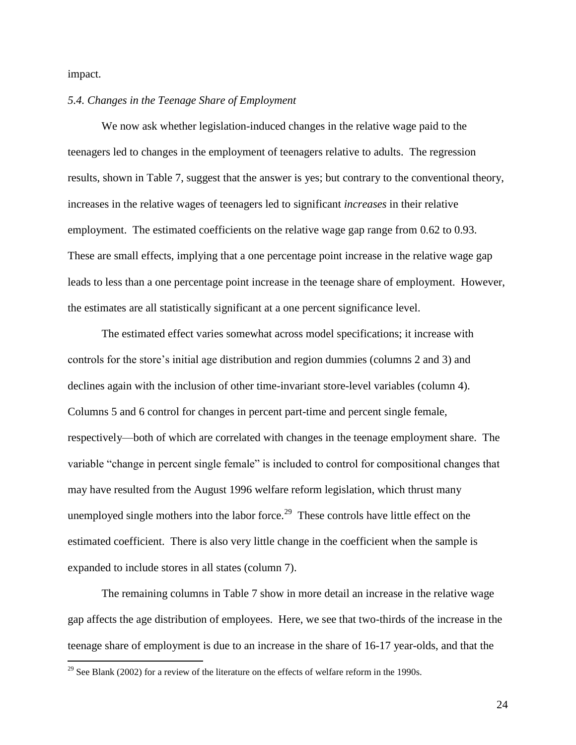impact.

*5.4. Changes in the Teenage Share of Employment*

We now ask whether legislation-induced changes in the relative wage paid to the teenagers led to changes in the employment of teenagers relative to adults. The regression results, shown in Table 7, suggest that the answer is yes; but contrary to the conventional theory, increases in the relative wages of teenagers led to significant *increases* in their relative employment. The estimated coefficients on the relative wage gap range from 0.62 to 0.93. These are small effects, implying that a one percentage point increase in the relative wage gap leads to less than a one percentage point increase in the teenage share of employment. However, the estimates are all statistically significant at a one percent significance level.

The estimated effect varies somewhat across model specifications; it increase with controls for the store's initial age distribution and region dummies (columns 2 and 3) and declines again with the inclusion of other time-invariant store-level variables (column 4). Columns 5 and 6 control for changes in percent part-time and percent single female, respectively—both of which are correlated with changes in the teenage employment share. The variable "change in percent single female" is included to control for compositional changes that may have resulted from the August 1996 welfare reform legislation, which thrust many unemployed single mothers into the labor force.[29] These controls have little effect on the estimated coefficient. There is also very little change in the coefficient when the sample is expanded to include stores in all states (column 7).

The remaining columns in Table 7 show in more detail an increase in the relative wage gap affects the age distribution of employees. Here, we see that two-thirds of the increase in the teenage share of employment is due to an increase in the share of 16-17 year-olds, and that the

[29] See Blank (2002) for a review of the literature on the effects of welfare reform in the 1990s.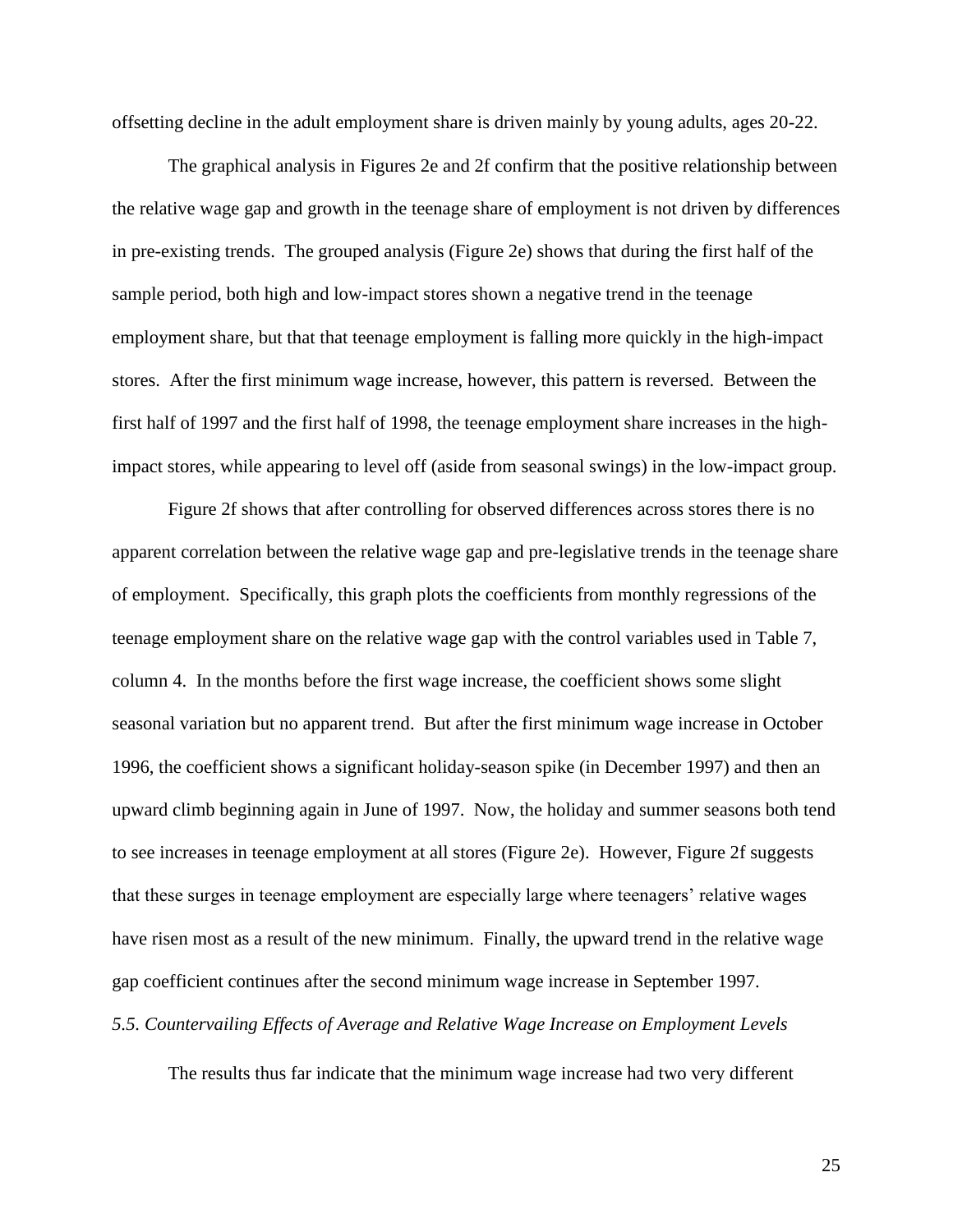offsetting decline in the adult employment share is driven mainly by young adults, ages 20-22.

The graphical analysis in Figures 2e and 2f confirm that the positive relationship between the relative wage gap and growth in the teenage share of employment is not driven by differences in pre-existing trends. The grouped analysis (Figure 2e) shows that during the first half of the sample period, both high and low-impact stores shown a negative trend in the teenage employment share, but that that teenage employment is falling more quickly in the high-impact stores. After the first minimum wage increase, however, this pattern is reversed. Between the first half of 1997 and the first half of 1998, the teenage employment share increases in the high-impact stores, while appearing to level off (aside from seasonal swings) in the low-impact group.

Figure 2f shows that after controlling for observed differences across stores there is no apparent correlation between the relative wage gap and pre-legislative trends in the teenage share of employment. Specifically, this graph plots the coefficients from monthly regressions of the teenage employment share on the relative wage gap with the control variables used in Table 7, column 4. In the months before the first wage increase, the coefficient shows some slight seasonal variation but no apparent trend. But after the first minimum wage increase in October 1996, the coefficient shows a significant holiday-season spike (in December 1997) and then an upward climb beginning again in June of 1997. Now, the holiday and summer seasons both tend to see increases in teenage employment at all stores (Figure 2e). However, Figure 2f suggests that these surges in teenage employment are especially large where teenagers' relative wages have risen most as a result of the new minimum. Finally, the upward trend in the relative wage gap coefficient continues after the second minimum wage increase in September 1997.

### *5.5. Countervailing Effects of Average and Relative Wage Increase on Employment Levels*

The results thus far indicate that the minimum wage increase had two very different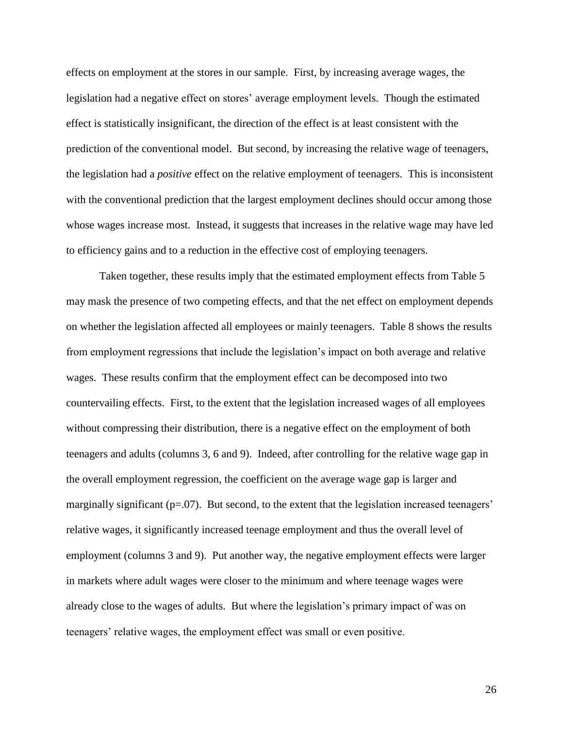effects on employment at the stores in our sample. First, by increasing average wages, the legislation had a negative effect on stores' average employment levels. Though the estimated effect is statistically insignificant, the direction of the effect is at least consistent with the prediction of the conventional model. But second, by increasing the relative wage of teenagers, the legislation had a *positive* effect on the relative employment of teenagers. This is inconsistent with the conventional prediction that the largest employment declines should occur among those whose wages increase most. Instead, it suggests that increases in the relative wage may have led to efficiency gains and to a reduction in the effective cost of employing teenagers.

Taken together, these results imply that the estimated employment effects from Table 5 may mask the presence of two competing effects, and that the net effect on employment depends on whether the legislation affected all employees or mainly teenagers. Table 8 shows the results from employment regressions that include the legislation's impact on both average and relative wages. These results confirm that the employment effect can be decomposed into two countervailing effects. First, to the extent that the legislation increased wages of all employees without compressing their distribution, there is a negative effect on the employment of both teenagers and adults (columns 3, 6 and 9). Indeed, after controlling for the relative wage gap in the overall employment regression, the coefficient on the average wage gap is larger and marginally significant (p=.07). But second, to the extent that the legislation increased teenagers' relative wages, it significantly increased teenage employment and thus the overall level of employment (columns 3 and 9). Put another way, the negative employment effects were larger in markets where adult wages were closer to the minimum and where teenage wages were already close to the wages of adults. But where the legislation's primary impact of was on teenagers' relative wages, the employment effect was small or even positive.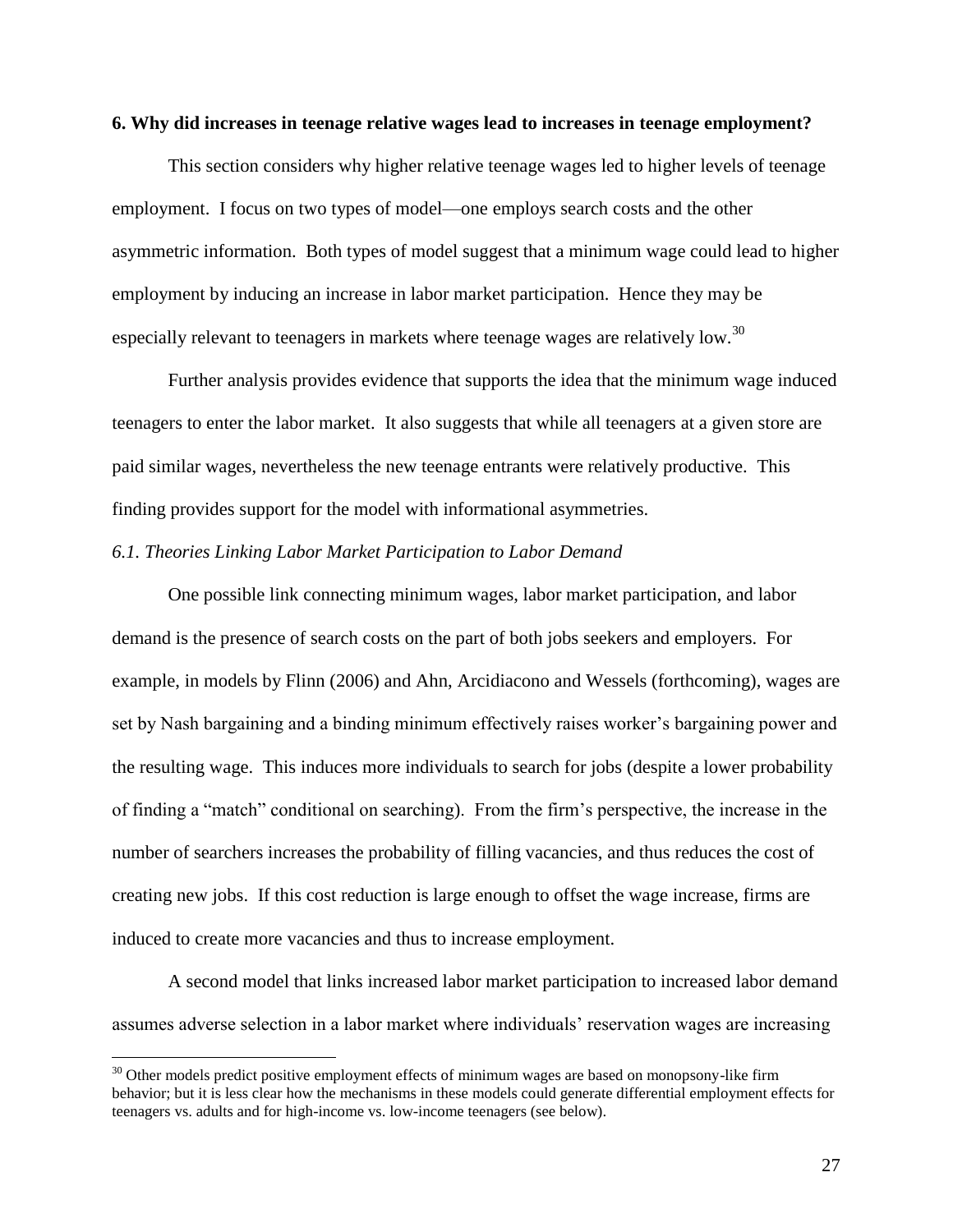## 6. Why did increases in teenage relative wages lead to increases in teenage employment?

This section considers why higher relative teenage wages led to higher levels of teenage employment. I focus on two types of model—one employs search costs and the other asymmetric information. Both types of model suggest that a minimum wage could lead to higher employment by inducing an increase in labor market participation. Hence they may be especially relevant to teenagers in markets where teenage wages are relatively low.[30]

Further analysis provides evidence that supports the idea that the minimum wage induced teenagers to enter the labor market. It also suggests that while all teenagers at a given store are paid similar wages, nevertheless the new teenage entrants were relatively productive. This finding provides support for the model with informational asymmetries.

### *6.1. Theories Linking Labor Market Participation to Labor Demand*

One possible link connecting minimum wages, labor market participation, and labor demand is the presence of search costs on the part of both jobs seekers and employers. For example, in models by Flinn (2006) and Ahn, Arcidiacono and Wessels (forthcoming), wages are set by Nash bargaining and a binding minimum effectively raises worker's bargaining power and the resulting wage. This induces more individuals to search for jobs (despite a lower probability of finding a "match" conditional on searching). From the firm's perspective, the increase in the number of searchers increases the probability of filling vacancies, and thus reduces the cost of creating new jobs. If this cost reduction is large enough to offset the wage increase, firms are induced to create more vacancies and thus to increase employment.

A second model that links increased labor market participation to increased labor demand assumes adverse selection in a labor market where individuals' reservation wages are increasing

[30] Other models predict positive employment effects of minimum wages are based on monopsony-like firm behavior; but it is less clear how the mechanisms in these models could generate differential employment effects for teenagers vs. adults and for high-income vs. low-income teenagers (see below).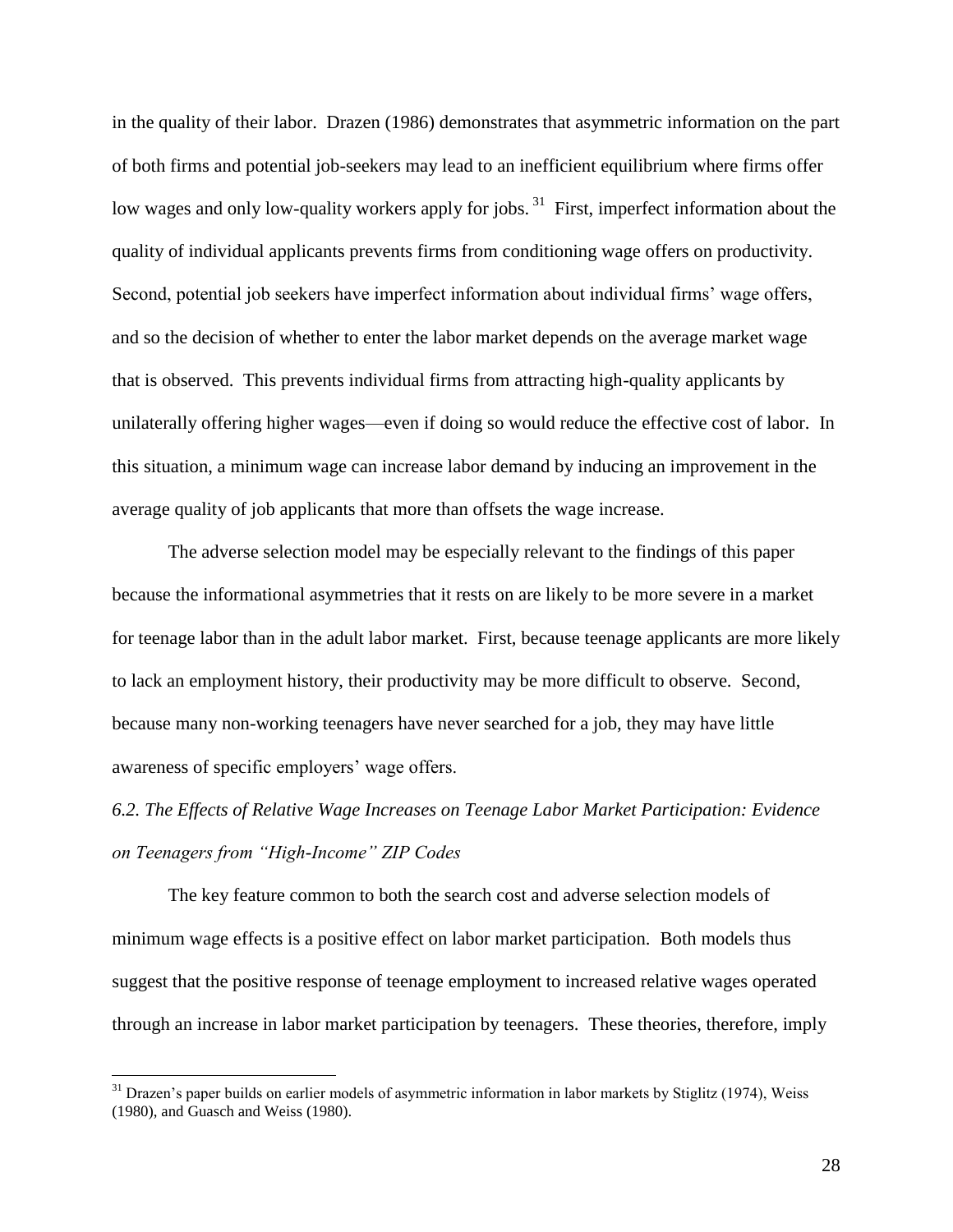in the quality of their labor. Drazen (1986) demonstrates that asymmetric information on the part of both firms and potential job-seekers may lead to an inefficient equilibrium where firms offer low wages and only low-quality workers apply for jobs.[31] First, imperfect information about the quality of individual applicants prevents firms from conditioning wage offers on productivity. Second, potential job seekers have imperfect information about individual firms' wage offers, and so the decision of whether to enter the labor market depends on the average market wage that is observed. This prevents individual firms from attracting high-quality applicants by unilaterally offering higher wages—even if doing so would reduce the effective cost of labor. In this situation, a minimum wage can increase labor demand by inducing an improvement in the average quality of job applicants that more than offsets the wage increase.

The adverse selection model may be especially relevant to the findings of this paper because the informational asymmetries that it rests on are likely to be more severe in a market for teenage labor than in the adult labor market. First, because teenage applicants are more likely to lack an employment history, their productivity may be more difficult to observe. Second, because many non-working teenagers have never searched for a job, they may have little awareness of specific employers' wage offers.

### *6.2. The Effects of Relative Wage Increases on Teenage Labor Market Participation: Evidence on Teenagers from "High-Income" ZIP Codes*

The key feature common to both the search cost and adverse selection models of minimum wage effects is a positive effect on labor market participation. Both models thus suggest that the positive response of teenage employment to increased relative wages operated through an increase in labor market participation by teenagers. These theories, therefore, imply

[31] Drazen's paper builds on earlier models of asymmetric information in labor markets by Stiglitz (1974), Weiss (1980), and Guasch and Weiss (1980).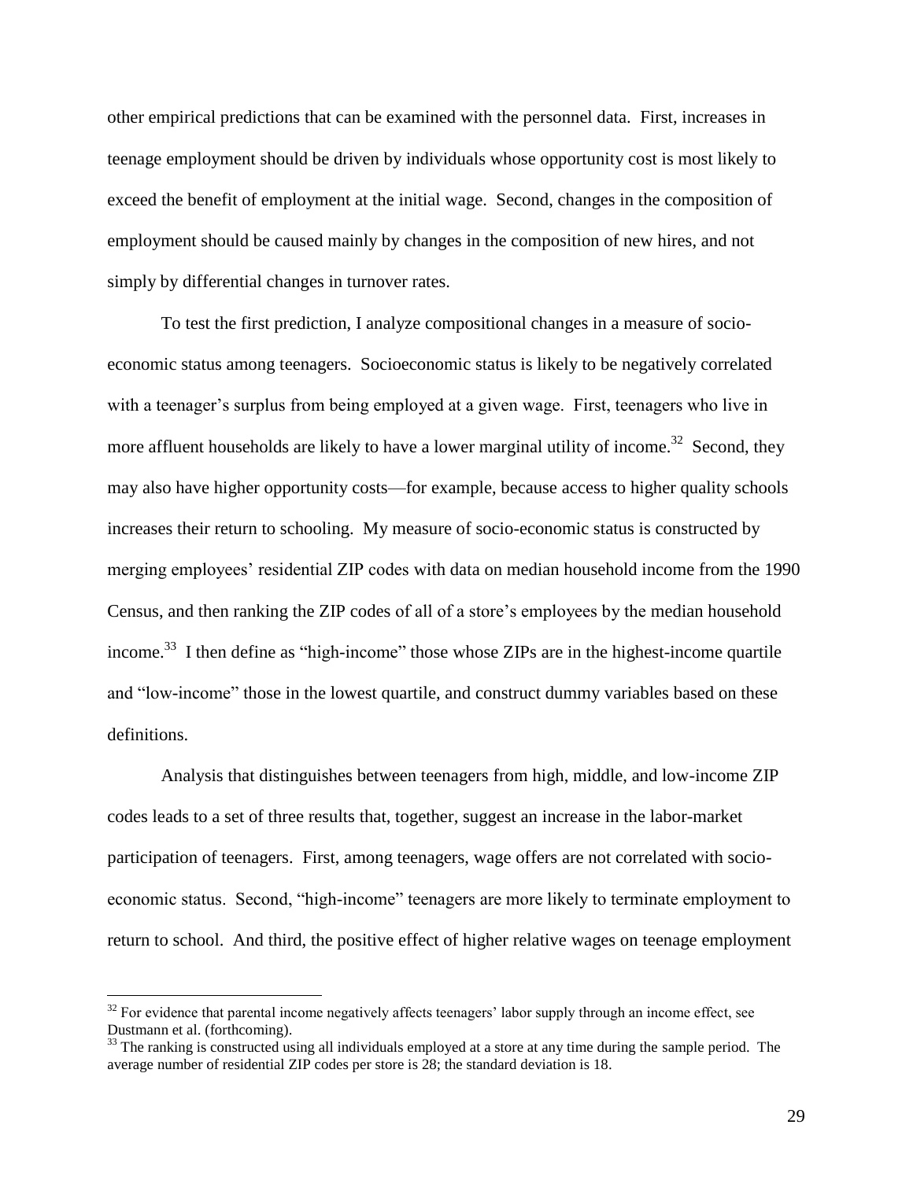other empirical predictions that can be examined with the personnel data. First, increases in teenage employment should be driven by individuals whose opportunity cost is most likely to exceed the benefit of employment at the initial wage. Second, changes in the composition of employment should be caused mainly by changes in the composition of new hires, and not simply by differential changes in turnover rates.

To test the first prediction, I analyze compositional changes in a measure of socio-economic status among teenagers. Socioeconomic status is likely to be negatively correlated with a teenager's surplus from being employed at a given wage. First, teenagers who live in more affluent households are likely to have a lower marginal utility of income.[32] Second, they may also have higher opportunity costs—for example, because access to higher quality schools increases their return to schooling. My measure of socio-economic status is constructed by merging employees' residential ZIP codes with data on median household income from the 1990 Census, and then ranking the ZIP codes of all of a store's employees by the median household income.[33] I then define as "high-income" those whose ZIPs are in the highest-income quartile and "low-income" those in the lowest quartile, and construct dummy variables based on these definitions.

Analysis that distinguishes between teenagers from high, middle, and low-income ZIP codes leads to a set of three results that, together, suggest an increase in the labor-market participation of teenagers. First, among teenagers, wage offers are not correlated with socio-economic status. Second, "high-income" teenagers are more likely to terminate employment to return to school. And third, the positive effect of higher relative wages on teenage employment

[32] For evidence that parental income negatively affects teenagers' labor supply through an income effect, see Dustmann et al. (forthcoming).

[33] The ranking is constructed using all individuals employed at a store at any time during the sample period. The average number of residential ZIP codes per store is 28; the standard deviation is 18.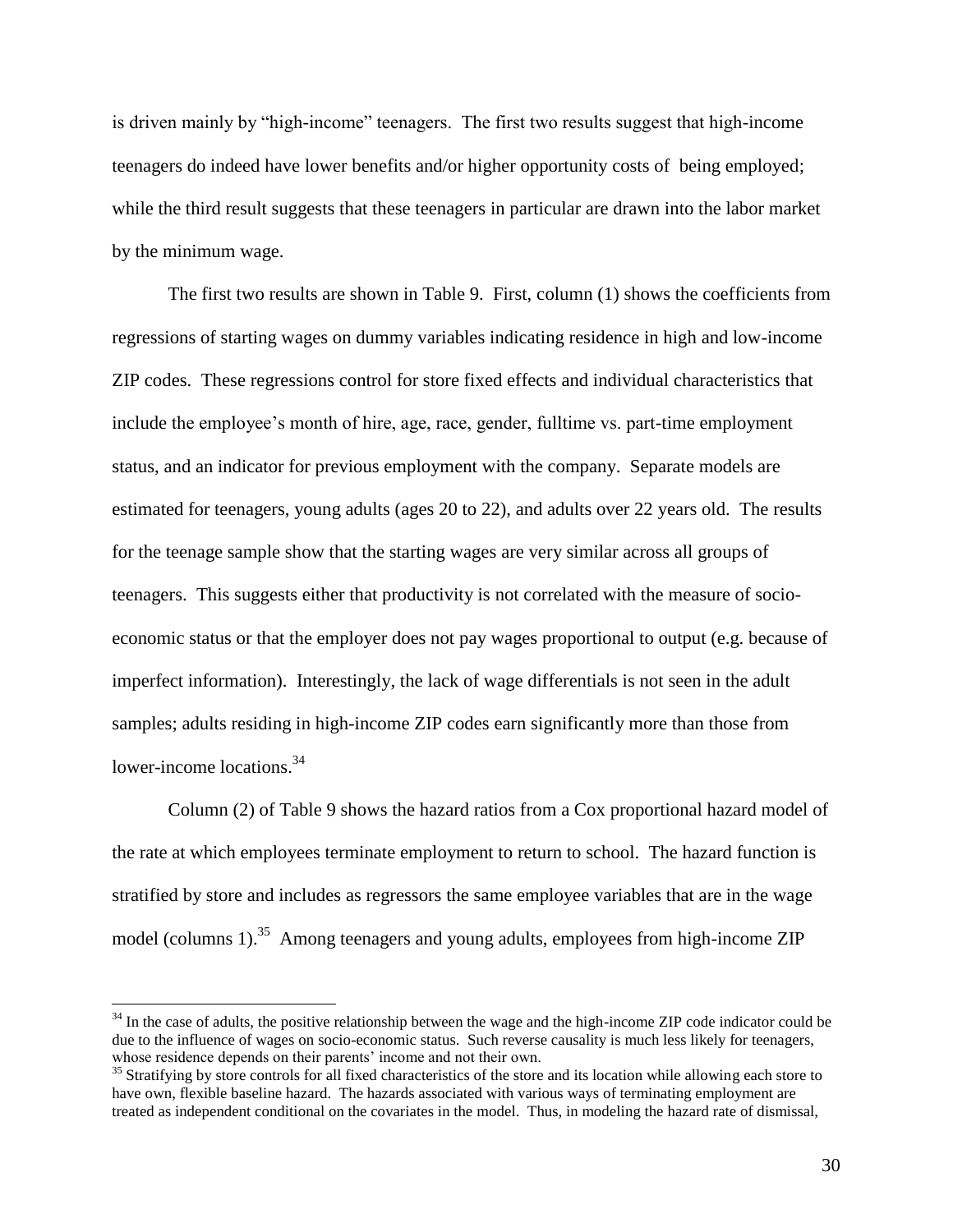is driven mainly by "high-income" teenagers. The first two results suggest that high-income teenagers do indeed have lower benefits and/or higher opportunity costs of being employed; while the third result suggests that these teenagers in particular are drawn into the labor market by the minimum wage.

The first two results are shown in Table 9. First, column (1) shows the coefficients from regressions of starting wages on dummy variables indicating residence in high and low-income ZIP codes. These regressions control for store fixed effects and individual characteristics that include the employee's month of hire, age, race, gender, fulltime vs. part-time employment status, and an indicator for previous employment with the company. Separate models are estimated for teenagers, young adults (ages 20 to 22), and adults over 22 years old. The results for the teenage sample show that the starting wages are very similar across all groups of teenagers. This suggests either that productivity is not correlated with the measure of socio-economic status or that the employer does not pay wages proportional to output (e.g. because of imperfect information). Interestingly, the lack of wage differentials is not seen in the adult samples; adults residing in high-income ZIP codes earn significantly more than those from lower-income locations.[34]

Column (2) of Table 9 shows the hazard ratios from a Cox proportional hazard model of the rate at which employees terminate employment to return to school. The hazard function is stratified by store and includes as regressors the same employee variables that are in the wage model (columns 1).[35] Among teenagers and young adults, employees from high-income ZIP

---

[34] In the case of adults, the positive relationship between the wage and the high-income ZIP code indicator could be due to the influence of wages on socio-economic status. Such reverse causality is much less likely for teenagers, whose residence depends on their parents' income and not their own.

[35] Stratifying by store controls for all fixed characteristics of the store and its location while allowing each store to have own, flexible baseline hazard. The hazards associated with various ways of terminating employment are treated as independent conditional on the covariates in the model. Thus, in modeling the hazard rate of dismissal,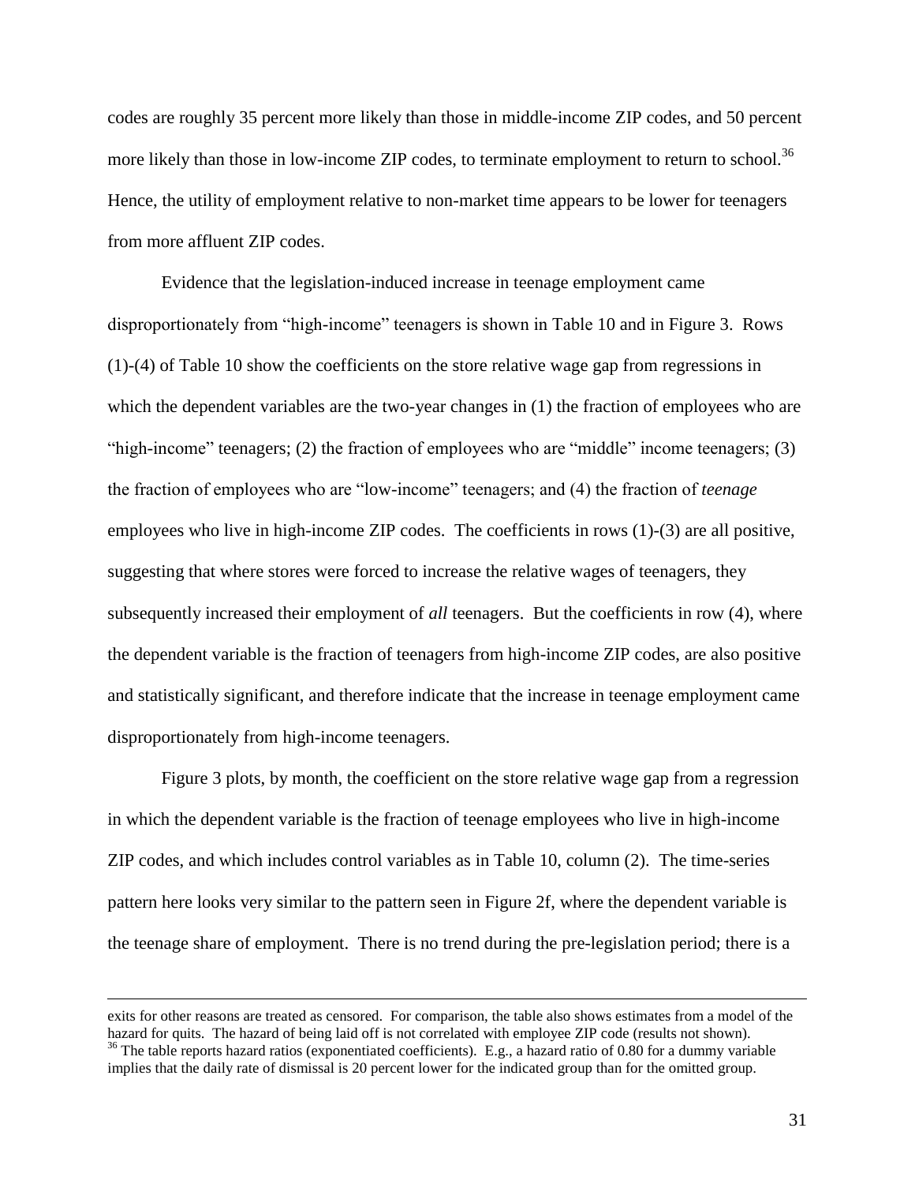codes are roughly 35 percent more likely than those in middle-income ZIP codes, and 50 percent more likely than those in low-income ZIP codes, to terminate employment to return to school.[36] Hence, the utility of employment relative to non-market time appears to be lower for teenagers from more affluent ZIP codes.

Evidence that the legislation-induced increase in teenage employment came disproportionately from "high-income" teenagers is shown in Table 10 and in Figure 3. Rows (1)-(4) of Table 10 show the coefficients on the store relative wage gap from regressions in which the dependent variables are the two-year changes in (1) the fraction of employees who are "high-income" teenagers; (2) the fraction of employees who are "middle" income teenagers; (3) the fraction of employees who are "low-income" teenagers; and (4) the fraction of *teenage* employees who live in high-income ZIP codes. The coefficients in rows (1)-(3) are all positive, suggesting that where stores were forced to increase the relative wages of teenagers, they subsequently increased their employment of *all* teenagers. But the coefficients in row (4), where the dependent variable is the fraction of teenagers from high-income ZIP codes, are also positive and statistically significant, and therefore indicate that the increase in teenage employment came disproportionately from high-income teenagers.

Figure 3 plots, by month, the coefficient on the store relative wage gap from a regression in which the dependent variable is the fraction of teenage employees who live in high-income ZIP codes, and which includes control variables as in Table 10, column (2). The time-series pattern here looks very similar to the pattern seen in Figure 2f, where the dependent variable is the teenage share of employment. There is no trend during the pre-legislation period; there is a

---

exits for other reasons are treated as censored. For comparison, the table also shows estimates from a model of the hazard for quits. The hazard of being laid off is not correlated with employee ZIP code (results not shown).

[36] The table reports hazard ratios (exponentiated coefficients). E.g., a hazard ratio of 0.80 for a dummy variable implies that the daily rate of dismissal is 20 percent lower for the indicated group than for the omitted group.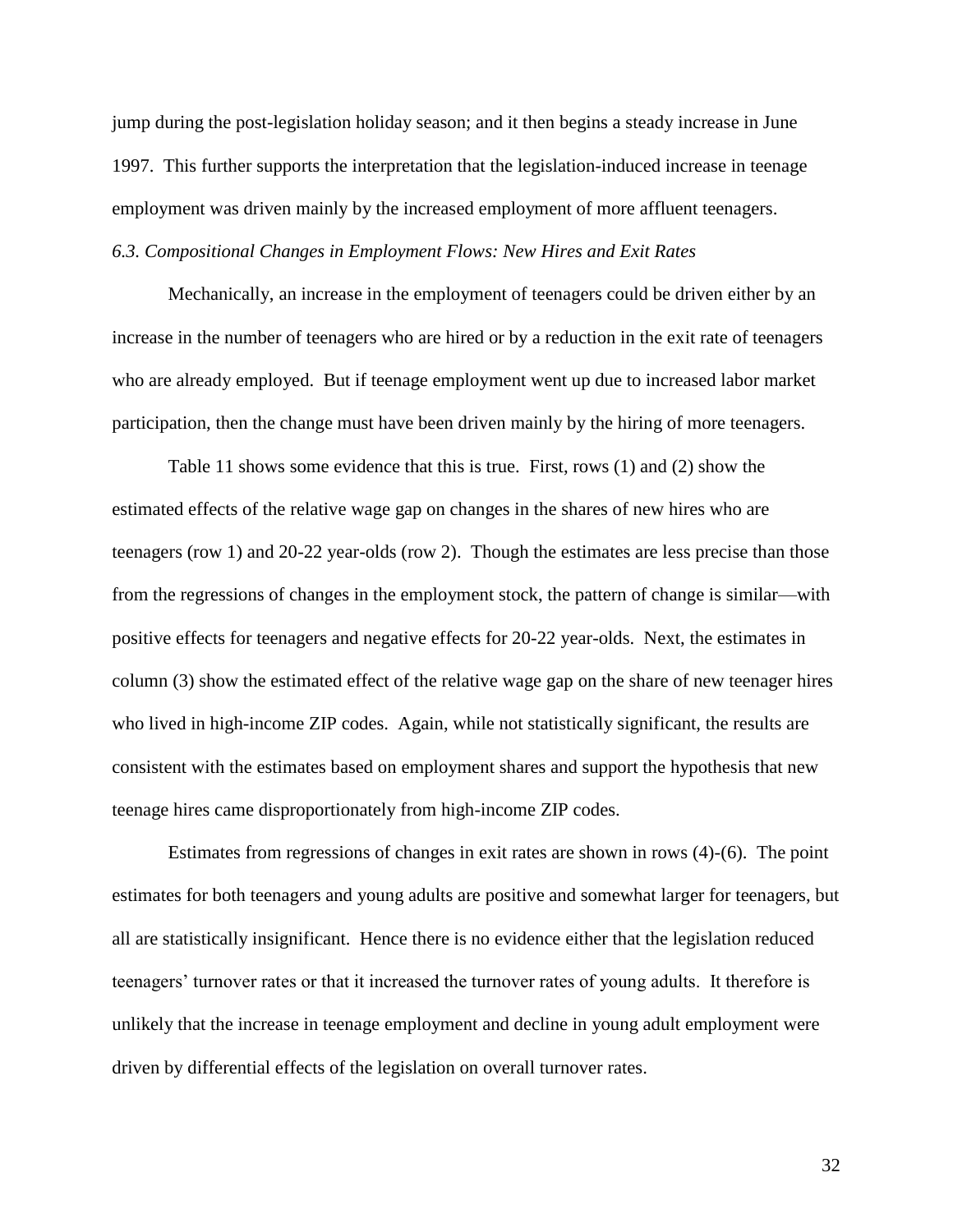jump during the post-legislation holiday season; and it then begins a steady increase in June 1997. This further supports the interpretation that the legislation-induced increase in teenage employment was driven mainly by the increased employment of more affluent teenagers.

### *6.3. Compositional Changes in Employment Flows: New Hires and Exit Rates*

Mechanically, an increase in the employment of teenagers could be driven either by an increase in the number of teenagers who are hired or by a reduction in the exit rate of teenagers who are already employed. But if teenage employment went up due to increased labor market participation, then the change must have been driven mainly by the hiring of more teenagers.

Table 11 shows some evidence that this is true. First, rows (1) and (2) show the estimated effects of the relative wage gap on changes in the shares of new hires who are teenagers (row 1) and 20-22 year-olds (row 2). Though the estimates are less precise than those from the regressions of changes in the employment stock, the pattern of change is similar—with positive effects for teenagers and negative effects for 20-22 year-olds. Next, the estimates in column (3) show the estimated effect of the relative wage gap on the share of new teenager hires who lived in high-income ZIP codes. Again, while not statistically significant, the results are consistent with the estimates based on employment shares and support the hypothesis that new teenage hires came disproportionately from high-income ZIP codes.

Estimates from regressions of changes in exit rates are shown in rows (4)-(6). The point estimates for both teenagers and young adults are positive and somewhat larger for teenagers, but all are statistically insignificant. Hence there is no evidence either that the legislation reduced teenagers' turnover rates or that it increased the turnover rates of young adults. It therefore is unlikely that the increase in teenage employment and decline in young adult employment were driven by differential effects of the legislation on overall turnover rates.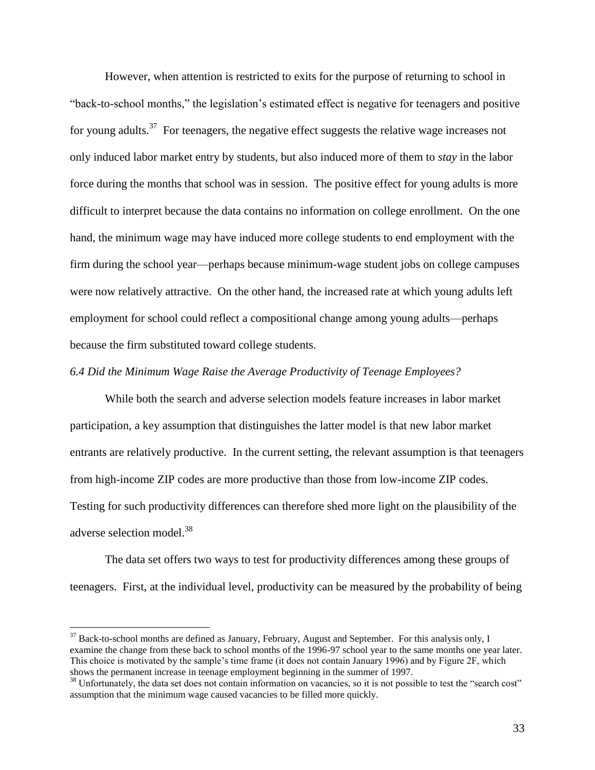However, when attention is restricted to exits for the purpose of returning to school in "back-to-school months," the legislation's estimated effect is negative for teenagers and positive for young adults.[37] For teenagers, the negative effect suggests the relative wage increases not only induced labor market entry by students, but also induced more of them to *stay* in the labor force during the months that school was in session. The positive effect for young adults is more difficult to interpret because the data contains no information on college enrollment. On the one hand, the minimum wage may have induced more college students to end employment with the firm during the school year—perhaps because minimum-wage student jobs on college campuses were now relatively attractive. On the other hand, the increased rate at which young adults left employment for school could reflect a compositional change among young adults—perhaps because the firm substituted toward college students.

### *6.4 Did the Minimum Wage Raise the Average Productivity of Teenage Employees?*

While both the search and adverse selection models feature increases in labor market participation, a key assumption that distinguishes the latter model is that new labor market entrants are relatively productive. In the current setting, the relevant assumption is that teenagers from high-income ZIP codes are more productive than those from low-income ZIP codes. Testing for such productivity differences can therefore shed more light on the plausibility of the adverse selection model.[38]

The data set offers two ways to test for productivity differences among these groups of teenagers. First, at the individual level, productivity can be measured by the probability of being

---

[37] Back-to-school months are defined as January, February, August and September. For this analysis only, I examine the change from these back to school months of the 1996-97 school year to the same months one year later. This choice is motivated by the sample's time frame (it does not contain January 1996) and by Figure 2F, which shows the permanent increase in teenage employment beginning in the summer of 1997.

[38] Unfortunately, the data set does not contain information on vacancies, so it is not possible to test the "search cost" assumption that the minimum wage caused vacancies to be filled more quickly.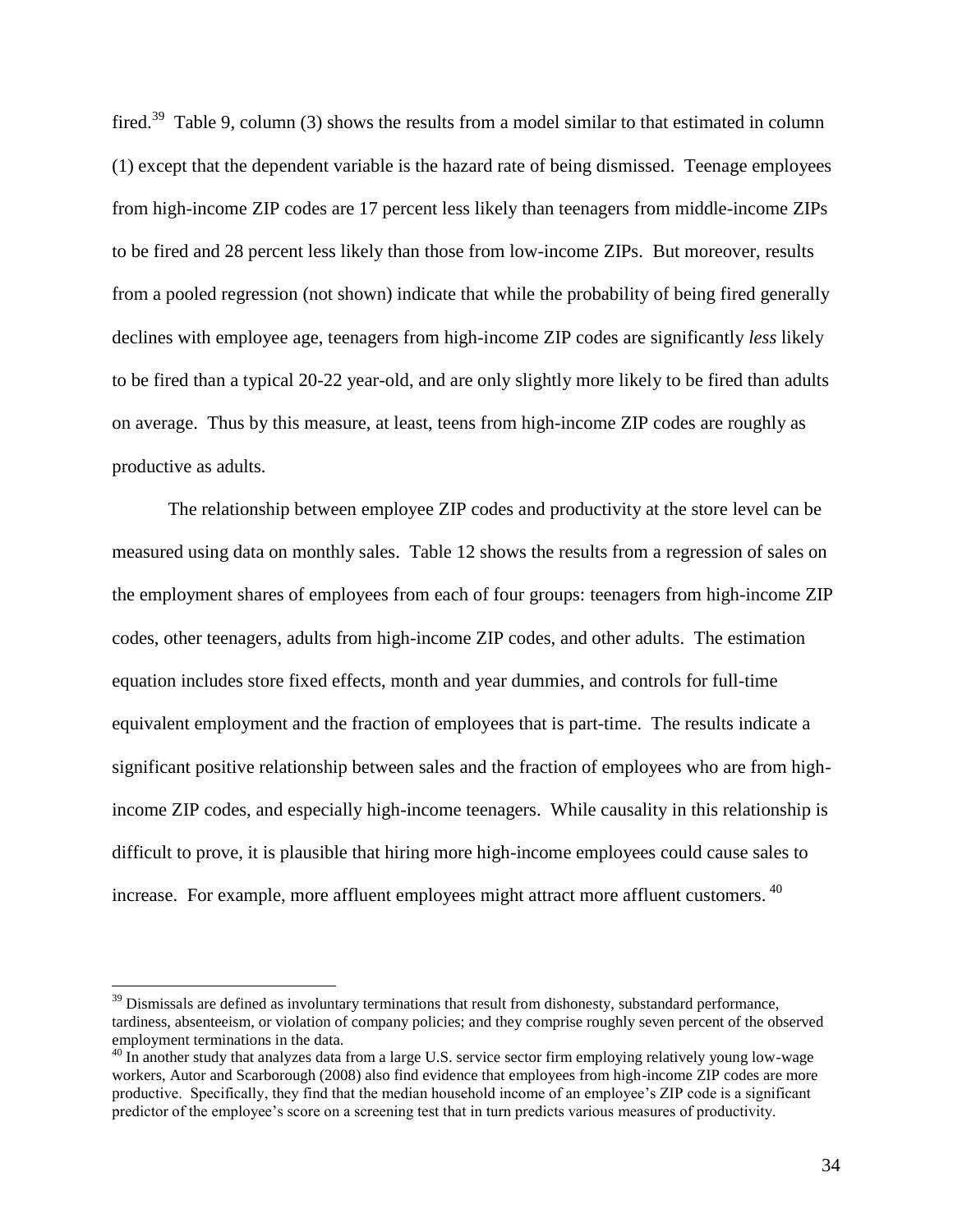fired.[39] Table 9, column (3) shows the results from a model similar to that estimated in column (1) except that the dependent variable is the hazard rate of being dismissed. Teenage employees from high-income ZIP codes are 17 percent less likely than teenagers from middle-income ZIPs to be fired and 28 percent less likely than those from low-income ZIPs. But moreover, results from a pooled regression (not shown) indicate that while the probability of being fired generally declines with employee age, teenagers from high-income ZIP codes are significantly *less* likely to be fired than a typical 20-22 year-old, and are only slightly more likely to be fired than adults on average. Thus by this measure, at least, teens from high-income ZIP codes are roughly as productive as adults.

The relationship between employee ZIP codes and productivity at the store level can be measured using data on monthly sales. Table 12 shows the results from a regression of sales on the employment shares of employees from each of four groups: teenagers from high-income ZIP codes, other teenagers, adults from high-income ZIP codes, and other adults. The estimation equation includes store fixed effects, month and year dummies, and controls for full-time equivalent employment and the fraction of employees that is part-time. The results indicate a significant positive relationship between sales and the fraction of employees who are from high-income ZIP codes, and especially high-income teenagers. While causality in this relationship is difficult to prove, it is plausible that hiring more high-income employees could cause sales to increase. For example, more affluent employees might attract more affluent customers.[40]

[39] Dismissals are defined as involuntary terminations that result from dishonesty, substandard performance, tardiness, absenteeism, or violation of company policies; and they comprise roughly seven percent of the observed employment terminations in the data.

[40] In another study that analyzes data from a large U.S. service sector firm employing relatively young low-wage workers, Autor and Scarborough (2008) also find evidence that employees from high-income ZIP codes are more productive. Specifically, they find that the median household income of an employee's ZIP code is a significant predictor of the employee's score on a screening test that in turn predicts various measures of productivity.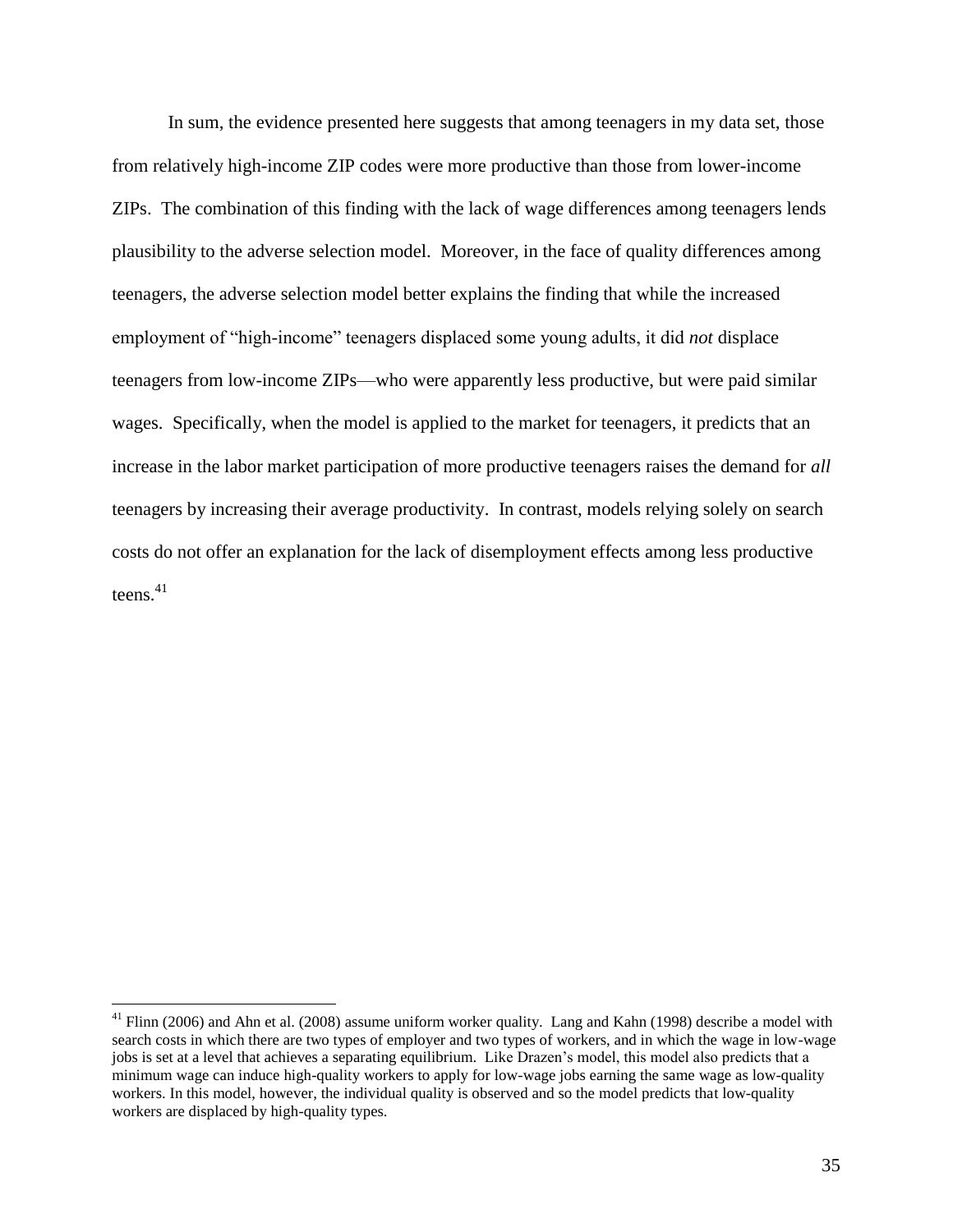In sum, the evidence presented here suggests that among teenagers in my data set, those from relatively high-income ZIP codes were more productive than those from lower-income ZIPs. The combination of this finding with the lack of wage differences among teenagers lends plausibility to the adverse selection model. Moreover, in the face of quality differences among teenagers, the adverse selection model better explains the finding that while the increased employment of "high-income" teenagers displaced some young adults, it did *not* displace teenagers from low-income ZIPs—who were apparently less productive, but were paid similar wages. Specifically, when the model is applied to the market for teenagers, it predicts that an increase in the labor market participation of more productive teenagers raises the demand for *all* teenagers by increasing their average productivity. In contrast, models relying solely on search costs do not offer an explanation for the lack of disemployment effects among less productive teens.[41]

---

[41] Flinn (2006) and Ahn et al. (2008) assume uniform worker quality. Lang and Kahn (1998) describe a model with search costs in which there are two types of employer and two types of workers, and in which the wage in low-wage jobs is set at a level that achieves a separating equilibrium. Like Drazen's model, this model also predicts that a minimum wage can induce high-quality workers to apply for low-wage jobs earning the same wage as low-quality workers. In this model, however, the individual quality is observed and so the model predicts that low-quality workers are displaced by high-quality types.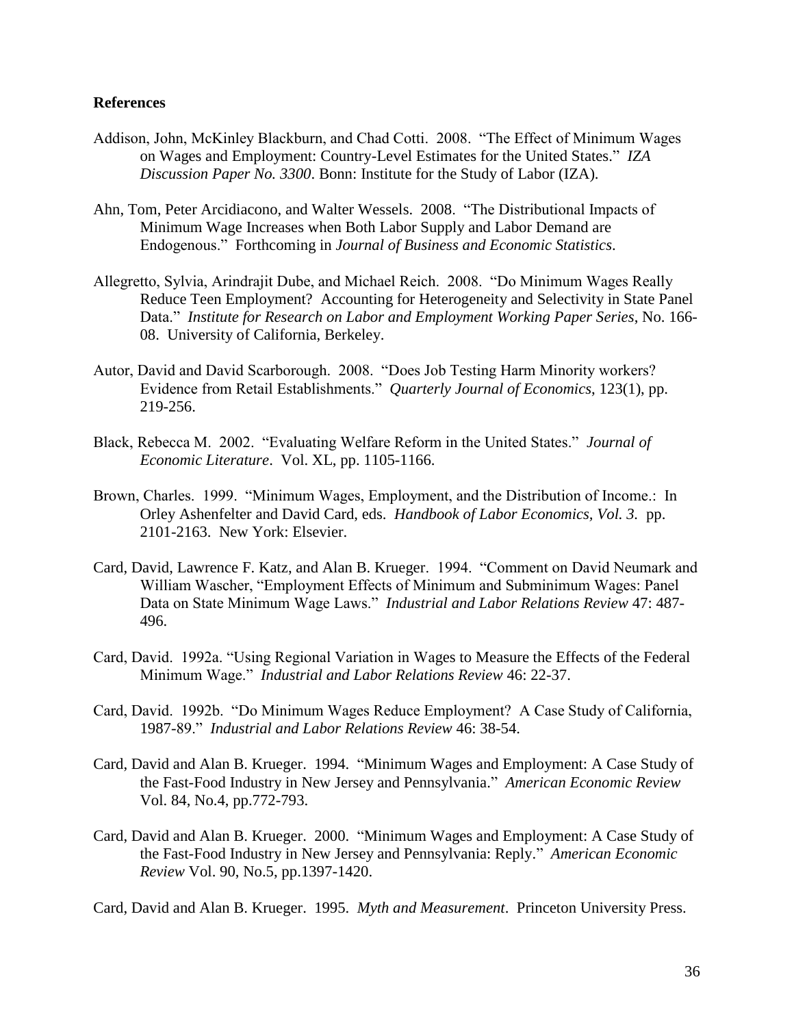**References**

Addison, John, McKinley Blackburn, and Chad Cotti. 2008. "The Effect of Minimum Wages on Wages and Employment: Country-Level Estimates for the United States." *IZA Discussion Paper No. 3300*. Bonn: Institute for the Study of Labor (IZA).

Ahn, Tom, Peter Arcidiacono, and Walter Wessels. 2008. "The Distributional Impacts of Minimum Wage Increases when Both Labor Supply and Labor Demand are Endogenous." Forthcoming in *Journal of Business and Economic Statistics*.

Allegretto, Sylvia, Arindrajit Dube, and Michael Reich. 2008. "Do Minimum Wages Really Reduce Teen Employment? Accounting for Heterogeneity and Selectivity in State Panel Data." *Institute for Research on Labor and Employment Working Paper Series*, No. 166-08. University of California, Berkeley.

Autor, David and David Scarborough. 2008. "Does Job Testing Harm Minority workers? Evidence from Retail Establishments." *Quarterly Journal of Economics*, 123(1), pp. 219-256.

Black, Rebecca M. 2002. "Evaluating Welfare Reform in the United States." *Journal of Economic Literature*. Vol. XL, pp. 1105-1166.

Brown, Charles. 1999. "Minimum Wages, Employment, and the Distribution of Income.: In Orley Ashenfelter and David Card, eds. *Handbook of Labor Economics, Vol. 3*. pp. 2101-2163. New York: Elsevier.

Card, David, Lawrence F. Katz, and Alan B. Krueger. 1994. "Comment on David Neumark and William Wascher, "Employment Effects of Minimum and Subminimum Wages: Panel Data on State Minimum Wage Laws." *Industrial and Labor Relations Review* 47: 487-496.

Card, David. 1992a. "Using Regional Variation in Wages to Measure the Effects of the Federal Minimum Wage." *Industrial and Labor Relations Review* 46: 22-37.

Card, David. 1992b. "Do Minimum Wages Reduce Employment? A Case Study of California, 1987-89." *Industrial and Labor Relations Review* 46: 38-54.

Card, David and Alan B. Krueger. 1994. "Minimum Wages and Employment: A Case Study of the Fast-Food Industry in New Jersey and Pennsylvania." *American Economic Review* Vol. 84, No.4, pp.772-793.

Card, David and Alan B. Krueger. 2000. "Minimum Wages and Employment: A Case Study of the Fast-Food Industry in New Jersey and Pennsylvania: Reply." *American Economic Review* Vol. 90, No.5, pp.1397-1420.

Card, David and Alan B. Krueger. 1995. *Myth and Measurement*. Princeton University Press.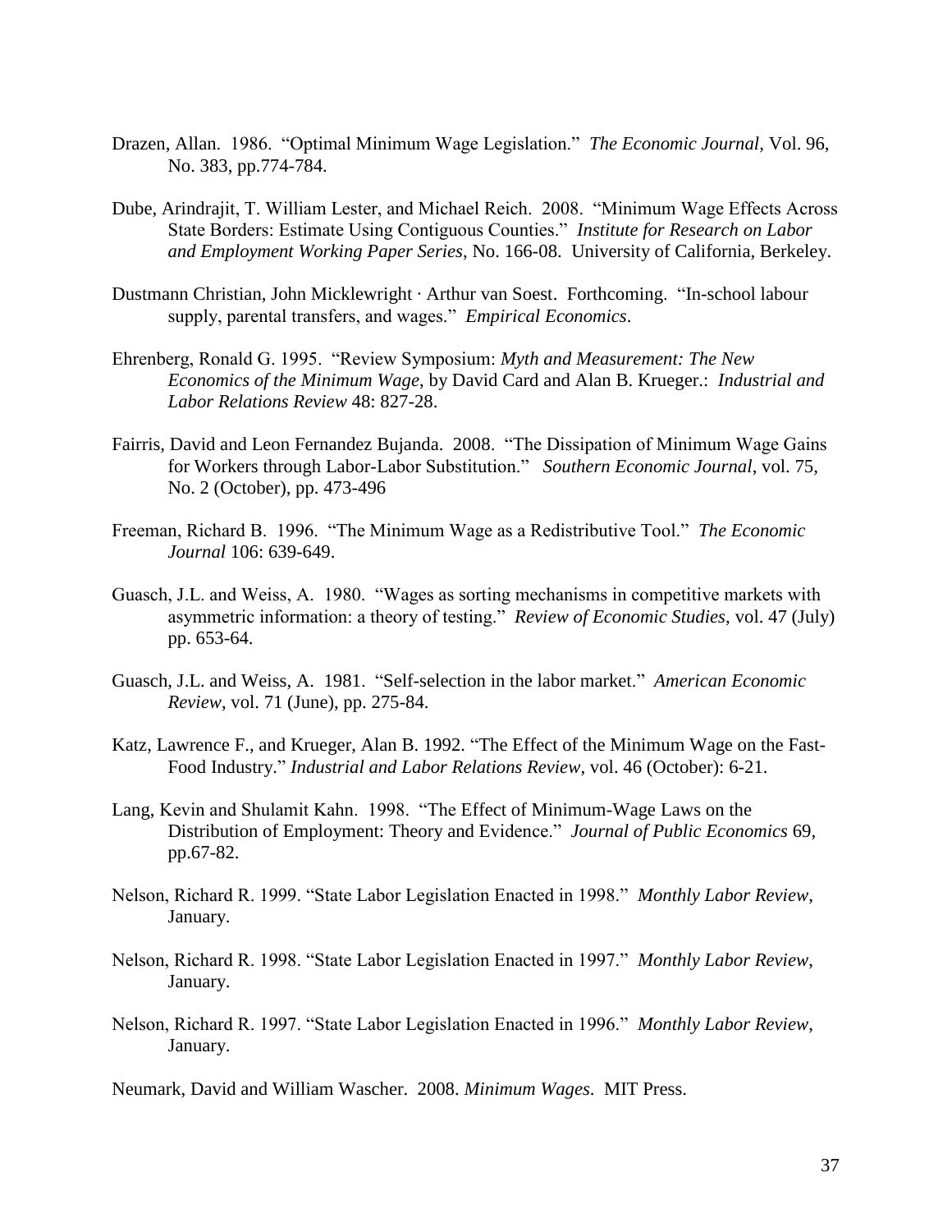Drazen, Allan. 1986. "Optimal Minimum Wage Legislation." *The Economic Journal*, Vol. 96, No. 383, pp.774-784.

Dube, Arindrajit, T. William Lester, and Michael Reich. 2008. "Minimum Wage Effects Across State Borders: Estimate Using Contiguous Counties." *Institute for Research on Labor and Employment Working Paper Series*, No. 166-08. University of California, Berkeley.

Dustmann Christian, John Micklewright · Arthur van Soest. Forthcoming. "In-school labour supply, parental transfers, and wages." *Empirical Economics*.

Ehrenberg, Ronald G. 1995. "Review Symposium: *Myth and Measurement: The New Economics of the Minimum Wage*, by David Card and Alan B. Krueger.: *Industrial and Labor Relations Review* 48: 827-28.

Fairris, David and Leon Fernandez Bujanda. 2008. "The Dissipation of Minimum Wage Gains for Workers through Labor-Labor Substitution." *Southern Economic Journal*, vol. 75, No. 2 (October), pp. 473-496

Freeman, Richard B. 1996. "The Minimum Wage as a Redistributive Tool." *The Economic Journal* 106: 639-649.

Guasch, J.L. and Weiss, A. 1980. "Wages as sorting mechanisms in competitive markets with asymmetric information: a theory of testing." *Review of Economic Studies*, vol. 47 (July) pp. 653-64.

Guasch, J.L. and Weiss, A. 1981. "Self-selection in the labor market." *American Economic Review*, vol. 71 (June), pp. 275-84.

Katz, Lawrence F., and Krueger, Alan B. 1992. "The Effect of the Minimum Wage on the Fast-Food Industry." *Industrial and Labor Relations Review*, vol. 46 (October): 6-21.

Lang, Kevin and Shulamit Kahn. 1998. "The Effect of Minimum-Wage Laws on the Distribution of Employment: Theory and Evidence." *Journal of Public Economics* 69, pp.67-82.

Nelson, Richard R. 1999. "State Labor Legislation Enacted in 1998." *Monthly Labor Review*, January.

Nelson, Richard R. 1998. "State Labor Legislation Enacted in 1997." *Monthly Labor Review*, January.

Nelson, Richard R. 1997. "State Labor Legislation Enacted in 1996." *Monthly Labor Review*, January.

Neumark, David and William Wascher. 2008. *Minimum Wages*. MIT Press.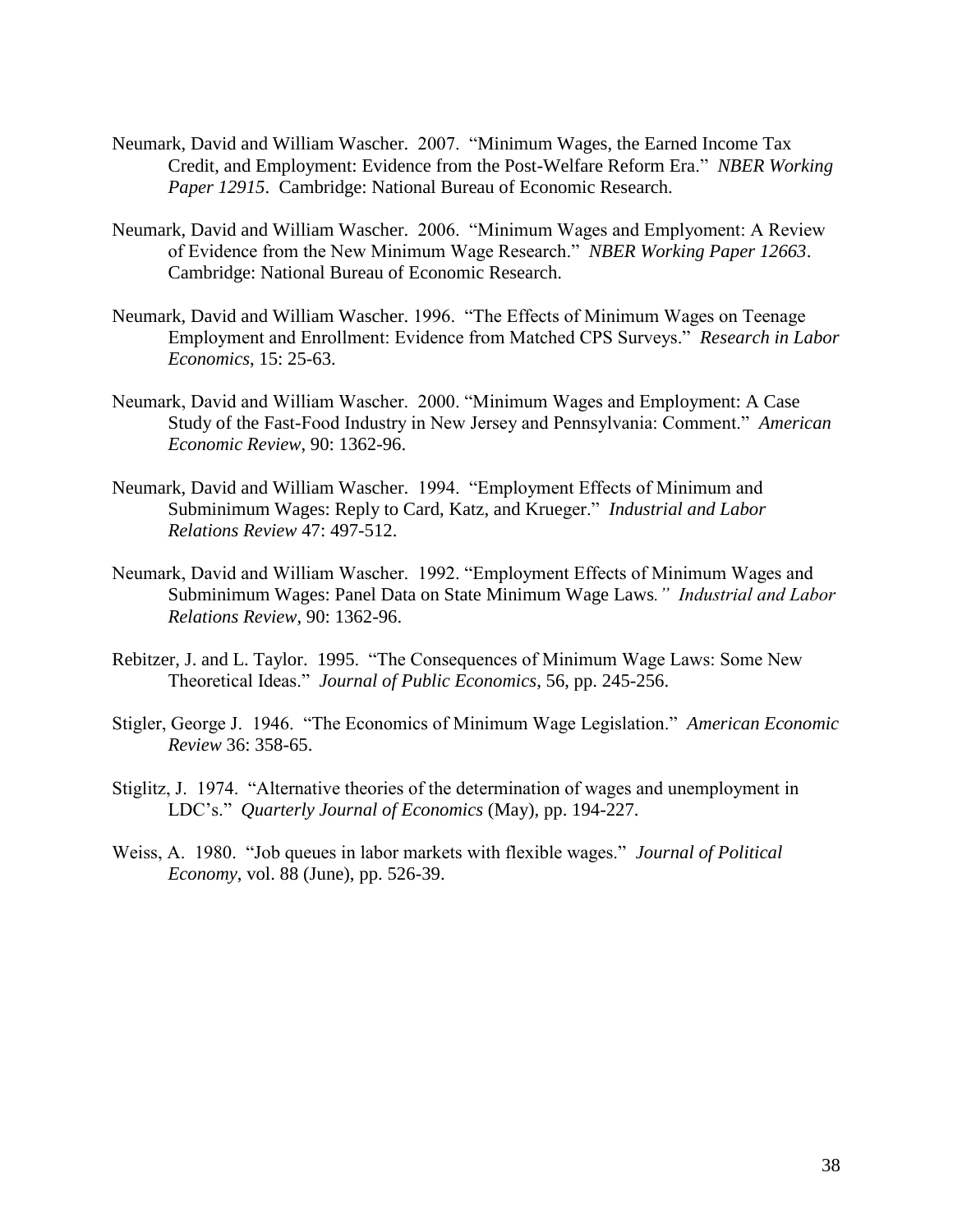Neumark, David and William Wascher. 2007. "Minimum Wages, the Earned Income Tax Credit, and Employment: Evidence from the Post-Welfare Reform Era." *NBER Working Paper 12915*. Cambridge: National Bureau of Economic Research.

Neumark, David and William Wascher. 2006. "Minimum Wages and Emplyoment: A Review of Evidence from the New Minimum Wage Research." *NBER Working Paper 12663*. Cambridge: National Bureau of Economic Research.

Neumark, David and William Wascher. 1996. "The Effects of Minimum Wages on Teenage Employment and Enrollment: Evidence from Matched CPS Surveys." *Research in Labor Economics*, 15: 25-63.

Neumark, David and William Wascher. 2000. "Minimum Wages and Employment: A Case Study of the Fast-Food Industry in New Jersey and Pennsylvania: Comment." *American Economic Review*, 90: 1362-96.

Neumark, David and William Wascher. 1994. "Employment Effects of Minimum and Subminimum Wages: Reply to Card, Katz, and Krueger." *Industrial and Labor Relations Review* 47: 497-512.

Neumark, David and William Wascher. 1992. "Employment Effects of Minimum Wages and Subminimum Wages: Panel Data on State Minimum Wage Laws*." Industrial and Labor Relations Review*, 90: 1362-96.

Rebitzer, J. and L. Taylor. 1995. "The Consequences of Minimum Wage Laws: Some New Theoretical Ideas." *Journal of Public Economics*, 56, pp. 245-256.

Stigler, George J. 1946. "The Economics of Minimum Wage Legislation." *American Economic Review* 36: 358-65.

Stiglitz, J. 1974. "Alternative theories of the determination of wages and unemployment in LDC's." *Quarterly Journal of Economics* (May), pp. 194-227.

Weiss, A. 1980. "Job queues in labor markets with flexible wages." *Journal of Political Economy*, vol. 88 (June), pp. 526-39.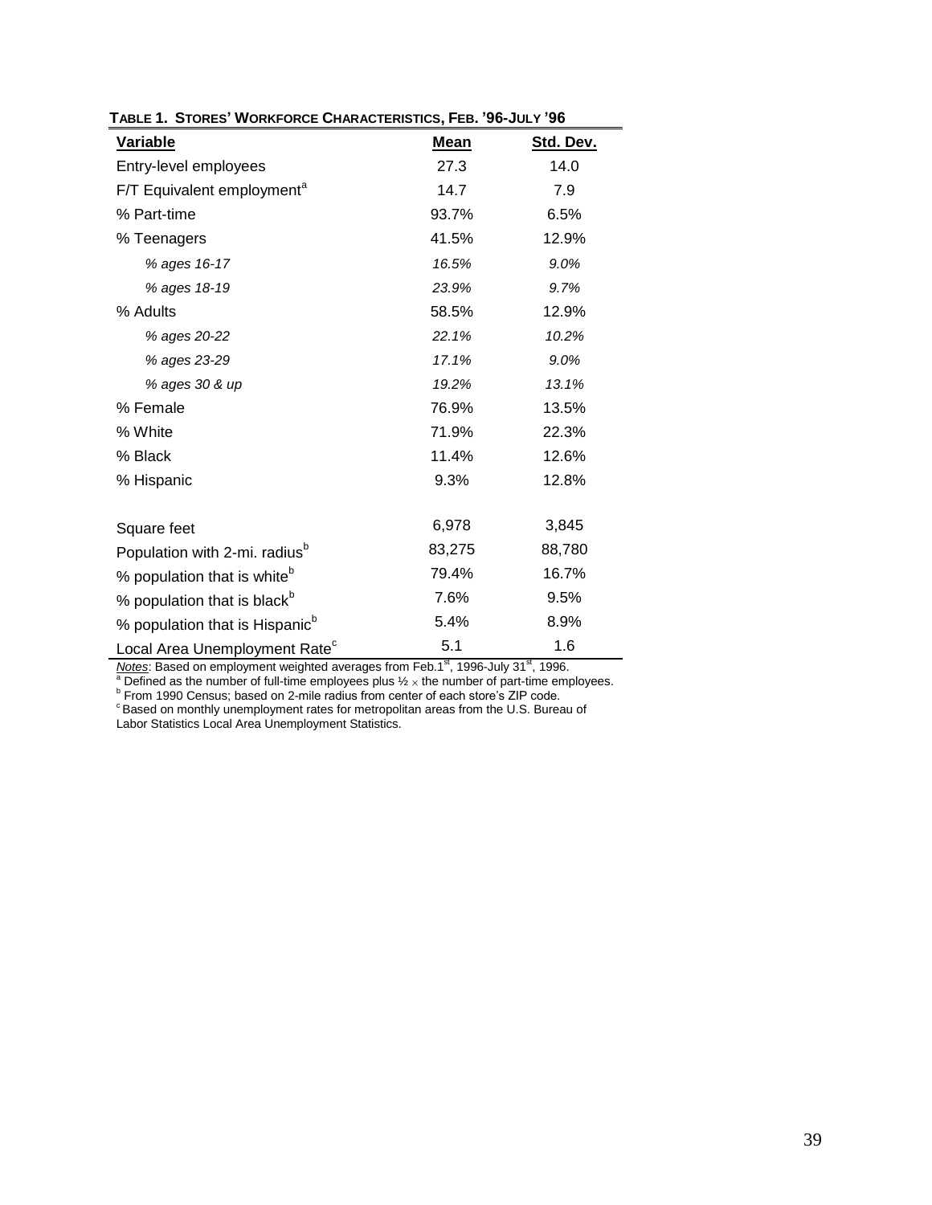**TABLE 1. STORES' WORKFORCE CHARACTERISTICS, FEB. '96-JULY '96**

| Variable | Mean | Std. Dev. |
|---|---|---|
| Entry-level employees | 27.3 | 14.0 |
| F/T Equivalent employment[a] | 14.7 | 7.9 |
| % Part-time | 93.7% | 6.5% |
| % Teenagers | 41.5% | 12.9% |
| *% ages 16-17* | *16.5%* | *9.0%* |
| *% ages 18-19* | *23.9%* | *9.7%* |
| % Adults | 58.5% | 12.9% |
| *% ages 20-22* | *22.1%* | *10.2%* |
| *% ages 23-29* | *17.1%* | *9.0%* |
| *% ages 30 & up* | *19.2%* | *13.1%* |
| % Female | 76.9% | 13.5% |
| % White | 71.9% | 22.3% |
| % Black | 11.4% | 12.6% |
| % Hispanic | 9.3% | 12.8% |
| | | |
| Square feet | 6,978 | 3,845 |
| Population with 2-mi. radius[b] | 83,275 | 88,780 |
| % population that is white[b] | 79.4% | 16.7% |
| % population that is black[b] | 7.6% | 9.5% |
| % population that is Hispanic[b] | 5.4% | 8.9% |
| Local Area Unemployment Rate[c] | 5.1 | 1.6 |

*Notes*: Based on employment weighted averages from Feb.1st, 1996-July 31st, 1996.
[a] Defined as the number of full-time employees plus ½ × the number of part-time employees.
[b] From 1990 Census; based on 2-mile radius from center of each store's ZIP code.
[c] Based on monthly unemployment rates for metropolitan areas from the U.S. Bureau of Labor Statistics Local Area Unemployment Statistics.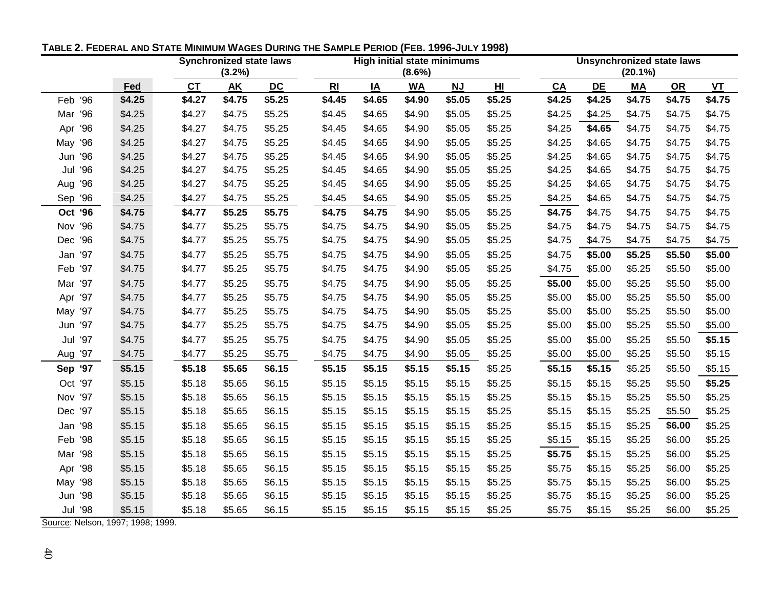**TABLE 2. FEDERAL AND STATE MINIMUM WAGES DURING THE SAMPLE PERIOD (FEB. 1996-JULY 1998)**

| | | Synchronized state laws (3.2%) | | | High initial state minimums (8.6%) | | | | | Unsynchronized state laws (20.1%) | | | | |
|---|---|---|---|---|---|---|---|---|---|---|---|---|---|---|
| | Fed | CT | AK | DC | RI | IA | WA | NJ | HI | CA | DE | MA | OR | VT |
| Feb '96 | **$4.25** | **$4.27** | **$4.75** | **$5.25** | **$4.45** | **$4.65** | **$4.90** | **$5.05** | **$5.25** | **$4.25** | **$4.25** | **$4.75** | **$4.75** | **$4.75** |
| Mar '96 | $4.25 | $4.27 | $4.75 | $5.25 | $4.45 | $4.65 | $4.90 | $5.05 | $5.25 | $4.25 | $4.25 | $4.75 | $4.75 | $4.75 |
| Apr '96 | $4.25 | $4.27 | $4.75 | $5.25 | $4.45 | $4.65 | $4.90 | $5.05 | $5.25 | $4.25 | **$4.65** | $4.75 | $4.75 | $4.75 |
| May '96 | $4.25 | $4.27 | $4.75 | $5.25 | $4.45 | $4.65 | $4.90 | $5.05 | $5.25 | $4.25 | $4.65 | $4.75 | $4.75 | $4.75 |
| Jun '96 | $4.25 | $4.27 | $4.75 | $5.25 | $4.45 | $4.65 | $4.90 | $5.05 | $5.25 | $4.25 | $4.65 | $4.75 | $4.75 | $4.75 |
| Jul '96 | $4.25 | $4.27 | $4.75 | $5.25 | $4.45 | $4.65 | $4.90 | $5.05 | $5.25 | $4.25 | $4.65 | $4.75 | $4.75 | $4.75 |
| Aug '96 | $4.25 | $4.27 | $4.75 | $5.25 | $4.45 | $4.65 | $4.90 | $5.05 | $5.25 | $4.25 | $4.65 | $4.75 | $4.75 | $4.75 |
| Sep '96 | $4.25 | $4.27 | $4.75 | $5.25 | $4.45 | $4.65 | $4.90 | $5.05 | $5.25 | $4.25 | $4.65 | $4.75 | $4.75 | $4.75 |
| **Oct '96** | **$4.75** | **$4.77** | **$5.25** | **$5.75** | **$4.75** | **$4.75** | $4.90 | $5.05 | $5.25 | **$4.75** | $4.75 | $4.75 | $4.75 | $4.75 |
| Nov '96 | $4.75 | $4.77 | $5.25 | $5.75 | $4.75 | $4.75 | $4.90 | $5.05 | $5.25 | $4.75 | $4.75 | $4.75 | $4.75 | $4.75 |
| Dec '96 | $4.75 | $4.77 | $5.25 | $5.75 | $4.75 | $4.75 | $4.90 | $5.05 | $5.25 | $4.75 | $4.75 | $4.75 | $4.75 | $4.75 |
| Jan '97 | $4.75 | $4.77 | $5.25 | $5.75 | $4.75 | $4.75 | $4.90 | $5.05 | $5.25 | $4.75 | **$5.00** | **$5.25** | **$5.50** | **$5.00** |
| Feb '97 | $4.75 | $4.77 | $5.25 | $5.75 | $4.75 | $4.75 | $4.90 | $5.05 | $5.25 | $4.75 | $5.00 | $5.25 | $5.50 | $5.00 |
| Mar '97 | $4.75 | $4.77 | $5.25 | $5.75 | $4.75 | $4.75 | $4.90 | $5.05 | $5.25 | **$5.00** | $5.00 | $5.25 | $5.50 | $5.00 |
| Apr '97 | $4.75 | $4.77 | $5.25 | $5.75 | $4.75 | $4.75 | $4.90 | $5.05 | $5.25 | $5.00 | $5.00 | $5.25 | $5.50 | $5.00 |
| May '97 | $4.75 | $4.77 | $5.25 | $5.75 | $4.75 | $4.75 | $4.90 | $5.05 | $5.25 | $5.00 | $5.00 | $5.25 | $5.50 | $5.00 |
| Jun '97 | $4.75 | $4.77 | $5.25 | $5.75 | $4.75 | $4.75 | $4.90 | $5.05 | $5.25 | $5.00 | $5.00 | $5.25 | $5.50 | $5.00 |
| Jul '97 | $4.75 | $4.77 | $5.25 | $5.75 | $4.75 | $4.75 | $4.90 | $5.05 | $5.25 | $5.00 | $5.00 | $5.25 | $5.50 | **$5.15** |
| Aug '97 | $4.75 | $4.77 | $5.25 | $5.75 | $4.75 | $4.75 | $4.90 | $5.05 | $5.25 | $5.00 | $5.00 | $5.25 | $5.50 | $5.15 |
| **Sep '97** | **$5.15** | **$5.18** | **$5.65** | **$6.15** | **$5.15** | **$5.15** | **$5.15** | **$5.15** | $5.25 | **$5.15** | **$5.15** | $5.25 | $5.50 | $5.15 |
| Oct '97 | $5.15 | $5.18 | $5.65 | $6.15 | $5.15 | $5.15 | $5.15 | $5.15 | $5.25 | $5.15 | $5.15 | $5.25 | $5.50 | **$5.25** |
| Nov '97 | $5.15 | $5.18 | $5.65 | $6.15 | $5.15 | $5.15 | $5.15 | $5.15 | $5.25 | $5.15 | $5.15 | $5.25 | $5.50 | $5.25 |
| Dec '97 | $5.15 | $5.18 | $5.65 | $6.15 | $5.15 | $5.15 | $5.15 | $5.15 | $5.25 | $5.15 | $5.15 | $5.25 | $5.50 | $5.25 |
| Jan '98 | $5.15 | $5.18 | $5.65 | $6.15 | $5.15 | $5.15 | $5.15 | $5.15 | $5.25 | $5.15 | $5.15 | $5.25 | **$6.00** | $5.25 |
| Feb '98 | $5.15 | $5.18 | $5.65 | $6.15 | $5.15 | $5.15 | $5.15 | $5.15 | $5.25 | $5.15 | $5.15 | $5.25 | $6.00 | $5.25 |
| Mar '98 | $5.15 | $5.18 | $5.65 | $6.15 | $5.15 | $5.15 | $5.15 | $5.15 | $5.25 | **$5.75** | $5.15 | $5.25 | $6.00 | $5.25 |
| Apr '98 | $5.15 | $5.18 | $5.65 | $6.15 | $5.15 | $5.15 | $5.15 | $5.15 | $5.25 | $5.75 | $5.15 | $5.25 | $6.00 | $5.25 |
| May '98 | $5.15 | $5.18 | $5.65 | $6.15 | $5.15 | $5.15 | $5.15 | $5.15 | $5.25 | $5.75 | $5.15 | $5.25 | $6.00 | $5.25 |
| Jun '98 | $5.15 | $5.18 | $5.65 | $6.15 | $5.15 | $5.15 | $5.15 | $5.15 | $5.25 | $5.75 | $5.15 | $5.25 | $6.00 | $5.25 |
| Jul '98 | $5.15 | $5.18 | $5.65 | $6.15 | $5.15 | $5.15 | $5.15 | $5.15 | $5.25 | $5.75 | $5.15 | $5.25 | $6.00 | $5.25 |

Source: Nelson, 1997; 1998; 1999.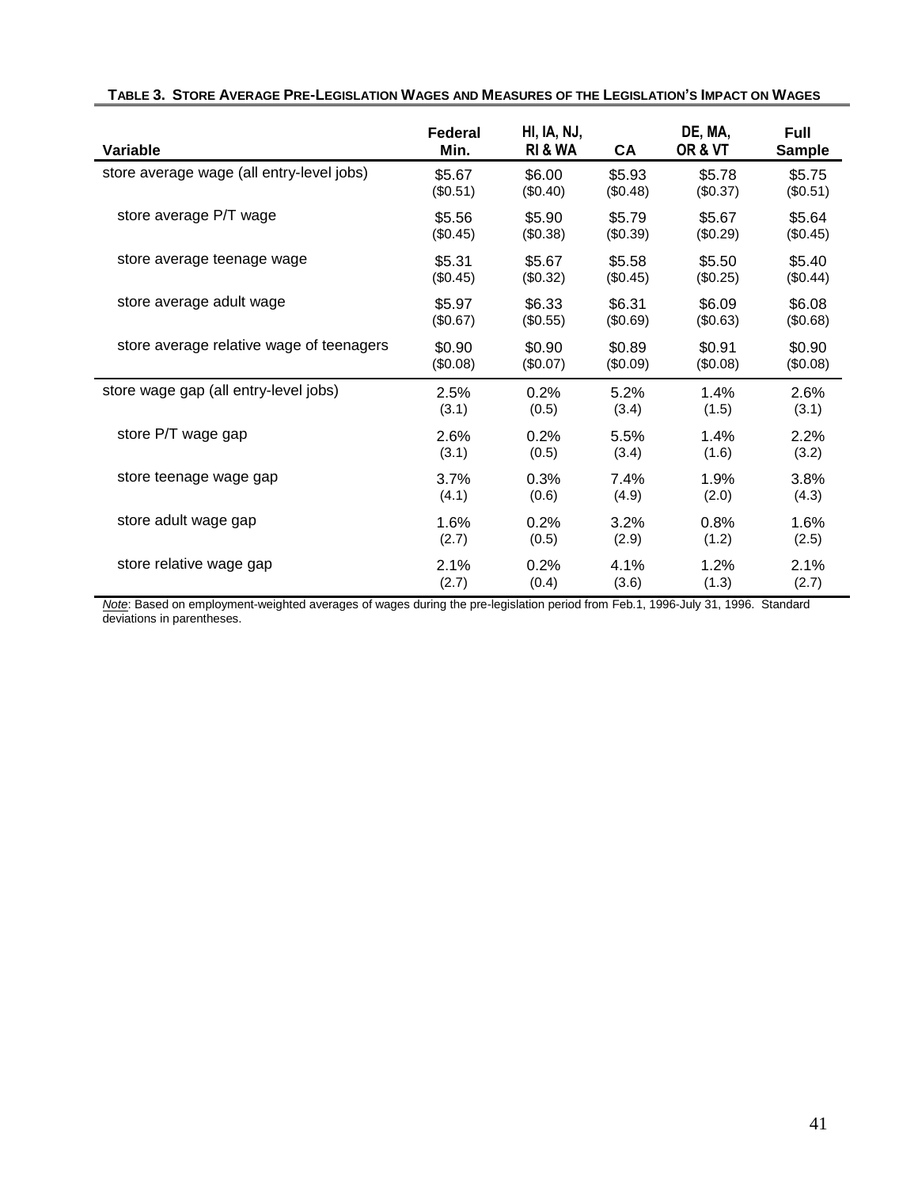**TABLE 3. STORE AVERAGE PRE-LEGISLATION WAGES AND MEASURES OF THE LEGISLATION'S IMPACT ON WAGES**

| Variable | Federal Min. | HI, IA, NJ, RI & WA | CA | DE, MA, OR & VT | Full Sample |
|---|---|---|---|---|---|
| store average wage (all entry-level jobs) | $5.67 | $6.00 | $5.93 | $5.78 | $5.75 |
| | ($0.51) | ($0.40) | ($0.48) | ($0.37) | ($0.51) |
| store average P/T wage | $5.56 | $5.90 | $5.79 | $5.67 | $5.64 |
| | ($0.45) | ($0.38) | ($0.39) | ($0.29) | ($0.45) |
| store average teenage wage | $5.31 | $5.67 | $5.58 | $5.50 | $5.40 |
| | ($0.45) | ($0.32) | ($0.45) | ($0.25) | ($0.44) |
| store average adult wage | $5.97 | $6.33 | $6.31 | $6.09 | $6.08 |
| | ($0.67) | ($0.55) | ($0.69) | ($0.63) | ($0.68) |
| store average relative wage of teenagers | $0.90 | $0.90 | $0.89 | $0.91 | $0.90 |
| | ($0.08) | ($0.07) | ($0.09) | ($0.08) | ($0.08) |
| store wage gap (all entry-level jobs) | 2.5% | 0.2% | 5.2% | 1.4% | 2.6% |
| | (3.1) | (0.5) | (3.4) | (1.5) | (3.1) |
| store P/T wage gap | 2.6% | 0.2% | 5.5% | 1.4% | 2.2% |
| | (3.1) | (0.5) | (3.4) | (1.6) | (3.2) |
| store teenage wage gap | 3.7% | 0.3% | 7.4% | 1.9% | 3.8% |
| | (4.1) | (0.6) | (4.9) | (2.0) | (4.3) |
| store adult wage gap | 1.6% | 0.2% | 3.2% | 0.8% | 1.6% |
| | (2.7) | (0.5) | (2.9) | (1.2) | (2.5) |
| store relative wage gap | 2.1% | 0.2% | 4.1% | 1.2% | 2.1% |
| | (2.7) | (0.4) | (3.6) | (1.3) | (2.7) |

*Note*: Based on employment-weighted averages of wages during the pre-legislation period from Feb.1, 1996-July 31, 1996. Standard deviations in parentheses.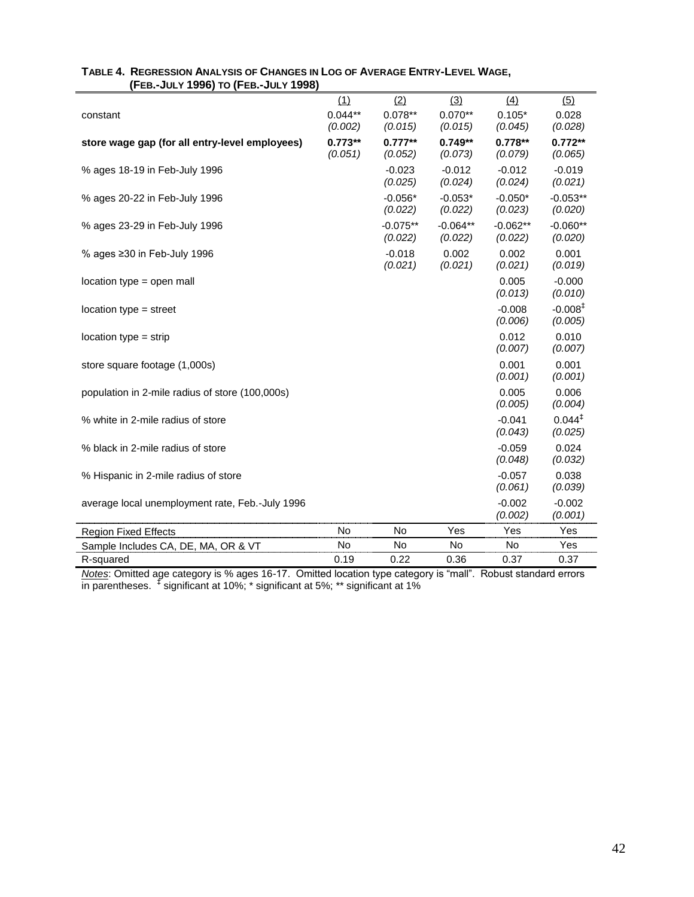**TABLE 4. REGRESSION ANALYSIS OF CHANGES IN LOG OF AVERAGE ENTRY-LEVEL WAGE, (FEB.-JULY 1996) TO (FEB.-JULY 1998)**

| | (1) | (2) | (3) | (4) | (5) |
|---|---|---|---|---|---|
| constant | 0.044** | 0.078** | 0.070** | 0.105* | 0.028 |
| | *(0.002)* | *(0.015)* | *(0.015)* | *(0.045)* | *(0.028)* |
| **store wage gap (for all entry-level employees)** | **0.773**** | **0.777**** | **0.749**** | **0.778**** | **0.772**** |
| | *(0.051)* | *(0.052)* | *(0.073)* | *(0.079)* | *(0.065)* |
| % ages 18-19 in Feb-July 1996 | | -0.023 | -0.012 | -0.012 | -0.019 |
| | | *(0.025)* | *(0.024)* | *(0.024)* | *(0.021)* |
| % ages 20-22 in Feb-July 1996 | | -0.056* | -0.053* | -0.050* | -0.053** |
| | | *(0.022)* | *(0.022)* | *(0.023)* | *(0.020)* |
| % ages 23-29 in Feb-July 1996 | | -0.075** | -0.064** | -0.062** | -0.060** |
| | | *(0.022)* | *(0.022)* | *(0.022)* | *(0.020)* |
| % ages ≥30 in Feb-July 1996 | | -0.018 | 0.002 | 0.002 | 0.001 |
| | | *(0.021)* | *(0.021)* | *(0.021)* | *(0.019)* |
| location type = open mall | | | | 0.005 | -0.000 |
| | | | | *(0.013)* | *(0.010)* |
| location type = street | | | | -0.008 | -0.008‡ |
| | | | | *(0.006)* | *(0.005)* |
| location type = strip | | | | 0.012 | 0.010 |
| | | | | *(0.007)* | *(0.007)* |
| store square footage (1,000s) | | | | 0.001 | 0.001 |
| | | | | *(0.001)* | *(0.001)* |
| population in 2-mile radius of store (100,000s) | | | | 0.005 | 0.006 |
| | | | | *(0.005)* | *(0.004)* |
| % white in 2-mile radius of store | | | | -0.041 | 0.044‡ |
| | | | | *(0.043)* | *(0.025)* |
| % black in 2-mile radius of store | | | | -0.059 | 0.024 |
| | | | | *(0.048)* | *(0.032)* |
| % Hispanic in 2-mile radius of store | | | | -0.057 | 0.038 |
| | | | | *(0.061)* | *(0.039)* |
| average local unemployment rate, Feb.-July 1996 | | | | -0.002 | -0.002 |
| | | | | *(0.002)* | *(0.001)* |
| Region Fixed Effects | No | No | Yes | Yes | Yes |
| Sample Includes CA, DE, MA, OR & VT | No | No | No | No | Yes |
| R-squared | 0.19 | 0.22 | 0.36 | 0.37 | 0.37 |

*Notes*: Omitted age category is % ages 16-17. Omitted location type category is "mall". Robust standard errors in parentheses. ‡ significant at 10%; * significant at 5%; ** significant at 1%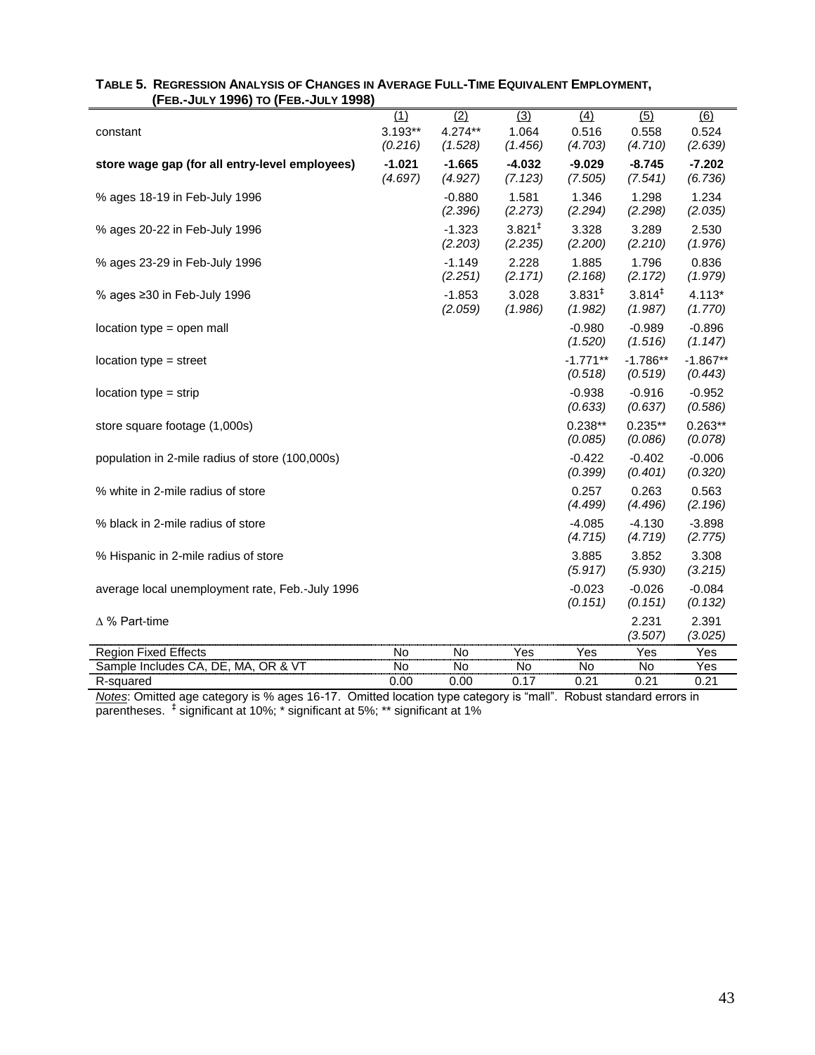**TABLE 5. REGRESSION ANALYSIS OF CHANGES IN AVERAGE FULL-TIME EQUIVALENT EMPLOYMENT, (FEB.-JULY 1996) TO (FEB.-JULY 1998)**

| | (1) | (2) | (3) | (4) | (5) | (6) |
|---|---|---|---|---|---|---|
| constant | 3.193** | 4.274** | 1.064 | 0.516 | 0.558 | 0.524 |
| | *(0.216)* | *(1.528)* | *(1.456)* | *(4.703)* | *(4.710)* | *(2.639)* |
| **store wage gap (for all entry-level employees)** | **-1.021** | **-1.665** | **-4.032** | **-9.029** | **-8.745** | **-7.202** |
| | *(4.697)* | *(4.927)* | *(7.123)* | *(7.505)* | *(7.541)* | *(6.736)* |
| % ages 18-19 in Feb-July 1996 | | -0.880 | 1.581 | 1.346 | 1.298 | 1.234 |
| | | *(2.396)* | *(2.273)* | *(2.294)* | *(2.298)* | *(2.035)* |
| % ages 20-22 in Feb-July 1996 | | -1.323 | 3.821‡ | 3.328 | 3.289 | 2.530 |
| | | *(2.203)* | *(2.235)* | *(2.200)* | *(2.210)* | *(1.976)* |
| % ages 23-29 in Feb-July 1996 | | -1.149 | 2.228 | 1.885 | 1.796 | 0.836 |
| | | *(2.251)* | *(2.171)* | *(2.168)* | *(2.172)* | *(1.979)* |
| % ages ≥30 in Feb-July 1996 | | -1.853 | 3.028 | 3.831‡ | 3.814‡ | 4.113* |
| | | *(2.059)* | *(1.986)* | *(1.982)* | *(1.987)* | *(1.770)* |
| location type = open mall | | | | -0.980 | -0.989 | -0.896 |
| | | | | *(1.520)* | *(1.516)* | *(1.147)* |
| location type = street | | | | -1.771** | -1.786** | -1.867** |
| | | | | *(0.518)* | *(0.519)* | *(0.443)* |
| location type = strip | | | | -0.938 | -0.916 | -0.952 |
| | | | | *(0.633)* | *(0.637)* | *(0.586)* |
| store square footage (1,000s) | | | | 0.238** | 0.235** | 0.263** |
| | | | | *(0.085)* | *(0.086)* | *(0.078)* |
| population in 2-mile radius of store (100,000s) | | | | -0.422 | -0.402 | -0.006 |
| | | | | *(0.399)* | *(0.401)* | *(0.320)* |
| % white in 2-mile radius of store | | | | 0.257 | 0.263 | 0.563 |
| | | | | *(4.499)* | *(4.496)* | *(2.196)* |
| % black in 2-mile radius of store | | | | -4.085 | -4.130 | -3.898 |
| | | | | *(4.715)* | *(4.719)* | *(2.775)* |
| % Hispanic in 2-mile radius of store | | | | 3.885 | 3.852 | 3.308 |
| | | | | *(5.917)* | *(5.930)* | *(3.215)* |
| average local unemployment rate, Feb.-July 1996 | | | | -0.023 | -0.026 | -0.084 |
| | | | | *(0.151)* | *(0.151)* | *(0.132)* |
| $\Delta$ % Part-time | | | | | 2.231 | 2.391 |
| | | | | | *(3.507)* | *(3.025)* |
| Region Fixed Effects | No | No | Yes | Yes | Yes | Yes |
| Sample Includes CA, DE, MA, OR & VT | No | No | No | No | No | Yes |
| R-squared | 0.00 | 0.00 | 0.17 | 0.21 | 0.21 | 0.21 |

*Notes*: Omitted age category is % ages 16-17. Omitted location type category is "mall". Robust standard errors in parentheses. ‡ significant at 10%; * significant at 5%; ** significant at 1%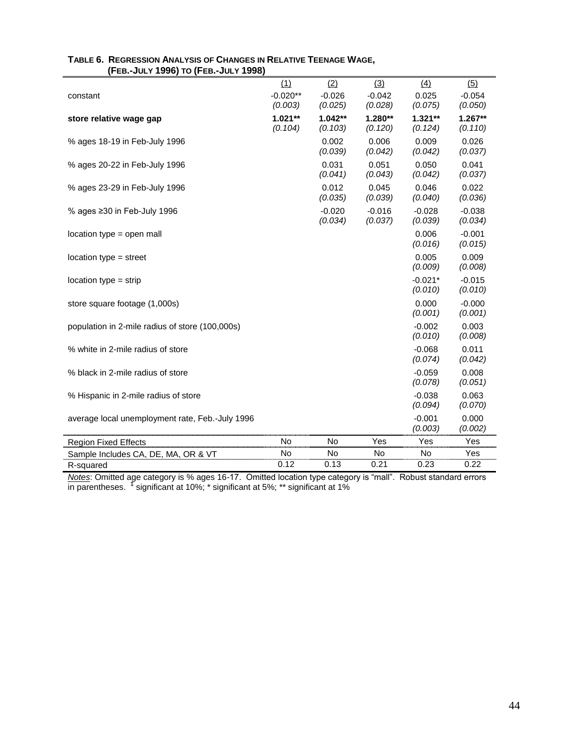**TABLE 6. REGRESSION ANALYSIS OF CHANGES IN RELATIVE TEENAGE WAGE, (FEB.-JULY 1996) TO (FEB.-JULY 1998)**

| | (1) | (2) | (3) | (4) | (5) |
|---|---|---|---|---|---|
| constant | -0.020** | -0.026 | -0.042 | 0.025 | -0.054 |
| | *(0.003)* | *(0.025)* | *(0.028)* | *(0.075)* | *(0.050)* |
| **store relative wage gap** | **1.021**** | **1.042**** | **1.280**** | **1.321**** | **1.267**** |
| | *(0.104)* | *(0.103)* | *(0.120)* | *(0.124)* | *(0.110)* |
| % ages 18-19 in Feb-July 1996 | | 0.002 | 0.006 | 0.009 | 0.026 |
| | | *(0.039)* | *(0.042)* | *(0.042)* | *(0.037)* |
| % ages 20-22 in Feb-July 1996 | | 0.031 | 0.051 | 0.050 | 0.041 |
| | | *(0.041)* | *(0.043)* | *(0.042)* | *(0.037)* |
| % ages 23-29 in Feb-July 1996 | | 0.012 | 0.045 | 0.046 | 0.022 |
| | | *(0.035)* | *(0.039)* | *(0.040)* | *(0.036)* |
| % ages ≥30 in Feb-July 1996 | | -0.020 | -0.016 | -0.028 | -0.038 |
| | | *(0.034)* | *(0.037)* | *(0.039)* | *(0.034)* |
| location type = open mall | | | | 0.006 | -0.001 |
| | | | | *(0.016)* | *(0.015)* |
| location type = street | | | | 0.005 | 0.009 |
| | | | | *(0.009)* | *(0.008)* |
| location type = strip | | | | -0.021* | -0.015 |
| | | | | *(0.010)* | *(0.010)* |
| store square footage (1,000s) | | | | 0.000 | -0.000 |
| | | | | *(0.001)* | *(0.001)* |
| population in 2-mile radius of store (100,000s) | | | | -0.002 | 0.003 |
| | | | | *(0.010)* | *(0.008)* |
| % white in 2-mile radius of store | | | | -0.068 | 0.011 |
| | | | | *(0.074)* | *(0.042)* |
| % black in 2-mile radius of store | | | | -0.059 | 0.008 |
| | | | | *(0.078)* | *(0.051)* |
| % Hispanic in 2-mile radius of store | | | | -0.038 | 0.063 |
| | | | | *(0.094)* | *(0.070)* |
| average local unemployment rate, Feb.-July 1996 | | | | -0.001 | 0.000 |
| | | | | *(0.003)* | *(0.002)* |
| Region Fixed Effects | No | No | Yes | Yes | Yes |
| Sample Includes CA, DE, MA, OR & VT | No | No | No | No | Yes |
| R-squared | 0.12 | 0.13 | 0.21 | 0.23 | 0.22 |

*Notes*: Omitted age category is % ages 16-17. Omitted location type category is "mall". Robust standard errors in parentheses. ‡ significant at 10%; * significant at 5%; ** significant at 1%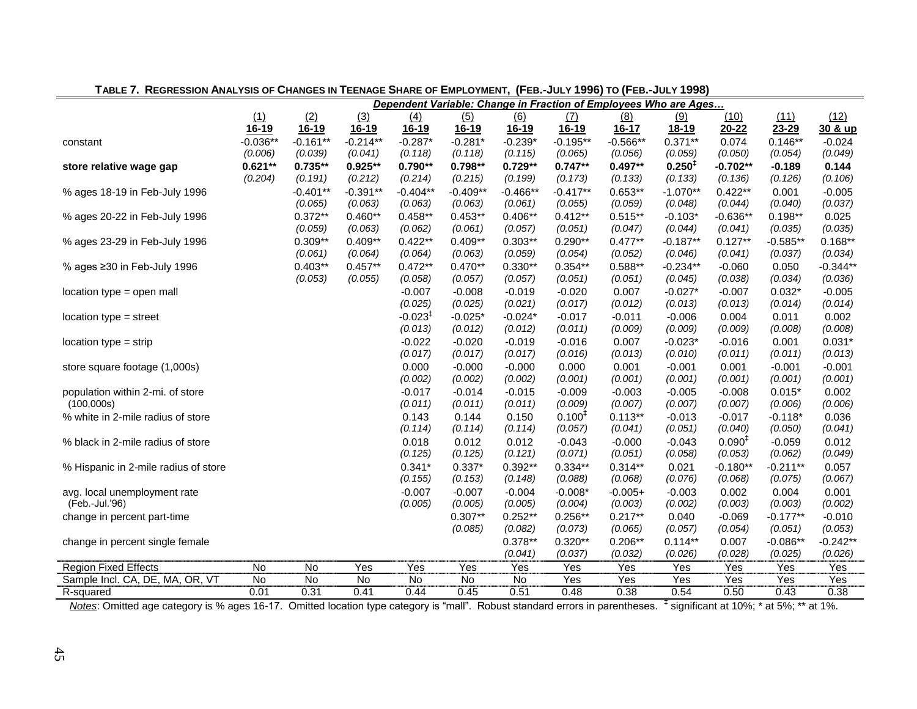**Table 7. Regression Analysis of Changes in Teenage Share of Employment, (Feb.-July 1996) to (Feb.-July 1998)**

| | *Dependent Variable: Change in Fraction of Employees Who are Ages…* | | | | | | | | | | | |
|---|---|---|---|---|---|---|---|---|---|---|---|---|
| | (1) 16-19 | (2) 16-19 | (3) 16-19 | (4) 16-19 | (5) 16-19 | (6) 16-19 | (7) 16-19 | (8) 16-17 | (9) 18-19 | (10) 20-22 | (11) 23-29 | (12) 30 & up |
| constant | -0.036** | -0.161** | -0.214** | -0.287* | -0.281* | -0.239* | -0.195** | -0.566** | 0.371** | 0.074 | 0.146** | -0.024 |
| | *(0.006)* | *(0.039)* | *(0.041)* | *(0.118)* | *(0.118)* | *(0.115)* | *(0.065)* | *(0.056)* | *(0.059)* | *(0.050)* | *(0.054)* | *(0.049)* |
| **store relative wage gap** | **0.621**** | **0.735**** | **0.925**** | **0.790**** | **0.798**** | **0.729**** | **0.747**** | **0.497**** | **0.250‡** | **-0.702**** | **-0.189** | **0.144** |
| | *(0.204)* | *(0.191)* | *(0.212)* | *(0.214)* | *(0.215)* | *(0.199)* | *(0.173)* | *(0.133)* | *(0.133)* | *(0.136)* | *(0.126)* | *(0.106)* |
| % ages 18-19 in Feb-July 1996 | | -0.401** | -0.391** | -0.404** | -0.409** | -0.466** | -0.417** | 0.653** | -1.070** | 0.422** | 0.001 | -0.005 |
| | | *(0.065)* | *(0.063)* | *(0.063)* | *(0.063)* | *(0.061)* | *(0.055)* | *(0.059)* | *(0.048)* | *(0.044)* | *(0.040)* | *(0.037)* |
| % ages 20-22 in Feb-July 1996 | | 0.372** | 0.460** | 0.458** | 0.453** | 0.406** | 0.412** | 0.515** | -0.103* | -0.636** | 0.198** | 0.025 |
| | | *(0.059)* | *(0.063)* | *(0.062)* | *(0.061)* | *(0.057)* | *(0.051)* | *(0.047)* | *(0.044)* | *(0.041)* | *(0.035)* | *(0.035)* |
| % ages 23-29 in Feb-July 1996 | | 0.309** | 0.409** | 0.422** | 0.409** | 0.303** | 0.290** | 0.477** | -0.187** | 0.127** | -0.585** | 0.168** |
| | | *(0.061)* | *(0.064)* | *(0.064)* | *(0.063)* | *(0.059)* | *(0.054)* | *(0.052)* | *(0.046)* | *(0.041)* | *(0.037)* | *(0.034)* |
| % ages ≥30 in Feb-July 1996 | | 0.403** | 0.457** | 0.472** | 0.470** | 0.330** | 0.354** | 0.588** | -0.234** | -0.060 | 0.050 | -0.344** |
| | | *(0.053)* | *(0.055)* | *(0.058)* | *(0.057)* | *(0.057)* | *(0.051)* | *(0.051)* | *(0.045)* | *(0.038)* | *(0.034)* | *(0.036)* |
| location type = open mall | | | | -0.007 | -0.008 | -0.019 | -0.020 | 0.007 | -0.027* | -0.007 | 0.032* | -0.005 |
| | | | | *(0.025)* | *(0.025)* | *(0.021)* | *(0.017)* | *(0.012)* | *(0.013)* | *(0.013)* | *(0.014)* | *(0.014)* |
| location type = street | | | | -0.023‡ | -0.025* | -0.024* | -0.017 | -0.011 | -0.006 | 0.004 | 0.011 | 0.002 |
| | | | | *(0.013)* | *(0.012)* | *(0.012)* | *(0.011)* | *(0.009)* | *(0.009)* | *(0.009)* | *(0.008)* | *(0.008)* |
| location type = strip | | | | -0.022 | -0.020 | -0.019 | -0.016 | 0.007 | -0.023* | -0.016 | 0.001 | 0.031* |
| | | | | *(0.017)* | *(0.017)* | *(0.017)* | *(0.016)* | *(0.013)* | *(0.010)* | *(0.011)* | *(0.011)* | *(0.013)* |
| store square footage (1,000s) | | | | 0.000 | -0.000 | -0.000 | 0.000 | 0.001 | -0.001 | 0.001 | -0.001 | -0.001 |
| | | | | *(0.002)* | *(0.002)* | *(0.002)* | *(0.001)* | *(0.001)* | *(0.001)* | *(0.001)* | *(0.001)* | *(0.001)* |
| population within 2-mi. of store (100,000s) | | | | -0.017 | -0.014 | -0.015 | -0.009 | -0.003 | -0.005 | -0.008 | 0.015* | 0.002 |
| | | | | *(0.011)* | *(0.011)* | *(0.011)* | *(0.009)* | *(0.007)* | *(0.007)* | *(0.007)* | *(0.006)* | *(0.006)* |
| % white in 2-mile radius of store | | | | 0.143 | 0.144 | 0.150 | 0.100‡ | 0.113** | -0.013 | -0.017 | -0.118* | 0.036 |
| | | | | *(0.114)* | *(0.114)* | *(0.114)* | *(0.057)* | *(0.041)* | *(0.051)* | *(0.040)* | *(0.050)* | *(0.041)* |
| % black in 2-mile radius of store | | | | 0.018 | 0.012 | 0.012 | -0.043 | -0.000 | -0.043 | 0.090‡ | -0.059 | 0.012 |
| | | | | *(0.125)* | *(0.125)* | *(0.121)* | *(0.071)* | *(0.051)* | *(0.058)* | *(0.053)* | *(0.062)* | *(0.049)* |
| % Hispanic in 2-mile radius of store | | | | 0.341* | 0.337* | 0.392** | 0.334** | 0.314** | 0.021 | -0.180** | -0.211** | 0.057 |
| | | | | *(0.155)* | *(0.153)* | *(0.148)* | *(0.088)* | *(0.068)* | *(0.076)* | *(0.068)* | *(0.075)* | *(0.067)* |
| avg. local unemployment rate (Feb.-Jul.'96) | | | | -0.007 | -0.007 | -0.004 | -0.008* | -0.005+ | -0.003 | 0.002 | 0.004 | 0.001 |
| | | | | *(0.005)* | *(0.005)* | *(0.005)* | *(0.004)* | *(0.003)* | *(0.002)* | *(0.003)* | *(0.003)* | *(0.002)* |
| change in percent part-time | | | | | 0.307** | 0.252** | 0.256** | 0.217** | 0.040 | -0.069 | -0.177** | -0.010 |
| | | | | | *(0.085)* | *(0.082)* | *(0.073)* | *(0.065)* | *(0.057)* | *(0.054)* | *(0.051)* | *(0.053)* |
| change in percent single female | | | | | | 0.378** | 0.320** | 0.206** | 0.114** | 0.007 | -0.086** | -0.242** |
| | | | | | | *(0.041)* | *(0.037)* | *(0.032)* | *(0.026)* | *(0.028)* | *(0.025)* | *(0.026)* |
| Region Fixed Effects | No | No | Yes | Yes | Yes | Yes | Yes | Yes | Yes | Yes | Yes | Yes |
| Sample Incl. CA, DE, MA, OR, VT | No | No | No | No | No | No | Yes | Yes | Yes | Yes | Yes | Yes |
| R-squared | 0.01 | 0.31 | 0.41 | 0.44 | 0.45 | 0.51 | 0.48 | 0.38 | 0.54 | 0.50 | 0.43 | 0.38 |

*Notes*: Omitted age category is % ages 16-17. Omitted location type category is "mall". Robust standard errors in parentheses. ‡ significant at 10%; * at 5%; ** at 1%.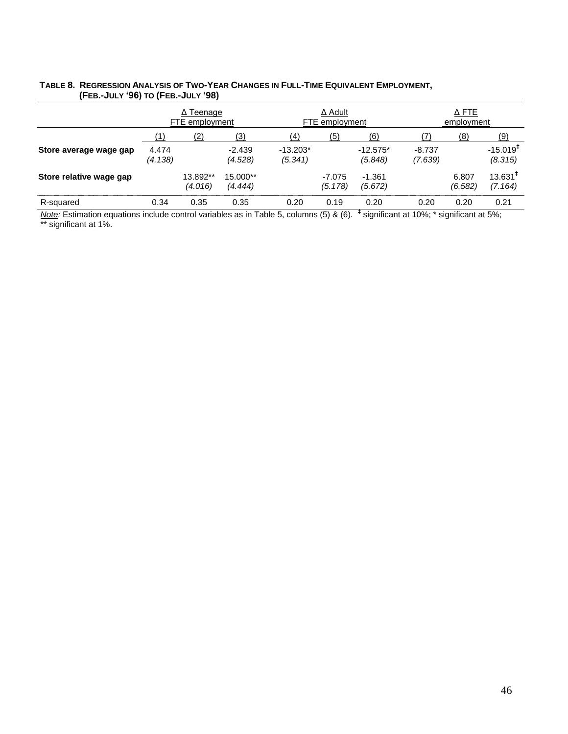**TABLE 8. REGRESSION ANALYSIS OF TWO-YEAR CHANGES IN FULL-TIME EQUIVALENT EMPLOYMENT, (FEB.-JULY '96) TO (FEB.-JULY '98)**

| | Δ Teenage FTE employment | | | Δ Adult FTE employment | | | Δ FTE employment | | |
|---|---|---|---|---|---|---|---|---|---|
| | (1) | (2) | (3) | (4) | (5) | (6) | (7) | (8) | (9) |
| **Store average wage gap** | 4.474 *(4.138)* | | -2.439 *(4.528)* | -13.203* *(5.341)* | | -12.575* *(5.848)* | -8.737 *(7.639)* | | -15.019‡ *(8.315)* |
| **Store relative wage gap** | | 13.892** *(4.016)* | 15.000** *(4.444)* | | -7.075 *(5.178)* | -1.361 *(5.672)* | | 6.807 *(6.582)* | 13.631‡ *(7.164)* |
| R-squared | 0.34 | 0.35 | 0.35 | 0.20 | 0.19 | 0.20 | 0.20 | 0.20 | 0.21 |

*Note:* Estimation equations include control variables as in Table 5, columns (5) & (6). ‡ significant at 10%; * significant at 5%; ** significant at 1%.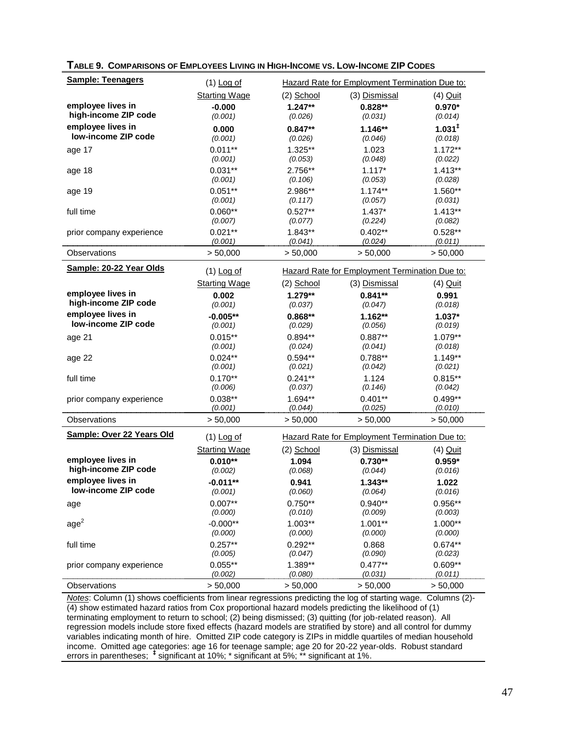**TABLE 9. COMPARISONS OF EMPLOYEES LIVING IN HIGH-INCOME VS. LOW-INCOME ZIP CODES**

| **Sample: Teenagers** | (1) Log of | Hazard Rate for Employment Termination Due to: | | |
|---|---|---|---|---|
| | Starting Wage | (2) School | (3) Dismissal | (4) Quit |
| **employee lives in high-income ZIP code** | **-0.000** | **1.247**** | **0.828**** | **0.970*** |
| | *(0.001)* | *(0.026)* | *(0.031)* | *(0.014)* |
| **employee lives in low-income ZIP code** | **0.000** | **0.847**** | **1.146**** | **1.031‡** |
| | *(0.001)* | *(0.026)* | *(0.046)* | *(0.018)* |
| age 17 | 0.011** | 1.325** | 1.023 | 1.172** |
| | *(0.001)* | *(0.053)* | *(0.048)* | *(0.022)* |
| age 18 | 0.031** | 2.756** | 1.117* | 1.413** |
| | *(0.001)* | *(0.106)* | *(0.053)* | *(0.028)* |
| age 19 | 0.051** | 2.986** | 1.174** | 1.560** |
| | *(0.001)* | *(0.117)* | *(0.057)* | *(0.031)* |
| full time | 0.060** | 0.527** | 1.437* | 1.413** |
| | *(0.007)* | *(0.077)* | *(0.224)* | *(0.082)* |
| prior company experience | 0.021** | 1.843** | 0.402** | 0.528** |
| | *(0.001)* | *(0.041)* | *(0.024)* | *(0.011)* |
| Observations | > 50,000 | > 50,000 | > 50,000 | > 50,000 |

| **Sample: 20-22 Year Olds** | (1) Log of | Hazard Rate for Employment Termination Due to: | | |
|---|---|---|---|---|
| | Starting Wage | (2) School | (3) Dismissal | (4) Quit |
| **employee lives in high-income ZIP code** | **0.002** | **1.279**** | **0.841**** | **0.991** |
| | *(0.001)* | *(0.037)* | *(0.047)* | *(0.018)* |
| **employee lives in low-income ZIP code** | **-0.005**** | **0.868**** | **1.162**** | **1.037*** |
| | *(0.001)* | *(0.029)* | *(0.056)* | *(0.019)* |
| age 21 | 0.015** | 0.894** | 0.887** | 1.079** |
| | *(0.001)* | *(0.024)* | *(0.041)* | *(0.018)* |
| age 22 | 0.024** | 0.594** | 0.788** | 1.149** |
| | *(0.001)* | *(0.021)* | *(0.042)* | *(0.021)* |
| full time | 0.170** | 0.241** | 1.124 | 0.815** |
| | *(0.006)* | *(0.037)* | *(0.146)* | *(0.042)* |
| prior company experience | 0.038** | 1.694** | 0.401** | 0.499** |
| | *(0.001)* | *(0.044)* | *(0.025)* | *(0.010)* |
| Observations | > 50,000 | > 50,000 | > 50,000 | > 50,000 |

| **Sample: Over 22 Years Old** | (1) Log of | Hazard Rate for Employment Termination Due to: | | |
|---|---|---|---|---|
| | Starting Wage | (2) School | (3) Dismissal | (4) Quit |
| **employee lives in high-income ZIP code** | **0.010**** | **1.094** | **0.730**** | **0.959*** |
| | *(0.002)* | *(0.068)* | *(0.044)* | *(0.016)* |
| **employee lives in low-income ZIP code** | **-0.011**** | **0.941** | **1.343**** | **1.022** |
| | *(0.001)* | *(0.060)* | *(0.064)* | *(0.016)* |
| age | 0.007** | 0.750** | 0.940** | 0.956** |
| | *(0.000)* | *(0.010)* | *(0.009)* | *(0.003)* |
| $age^2$ | -0.000** | 1.003** | 1.001** | 1.000** |
| | *(0.000)* | *(0.000)* | *(0.000)* | *(0.000)* |
| full time | 0.257** | 0.292** | 0.868 | 0.674** |
| | *(0.005)* | *(0.047)* | *(0.090)* | *(0.023)* |
| prior company experience | 0.055** | 1.389** | 0.477** | 0.609** |
| | *(0.002)* | *(0.080)* | *(0.031)* | *(0.011)* |
| Observations | > 50,000 | > 50,000 | > 50,000 | > 50,000 |

*Notes*: Column (1) shows coefficients from linear regressions predicting the log of starting wage. Columns (2)-(4) show estimated hazard ratios from Cox proportional hazard models predicting the likelihood of (1) terminating employment to return to school; (2) being dismissed; (3) quitting (for job-related reason). All regression models include store fixed effects (hazard models are stratified by store) and all control for dummy variables indicating month of hire. Omitted ZIP code category is ZIPs in middle quartiles of median household income. Omitted age categories: age 16 for teenage sample; age 20 for 20-22 year-olds. Robust standard errors in parentheses; ‡ significant at 10%; * significant at 5%; ** significant at 1%.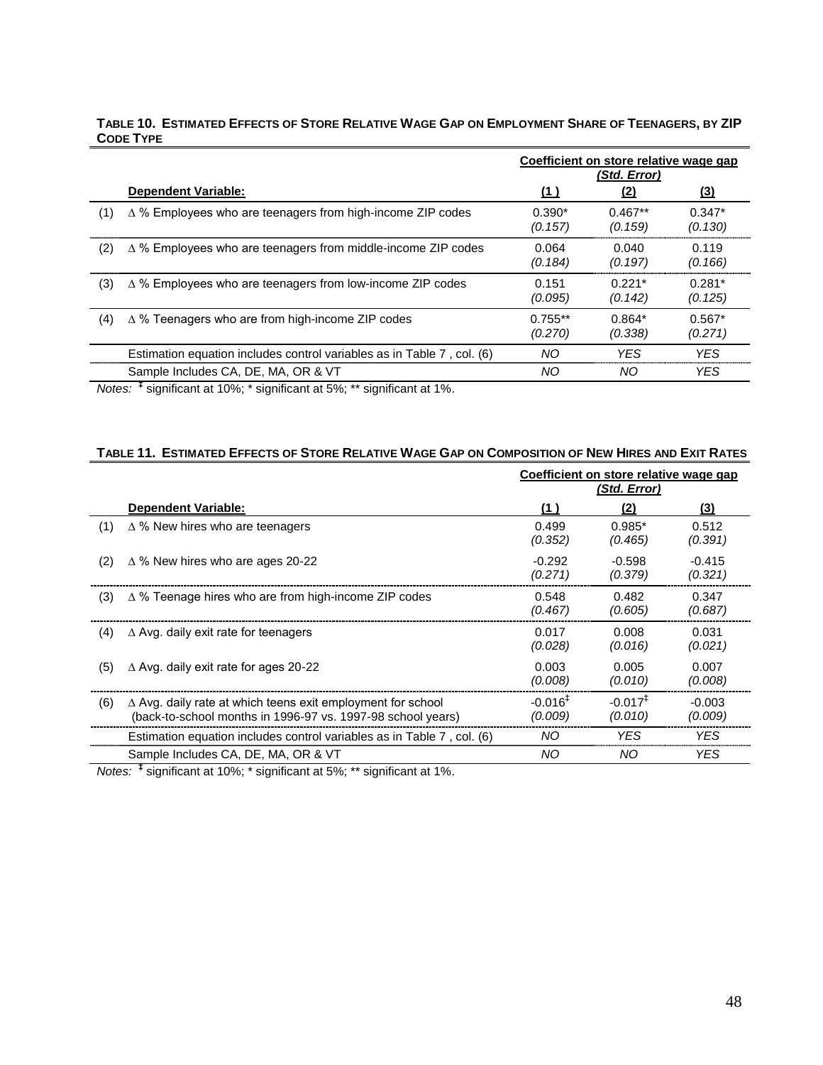**TABLE 10. ESTIMATED EFFECTS OF STORE RELATIVE WAGE GAP ON EMPLOYMENT SHARE OF TEENAGERS, BY ZIP CODE TYPE**

| | | Coefficient on store relative wage gap *(Std. Error)* | | |
|---|---|---|---|---|
| | **Dependent Variable:** | **(1)** | **(2)** | **(3)** |
| (1) | Δ % Employees who are teenagers from high-income ZIP codes | 0.390* *(0.157)* | 0.467** *(0.159)* | 0.347* *(0.130)* |
| (2) | Δ % Employees who are teenagers from middle-income ZIP codes | 0.064 *(0.184)* | 0.040 *(0.197)* | 0.119 *(0.166)* |
| (3) | Δ % Employees who are teenagers from low-income ZIP codes | 0.151 *(0.095)* | 0.221* *(0.142)* | 0.281* *(0.125)* |
| (4) | Δ % Teenagers who are from high-income ZIP codes | 0.755** *(0.270)* | 0.864* *(0.338)* | 0.567* *(0.271)* |
| | Estimation equation includes control variables as in Table 7 , col. (6) | *NO* | *YES* | *YES* |
| | Sample Includes CA, DE, MA, OR & VT | *NO* | *NO* | *YES* |

*Notes:* ‡ significant at 10%; * significant at 5%; ** significant at 1%.

**TABLE 11. ESTIMATED EFFECTS OF STORE RELATIVE WAGE GAP ON COMPOSITION OF NEW HIRES AND EXIT RATES**

| | | Coefficient on store relative wage gap *(Std. Error)* | | |
|---|---|---|---|---|
| | **Dependent Variable:** | **(1)** | **(2)** | **(3)** |
| (1) | Δ % New hires who are teenagers | 0.499 *(0.352)* | 0.985* *(0.465)* | 0.512 *(0.391)* |
| (2) | Δ % New hires who are ages 20-22 | -0.292 *(0.271)* | -0.598 *(0.379)* | -0.415 *(0.321)* |
| (3) | Δ % Teenage hires who are from high-income ZIP codes | 0.548 *(0.467)* | 0.482 *(0.605)* | 0.347 *(0.687)* |
| (4) | Δ Avg. daily exit rate for teenagers | 0.017 *(0.028)* | 0.008 *(0.016)* | 0.031 *(0.021)* |
| (5) | Δ Avg. daily exit rate for ages 20-22 | 0.003 *(0.008)* | 0.005 *(0.010)* | 0.007 *(0.008)* |
| (6) | Δ Avg. daily rate at which teens exit employment for school (back-to-school months in 1996-97 vs. 1997-98 school years) | -0.016‡ *(0.009)* | -0.017‡ *(0.010)* | -0.003 *(0.009)* |
| | Estimation equation includes control variables as in Table 7 , col. (6) | *NO* | *YES* | *YES* |
| | Sample Includes CA, DE, MA, OR & VT | *NO* | *NO* | *YES* |

*Notes:* ‡ significant at 10%; * significant at 5%; ** significant at 1%.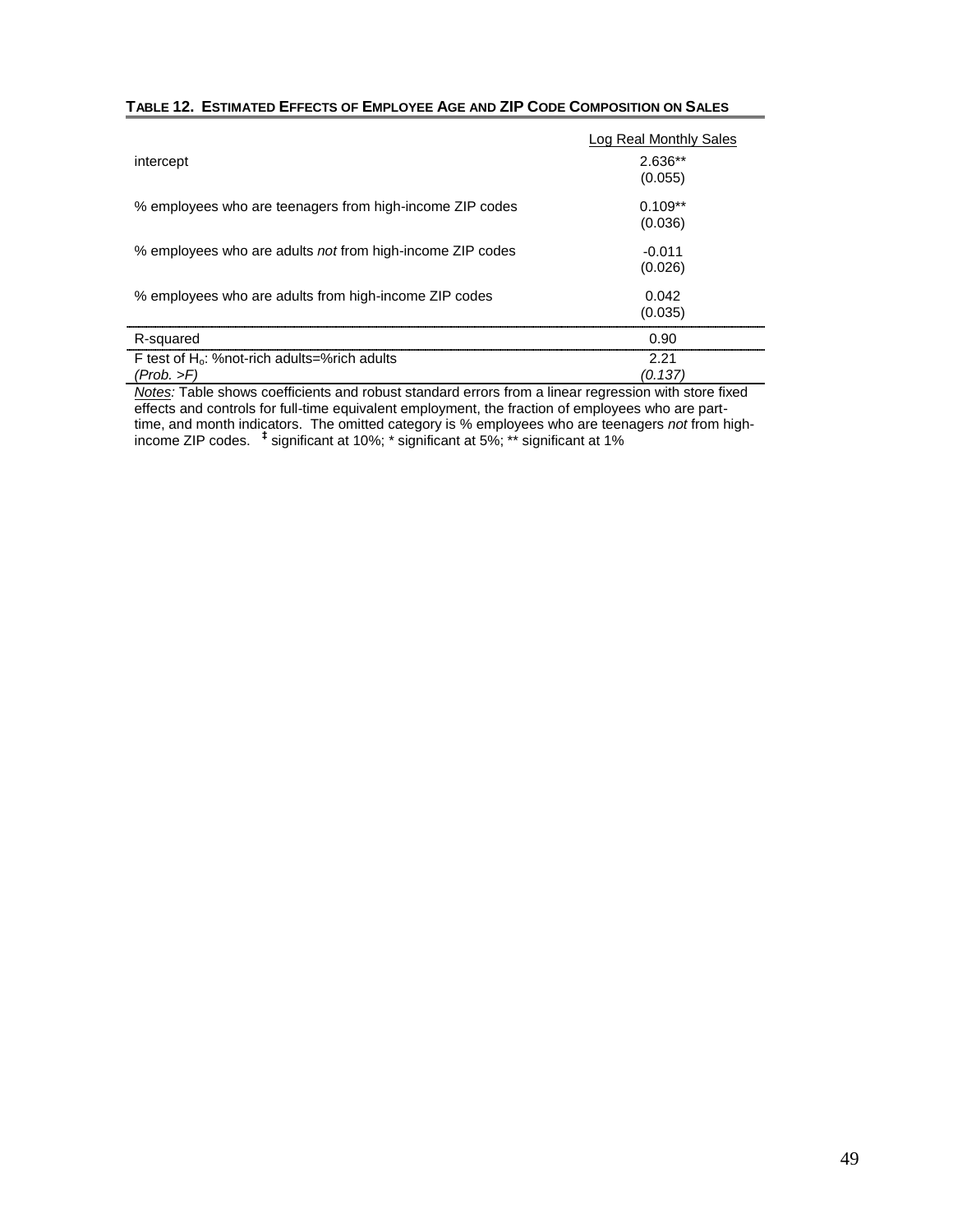**TABLE 12. ESTIMATED EFFECTS OF EMPLOYEE AGE AND ZIP CODE COMPOSITION ON SALES**

| | Log Real Monthly Sales |
|---|---|
| intercept | 2.636** |
| | (0.055) |
| % employees who are teenagers from high-income ZIP codes | 0.109** |
| | (0.036) |
| % employees who are adults *not* from high-income ZIP codes | -0.011 |
| | (0.026) |
| % employees who are adults from high-income ZIP codes | 0.042 |
| | (0.035) |
| R-squared | 0.90 |
| F test of $H_o$: %not-rich adults=%rich adults | 2.21 |
| *(Prob. >F)* | *(0.137)* |

*Notes:* Table shows coefficients and robust standard errors from a linear regression with store fixed effects and controls for full-time equivalent employment, the fraction of employees who are part-time, and month indicators. The omitted category is % employees who are teenagers *not* from high-income ZIP codes. ‡ significant at 10%; * significant at 5%; ** significant at 1%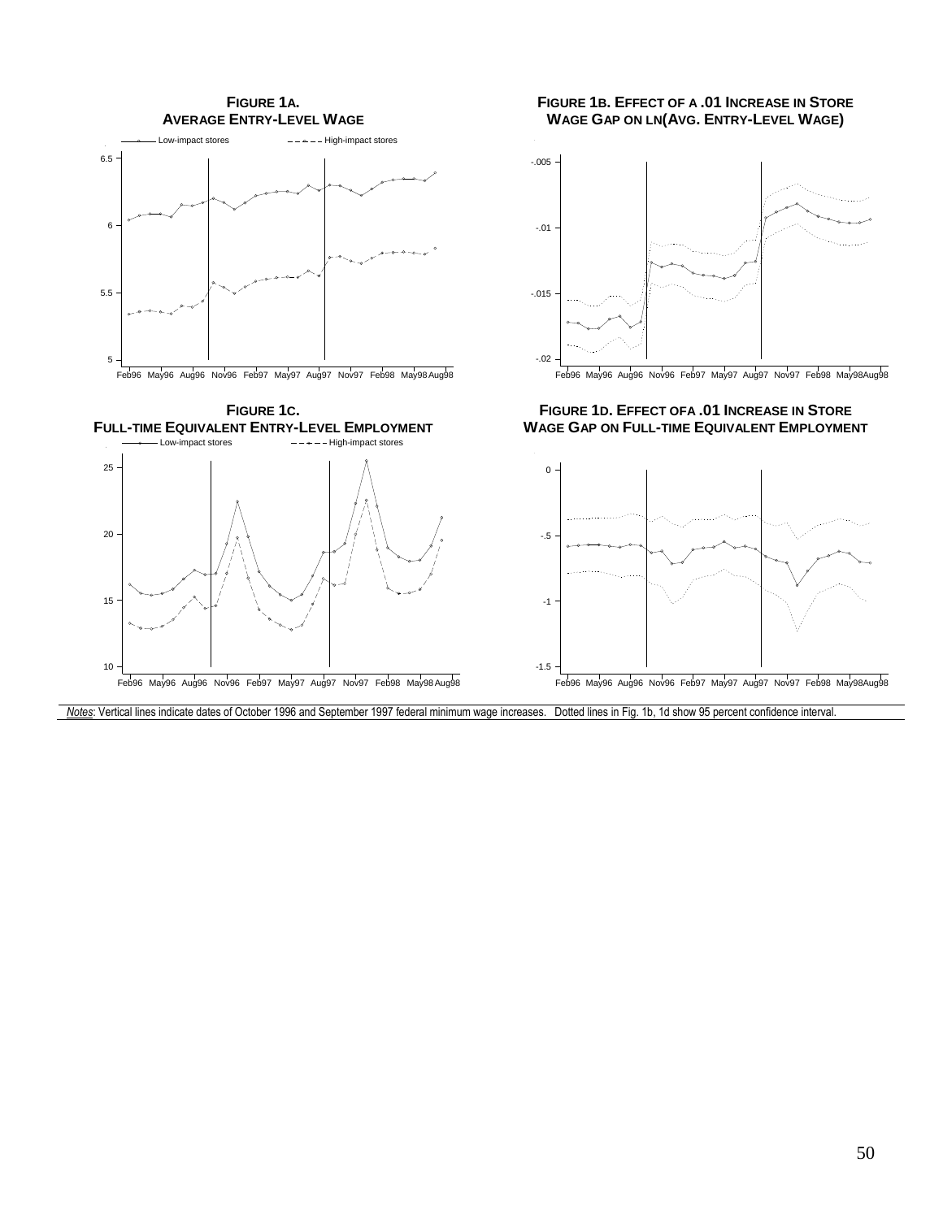**FIGURE 1A. AVERAGE ENTRY-LEVEL WAGE**

**FIGURE 1B. EFFECT OF A .01 INCREASE IN STORE WAGE GAP ON LN(AVG. ENTRY-LEVEL WAGE)**

**FIGURE 1C. FULL-TIME EQUIVALENT ENTRY-LEVEL EMPLOYMENT**

**FIGURE 1D. EFFECT OFA .01 INCREASE IN STORE WAGE GAP ON FULL-TIME EQUIVALENT EMPLOYMENT**

*Notes*: Vertical lines indicate dates of October 1996 and September 1997 federal minimum wage increases. Dotted lines in Fig. 1b, 1d show 95 percent confidence interval.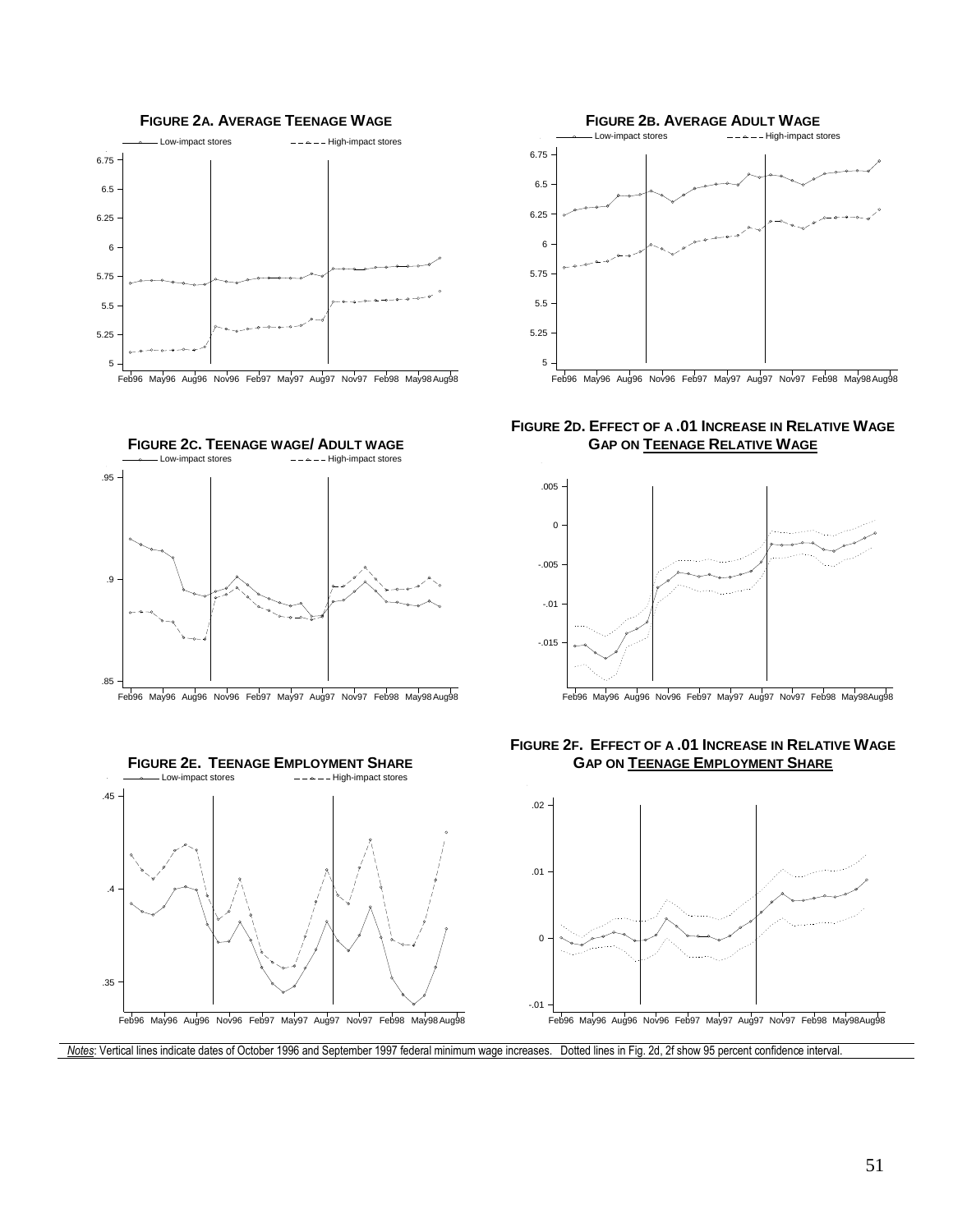**FIGURE 2A. AVERAGE TEENAGE WAGE**

**FIGURE 2B. AVERAGE ADULT WAGE**

**FIGURE 2C. TEENAGE WAGE/ ADULT WAGE**

**FIGURE 2D. EFFECT OF A .01 INCREASE IN RELATIVE WAGE GAP ON TEENAGE RELATIVE WAGE**

**FIGURE 2E. TEENAGE EMPLOYMENT SHARE**

**FIGURE 2F. EFFECT OF A .01 INCREASE IN RELATIVE WAGE GAP ON TEENAGE EMPLOYMENT SHARE**

*Notes*: Vertical lines indicate dates of October 1996 and September 1997 federal minimum wage increases. Dotted lines in Fig. 2d, 2f show 95 percent confidence interval.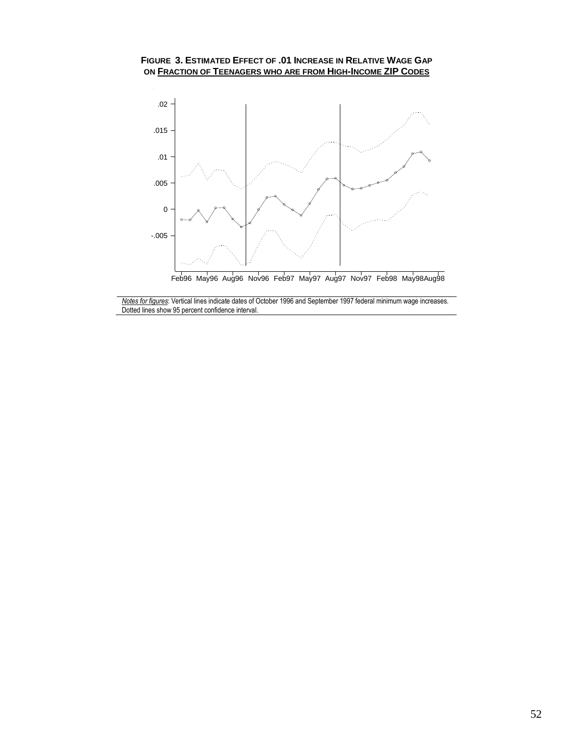**FIGURE 3. ESTIMATED EFFECT OF .01 INCREASE IN RELATIVE WAGE GAP ON FRACTION OF TEENAGERS WHO ARE FROM HIGH-INCOME ZIP CODES**

.02
.015
.01
.005
0
-.005

Feb96 May96 Aug96 Nov96 Feb97 May97 Aug97 Nov97 Feb98 May98 Aug98

*Notes for figures*: Vertical lines indicate dates of October 1996 and September 1997 federal minimum wage increases. Dotted lines show 95 percent confidence interval.